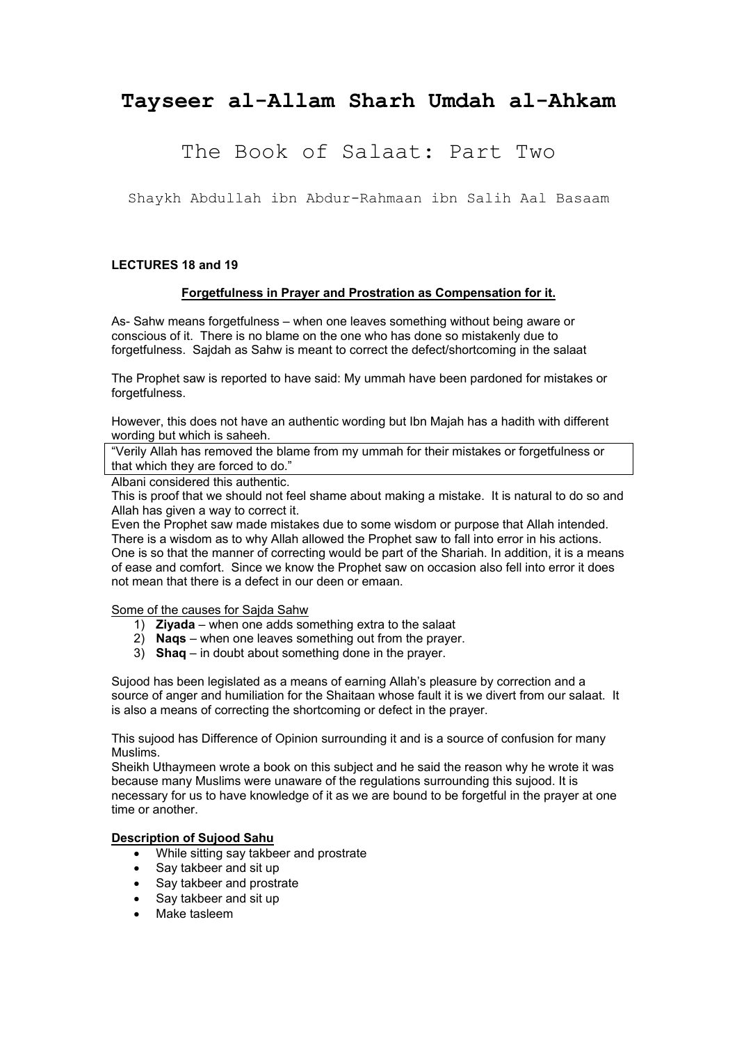# Tayseer al-Allam Sharh Umdah al-Ahkam

## The Book of Salaat: Part Two

Shaykh Abdullah ibn Abdur-Rahmaan ibn Salih Aal Basaam

**LECTURES 18 and 19**

**Forgetfulness in Prayer and Prostration as Compensation for it.**

As- Sahw means forgetfulness – when one leaves something without being aware or conscious of it. There is no blame on the one who has done so mistakenly due to forgetfulness. Sajdah as Sahw is meant to correct the defect/shortcoming in the salaat

The Prophet saw is reported to have said: My ummah have been pardoned for mistakes or forgetfulness.

However, this does not have an authentic wording but Ibn Majah has a hadith with different wording but which is saheeh.

> "Verily Allah has removed the blame from my ummah for their mistakes or forgetfulness or that which they are forced to do."

Albani considered this authentic.

This is proof that we should not feel shame about making a mistake. It is natural to do so and Allah has given a way to correct it.

Even the Prophet saw made mistakes due to some wisdom or purpose that Allah intended. There is a wisdom as to why Allah allowed the Prophet saw to fall into error in his actions. One is so that the manner of correcting would be part of the Shariah. In addition, it is a means of ease and comfort. Since we know the Prophet saw on occasion also fell into error it does not mean that there is a defect in our deen or emaan.

Some of the causes for Sajda Sahw

1) **Ziyada** – when one adds something extra to the salaat
2) **Naqs** – when one leaves something out from the prayer.
3) **Shaq** – in doubt about something done in the prayer.

Sujood has been legislated as a means of earning Allah's pleasure by correction and a source of anger and humiliation for the Shaitaan whose fault it is we divert from our salaat. It is also a means of correcting the shortcoming or defect in the prayer.

This sujood has Difference of Opinion surrounding it and is a source of confusion for many Muslims.

Sheikh Uthaymeen wrote a book on this subject and he said the reason why he wrote it was because many Muslims were unaware of the regulations surrounding this sujood. It is necessary for us to have knowledge of it as we are bound to be forgetful in the prayer at one time or another.

**Description of Sujood Sahu**

- While sitting say takbeer and prostrate
- Say takbeer and sit up
- Say takbeer and prostrate
- Say takbeer and sit up
- Make tasleem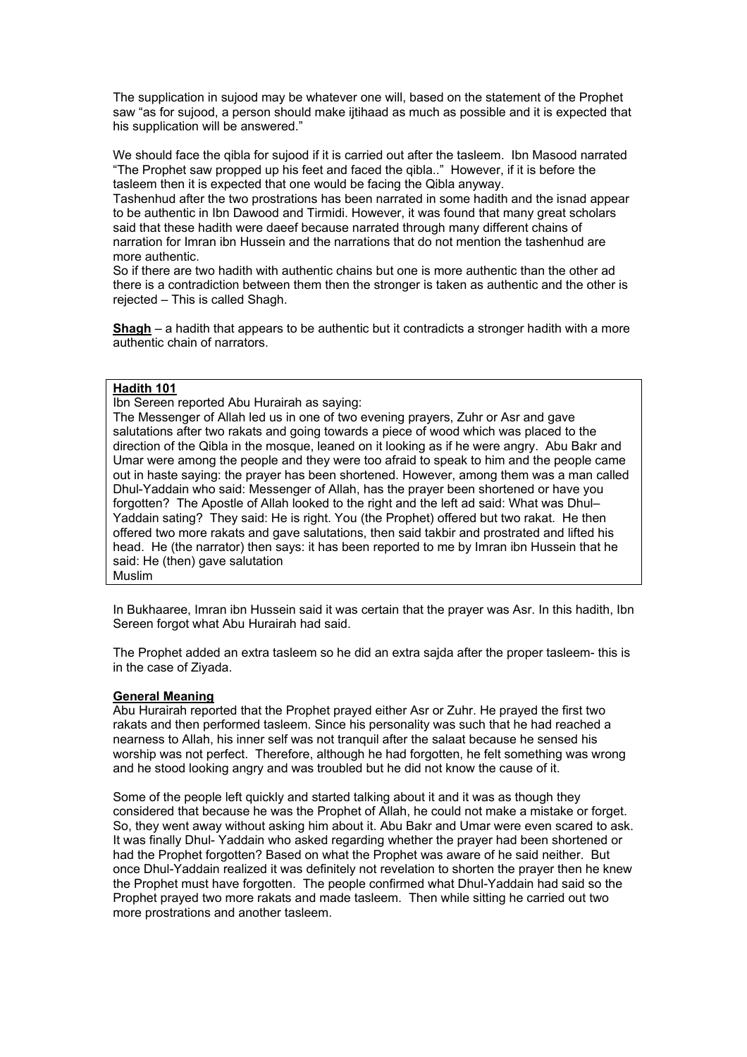The supplication in sujood may be whatever one will, based on the statement of the Prophet saw "as for sujood, a person should make ijtihaad as much as possible and it is expected that his supplication will be answered."

We should face the qibla for sujood if it is carried out after the tasleem. Ibn Masood narrated "The Prophet saw propped up his feet and faced the qibla.." However, if it is before the tasleem then it is expected that one would be facing the Qibla anyway.

Tashenhud after the two prostrations has been narrated in some hadith and the isnad appear to be authentic in Ibn Dawood and Tirmidi. However, it was found that many great scholars said that these hadith were daeef because narrated through many different chains of narration for Imran ibn Hussein and the narrations that do not mention the tashenhud are more authentic.

So if there are two hadith with authentic chains but one is more authentic than the other ad there is a contradiction between them then the stronger is taken as authentic and the other is rejected – This is called Shagh.

**Shagh** – a hadith that appears to be authentic but it contradicts a stronger hadith with a more authentic chain of narrators.

**Hadith 101**

Ibn Sereen reported Abu Hurairah as saying:

The Messenger of Allah led us in one of two evening prayers, Zuhr or Asr and gave salutations after two rakats and going towards a piece of wood which was placed to the direction of the Qibla in the mosque, leaned on it looking as if he were angry. Abu Bakr and Umar were among the people and they were too afraid to speak to him and the people came out in haste saying: the prayer has been shortened. However, among them was a man called Dhul-Yaddain who said: Messenger of Allah, has the prayer been shortened or have you forgotten? The Apostle of Allah looked to the right and the left ad said: What was Dhul–Yaddain sating? They said: He is right. You (the Prophet) offered but two rakat. He then offered two more rakats and gave salutations, then said takbir and prostrated and lifted his head. He (the narrator) then says: it has been reported to me by Imran ibn Hussein that he said: He (then) gave salutation

Muslim

In Bukhaaree, Imran ibn Hussein said it was certain that the prayer was Asr. In this hadith, Ibn Sereen forgot what Abu Hurairah had said.

The Prophet added an extra tasleem so he did an extra sajda after the proper tasleem- this is in the case of Ziyada.

**General Meaning**

Abu Hurairah reported that the Prophet prayed either Asr or Zuhr. He prayed the first two rakats and then performed tasleem. Since his personality was such that he had reached a nearness to Allah, his inner self was not tranquil after the salaat because he sensed his worship was not perfect. Therefore, although he had forgotten, he felt something was wrong and he stood looking angry and was troubled but he did not know the cause of it.

Some of the people left quickly and started talking about it and it was as though they considered that because he was the Prophet of Allah, he could not make a mistake or forget. So, they went away without asking him about it. Abu Bakr and Umar were even scared to ask. It was finally Dhul- Yaddain who asked regarding whether the prayer had been shortened or had the Prophet forgotten? Based on what the Prophet was aware of he said neither. But once Dhul-Yaddain realized it was definitely not revelation to shorten the prayer then he knew the Prophet must have forgotten. The people confirmed what Dhul-Yaddain had said so the Prophet prayed two more rakats and made tasleem. Then while sitting he carried out two more prostrations and another tasleem.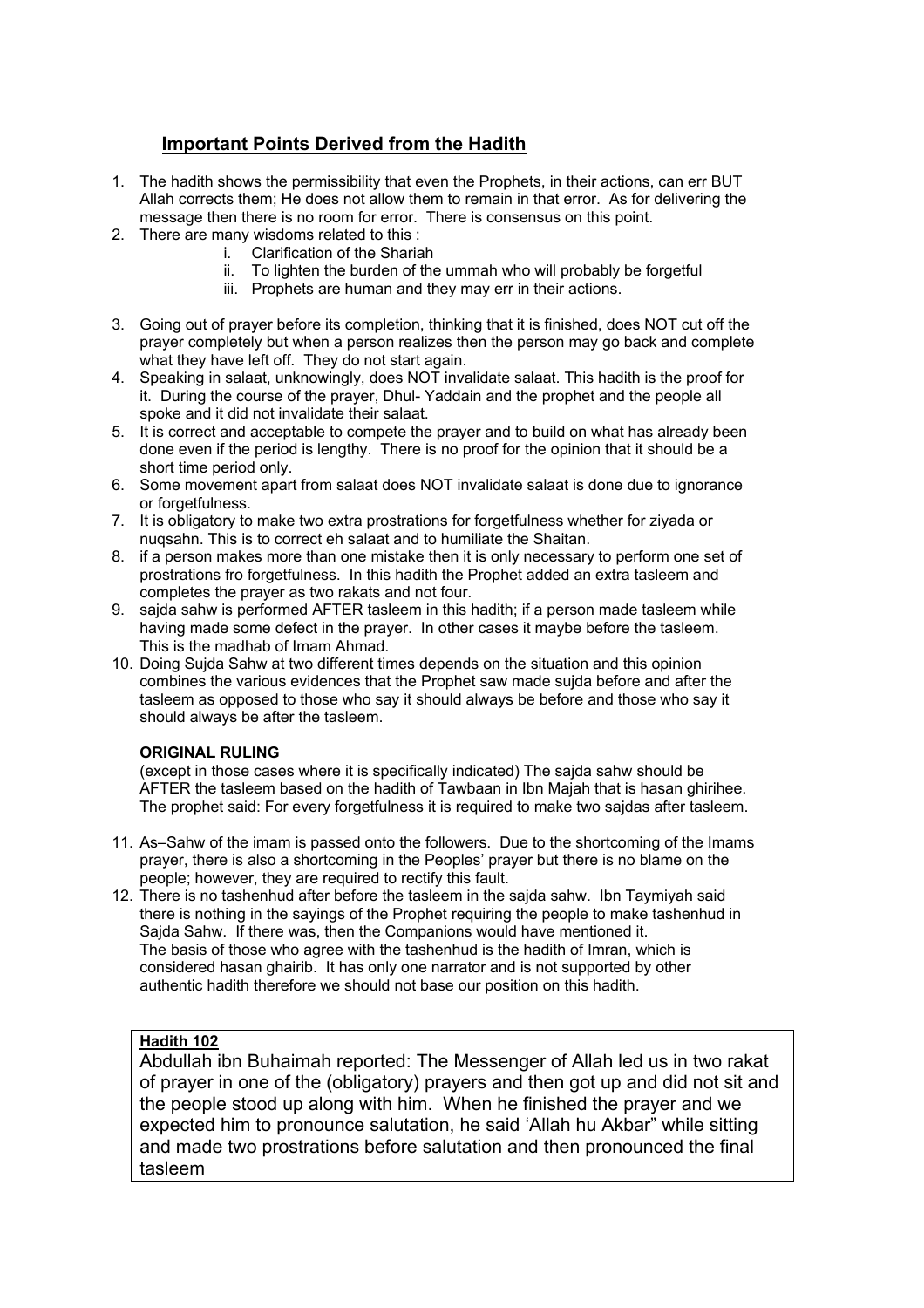## Important Points Derived from the Hadith

1. The hadith shows the permissibility that even the Prophets, in their actions, can err BUT Allah corrects them; He does not allow them to remain in that error. As for delivering the message then there is no room for error. There is consensus on this point.
2. There are many wisdoms related to this :
    i. Clarification of the Shariah
    ii. To lighten the burden of the ummah who will probably be forgetful
    iii. Prophets are human and they may err in their actions.
3. Going out of prayer before its completion, thinking that it is finished, does NOT cut off the prayer completely but when a person realizes then the person may go back and complete what they have left off. They do not start again.
4. Speaking in salaat, unknowingly, does NOT invalidate salaat. This hadith is the proof for it. During the course of the prayer, Dhul- Yaddain and the prophet and the people all spoke and it did not invalidate their salaat.
5. It is correct and acceptable to compete the prayer and to build on what has already been done even if the period is lengthy. There is no proof for the opinion that it should be a short time period only.
6. Some movement apart from salaat does NOT invalidate salaat is done due to ignorance or forgetfulness.
7. It is obligatory to make two extra prostrations for forgetfulness whether for ziyada or nuqsahn. This is to correct eh salaat and to humiliate the Shaitan.
8. if a person makes more than one mistake then it is only necessary to perform one set of prostrations fro forgetfulness. In this hadith the Prophet added an extra tasleem and completes the prayer as two rakats and not four.
9. sajda sahw is performed AFTER tasleem in this hadith; if a person made tasleem while having made some defect in the prayer. In other cases it maybe before the tasleem. This is the madhab of Imam Ahmad.
10. Doing Sujda Sahw at two different times depends on the situation and this opinion combines the various evidences that the Prophet saw made sujda before and after the tasleem as opposed to those who say it should always be before and those who say it should always be after the tasleem.

    **ORIGINAL RULING**

    (except in those cases where it is specifically indicated) The sajda sahw should be AFTER the tasleem based on the hadith of Tawbaan in Ibn Majah that is hasan ghirihee. The prophet said: For every forgetfulness it is required to make two sajdas after tasleem.

11. As–Sahw of the imam is passed onto the followers. Due to the shortcoming of the Imams prayer, there is also a shortcoming in the Peoples' prayer but there is no blame on the people; however, they are required to rectify this fault.
12. There is no tashenhud after before the tasleem in the sajda sahw. Ibn Taymiyah said there is nothing in the sayings of the Prophet requiring the people to make tashenhud in Sajda Sahw. If there was, then the Companions would have mentioned it. The basis of those who agree with the tashenhud is the hadith of Imran, which is considered hasan ghairib. It has only one narrator and is not supported by other authentic hadith therefore we should not base our position on this hadith.

**Hadith 102**

Abdullah ibn Buhaimah reported: The Messenger of Allah led us in two rakat of prayer in one of the (obligatory) prayers and then got up and did not sit and the people stood up along with him. When he finished the prayer and we expected him to pronounce salutation, he said 'Allah hu Akbar" while sitting and made two prostrations before salutation and then pronounced the final tasleem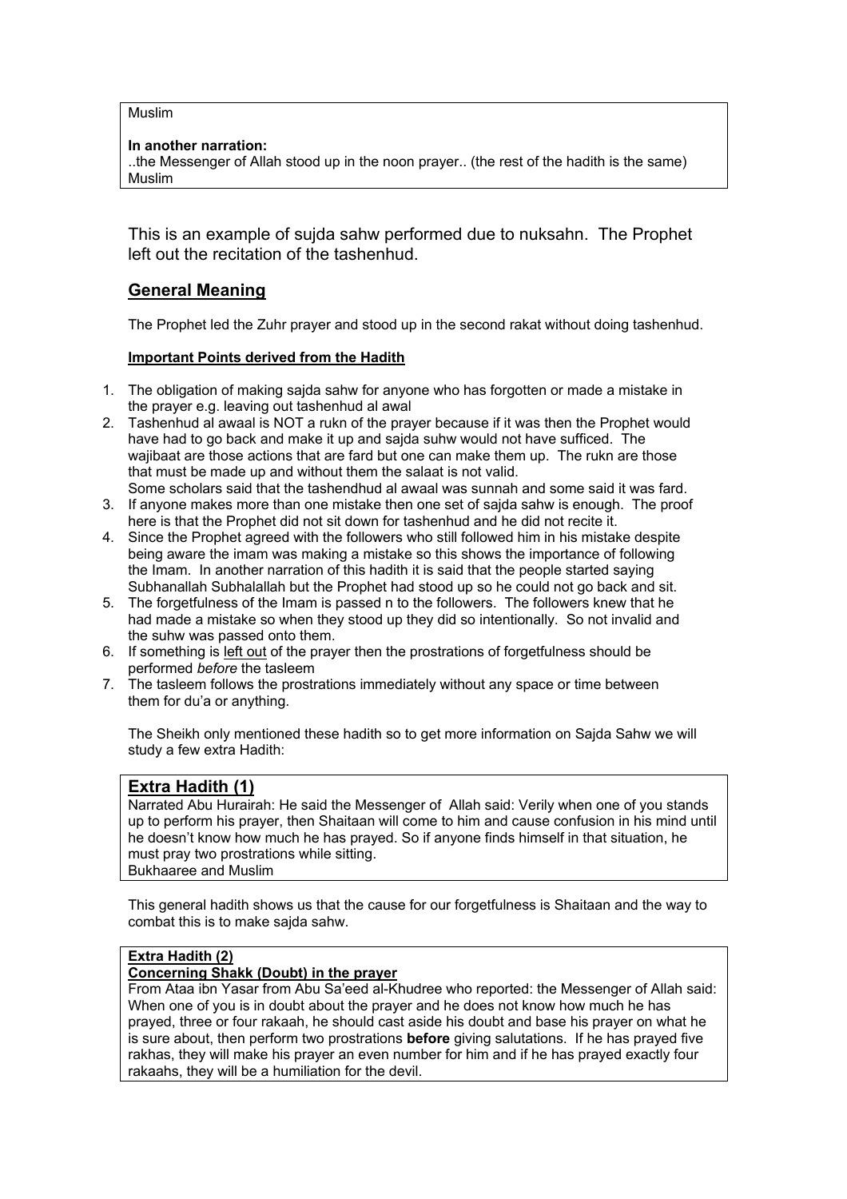Muslim

**In another narration:**
..the Messenger of Allah stood up in the noon prayer.. (the rest of the hadith is the same)
Muslim

This is an example of sujda sahw performed due to nuksahn. The Prophet left out the recitation of the tashenhud.

## General Meaning

The Prophet led the Zuhr prayer and stood up in the second rakat without doing tashenhud.

### Important Points derived from the Hadith

1. The obligation of making sajda sahw for anyone who has forgotten or made a mistake in the prayer e.g. leaving out tashenhud al awal
2. Tashenhud al awaal is NOT a rukn of the prayer because if it was then the Prophet would have had to go back and make it up and sajda suhw would not have sufficed. The wajibaat are those actions that are fard but one can make them up. The rukn are those that must be made up and without them the salaat is not valid.
   Some scholars said that the tashendhud al awaal was sunnah and some said it was fard.
3. If anyone makes more than one mistake then one set of sajda sahw is enough. The proof here is that the Prophet did not sit down for tashenhud and he did not recite it.
4. Since the Prophet agreed with the followers who still followed him in his mistake despite being aware the imam was making a mistake so this shows the importance of following the Imam. In another narration of this hadith it is said that the people started saying Subhanallah Subhalallah but the Prophet had stood up so he could not go back and sit.
5. The forgetfulness of the Imam is passed n to the followers. The followers knew that he had made a mistake so when they stood up they did so intentionally. So not invalid and the suhw was passed onto them.
6. If something is left out of the prayer then the prostrations of forgetfulness should be performed *before* the tasleem
7. The tasleem follows the prostrations immediately without any space or time between them for du'a or anything.

The Sheikh only mentioned these hadith so to get more information on Sajda Sahw we will study a few extra Hadith:

## Extra Hadith (1)

Narrated Abu Hurairah: He said the Messenger of Allah said: Verily when one of you stands up to perform his prayer, then Shaitaan will come to him and cause confusion in his mind until he doesn't know how much he has prayed. So if anyone finds himself in that situation, he must pray two prostrations while sitting.
Bukhaaree and Muslim

This general hadith shows us that the cause for our forgetfulness is Shaitaan and the way to combat this is to make sajda sahw.

### Extra Hadith (2)

**Concerning Shakk (Doubt) in the prayer**

From Ataa ibn Yasar from Abu Sa'eed al-Khudree who reported: the Messenger of Allah said: When one of you is in doubt about the prayer and he does not know how much he has prayed, three or four rakaah, he should cast aside his doubt and base his prayer on what he is sure about, then perform two prostrations **before** giving salutations. If he has prayed five rakhas, they will make his prayer an even number for him and if he has prayed exactly four rakaahs, they will be a humiliation for the devil.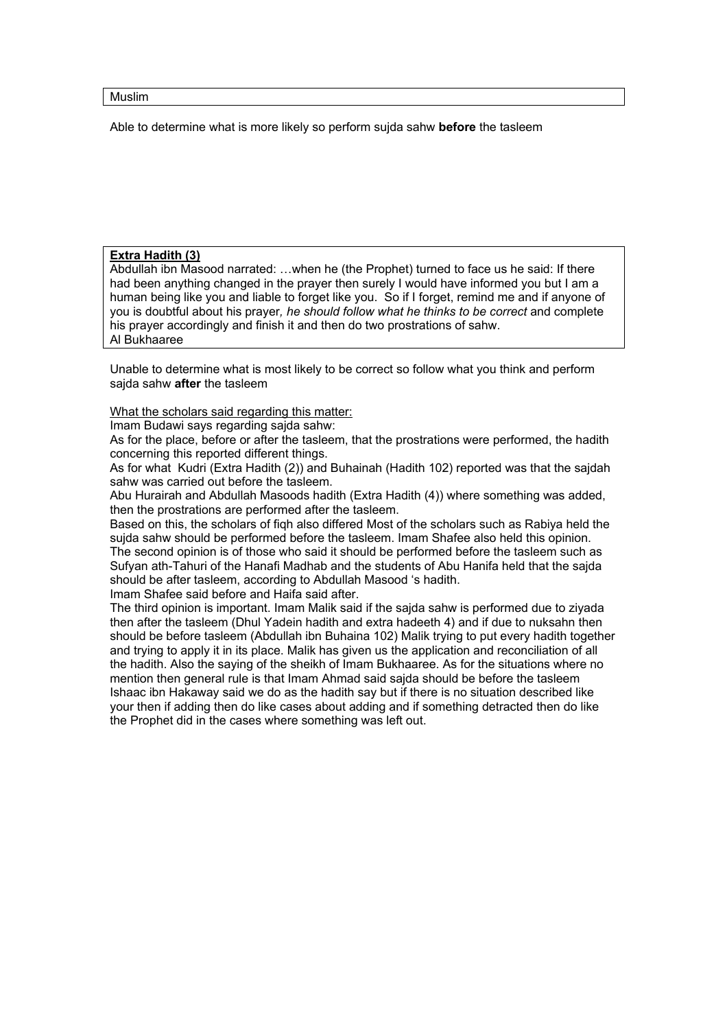Muslim

Able to determine what is more likely so perform sujda sahw **before** the tasleem

**Extra Hadith (3)**

Abdullah ibn Masood narrated: …when he (the Prophet) turned to face us he said: If there had been anything changed in the prayer then surely I would have informed you but I am a human being like you and liable to forget like you. So if I forget, remind me and if anyone of you is doubtful about his prayer, *he should follow what he thinks to be correct* and complete his prayer accordingly and finish it and then do two prostrations of sahw.
Al Bukhaaree

Unable to determine what is most likely to be correct so follow what you think and perform sajda sahw **after** the tasleem

What the scholars said regarding this matter:

Imam Budawi says regarding sajda sahw:

As for the place, before or after the tasleem, that the prostrations were performed, the hadith concerning this reported different things.

As for what Kudri (Extra Hadith (2)) and Buhainah (Hadith 102) reported was that the sajdah sahw was carried out before the tasleem.

Abu Hurairah and Abdullah Masoods hadith (Extra Hadith (4)) where something was added, then the prostrations are performed after the tasleem.

Based on this, the scholars of fiqh also differed Most of the scholars such as Rabiya held the sujda sahw should be performed before the tasleem. Imam Shafee also held this opinion. The second opinion is of those who said it should be performed before the tasleem such as Sufyan ath-Tahuri of the Hanafi Madhab and the students of Abu Hanifa held that the sajda should be after tasleem, according to Abdullah Masood 's hadith.

Imam Shafee said before and Haifa said after.

The third opinion is important. Imam Malik said if the sajda sahw is performed due to ziyada then after the tasleem (Dhul Yadein hadith and extra hadeeth 4) and if due to nuksahn then should be before tasleem (Abdullah ibn Buhaina 102) Malik trying to put every hadith together and trying to apply it in its place. Malik has given us the application and reconciliation of all the hadith. Also the saying of the sheikh of Imam Bukhaaree. As for the situations where no mention then general rule is that Imam Ahmad said sajda should be before the tasleem Ishaac ibn Hakaway said we do as the hadith say but if there is no situation described like your then if adding then do like cases about adding and if something detracted then do like the Prophet did in the cases where something was left out.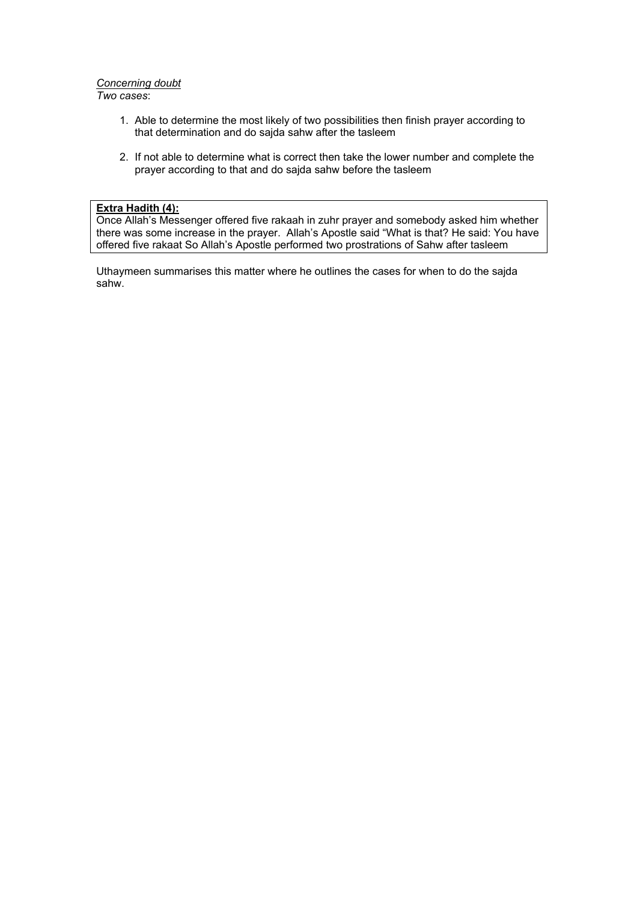*Concerning doubt*
*Two cases*:

1. Able to determine the most likely of two possibilities then finish prayer according to that determination and do sajda sahw after the tasleem

2. If not able to determine what is correct then take the lower number and complete the prayer according to that and do sajda sahw before the tasleem

> **Extra Hadith (4):**
> Once Allah's Messenger offered five rakaah in zuhr prayer and somebody asked him whether there was some increase in the prayer. Allah's Apostle said "What is that? He said: You have offered five rakaat So Allah's Apostle performed two prostrations of Sahw after tasleem

Uthaymeen summarises this matter where he outlines the cases for when to do the sajda sahw.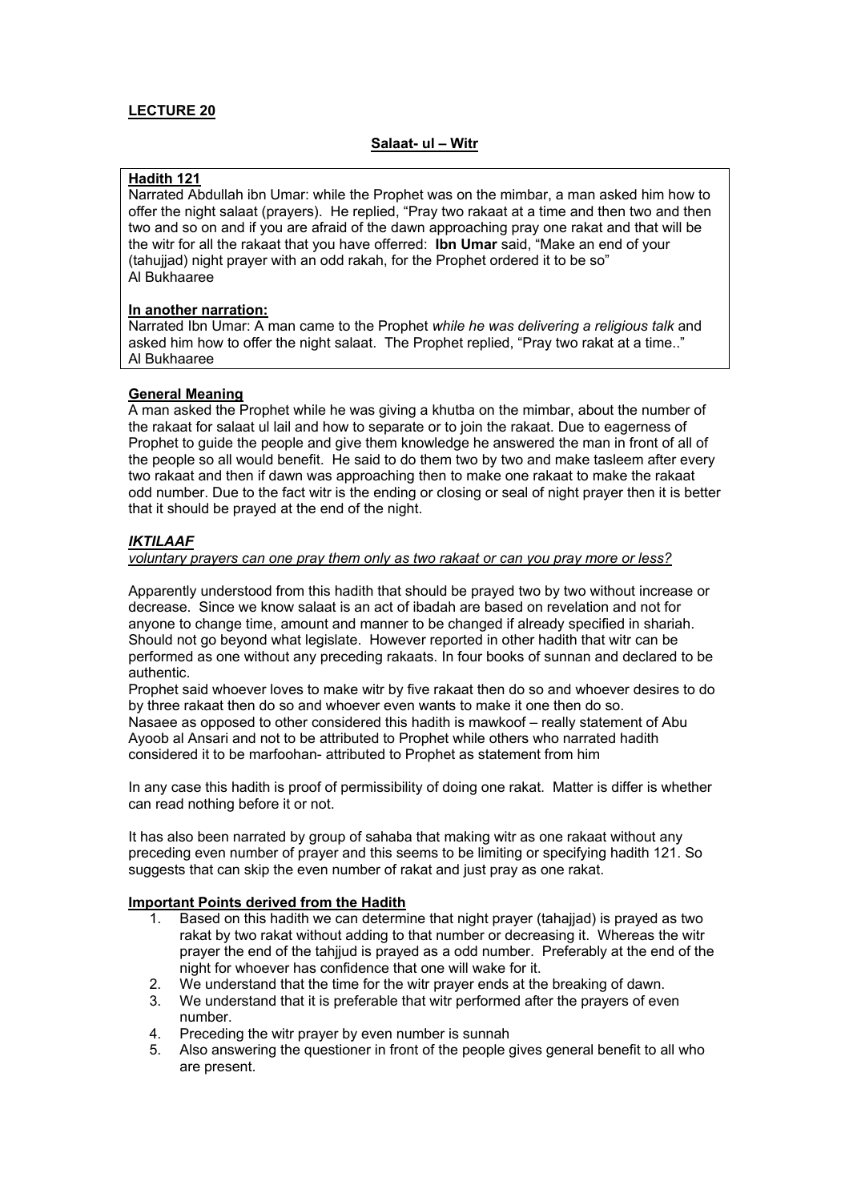**LECTURE 20**

**Salaat- ul – Witr**

**Hadith 121**
Narrated Abdullah ibn Umar: while the Prophet was on the mimbar, a man asked him how to offer the night salaat (prayers). He replied, "Pray two rakaat at a time and then two and then two and so on and if you are afraid of the dawn approaching pray one rakat and that will be the witr for all the rakaat that you have offerred: **Ibn Umar** said, "Make an end of your (tahujjad) night prayer with an odd rakah, for the Prophet ordered it to be so"
Al Bukhaaree

**In another narration:**
Narrated Ibn Umar: A man came to the Prophet *while he was delivering a religious talk* and asked him how to offer the night salaat. The Prophet replied, "Pray two rakat at a time.."
Al Bukhaaree

**General Meaning**
A man asked the Prophet while he was giving a khutba on the mimbar, about the number of the rakaat for salaat ul lail and how to separate or to join the rakaat. Due to eagerness of Prophet to guide the people and give them knowledge he answered the man in front of all of the people so all would benefit. He said to do them two by two and make tasleem after every two rakaat and then if dawn was approaching then to make one rakaat to make the rakaat odd number. Due to the fact witr is the ending or closing or seal of night prayer then it is better that it should be prayed at the end of the night.

***IKTILAAF***
*voluntary prayers can one pray them only as two rakaat or can you pray more or less?*

Apparently understood from this hadith that should be prayed two by two without increase or decrease. Since we know salaat is an act of ibadah are based on revelation and not for anyone to change time, amount and manner to be changed if already specified in shariah. Should not go beyond what legislate. However reported in other hadith that witr can be performed as one without any preceding rakaats. In four books of sunnan and declared to be authentic.
Prophet said whoever loves to make witr by five rakaat then do so and whoever desires to do by three rakaat then do so and whoever even wants to make it one then do so.
Nasaee as opposed to other considered this hadith is mawkoof – really statement of Abu Ayoob al Ansari and not to be attributed to Prophet while others who narrated hadith considered it to be marfoohan- attributed to Prophet as statement from him

In any case this hadith is proof of permissibility of doing one rakat. Matter is differ is whether can read nothing before it or not.

It has also been narrated by group of sahaba that making witr as one rakaat without any preceding even number of prayer and this seems to be limiting or specifying hadith 121. So suggests that can skip the even number of rakat and just pray as one rakat.

**Important Points derived from the Hadith**

1. Based on this hadith we can determine that night prayer (tahajjad) is prayed as two rakat by two rakat without adding to that number or decreasing it. Whereas the witr prayer the end of the tahjjud is prayed as a odd number. Preferably at the end of the night for whoever has confidence that one will wake for it.
2. We understand that the time for the witr prayer ends at the breaking of dawn.
3. We understand that it is preferable that witr performed after the prayers of even number.
4. Preceding the witr prayer by even number is sunnah
5. Also answering the questioner in front of the people gives general benefit to all who are present.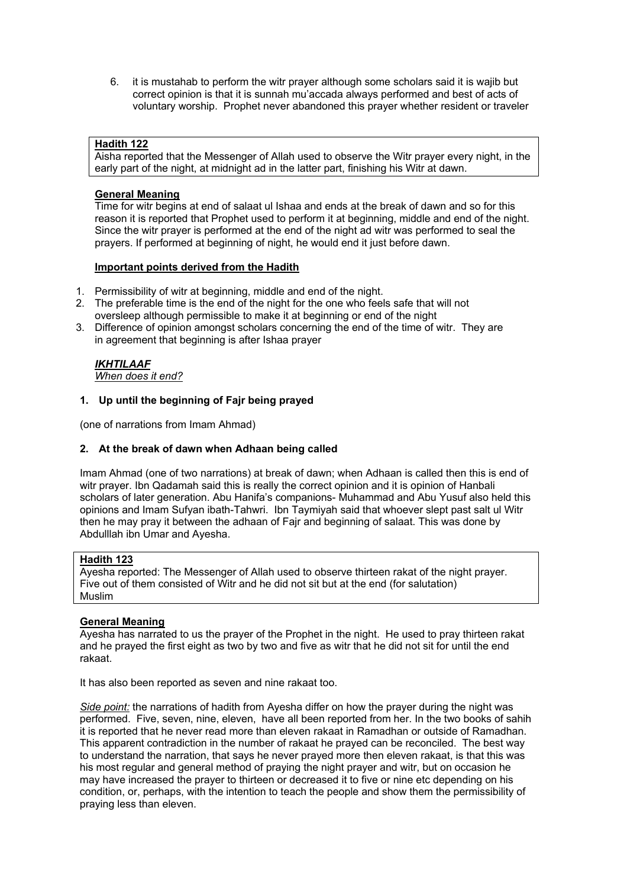6. it is mustahab to perform the witr prayer although some scholars said it is wajib but correct opinion is that it is sunnah mu'accada always performed and best of acts of voluntary worship. Prophet never abandoned this prayer whether resident or traveler

**Hadith 122**

Aisha reported that the Messenger of Allah used to observe the Witr prayer every night, in the early part of the night, at midnight ad in the latter part, finishing his Witr at dawn.

**General Meaning**

Time for witr begins at end of salaat ul Ishaa and ends at the break of dawn and so for this reason it is reported that Prophet used to perform it at beginning, middle and end of the night. Since the witr prayer is performed at the end of the night ad witr was performed to seal the prayers. If performed at beginning of night, he would end it just before dawn.

**Important points derived from the Hadith**

1. Permissibility of witr at beginning, middle and end of the night.
2. The preferable time is the end of the night for the one who feels safe that will not oversleep although permissible to make it at beginning or end of the night
3. Difference of opinion amongst scholars concerning the end of the time of witr. They are in agreement that beginning is after Ishaa prayer

***IKHTILAAF***

*When does it end?*

**1. Up until the beginning of Fajr being prayed**

(one of narrations from Imam Ahmad)

**2. At the break of dawn when Adhaan being called**

Imam Ahmad (one of two narrations) at break of dawn; when Adhaan is called then this is end of witr prayer. Ibn Qadamah said this is really the correct opinion and it is opinion of Hanbali scholars of later generation. Abu Hanifa's companions- Muhammad and Abu Yusuf also held this opinions and Imam Sufyan ibath-Tahwri. Ibn Taymiyah said that whoever slept past salt ul Witr then he may pray it between the adhaan of Fajr and beginning of salaat. This was done by Abdulllah ibn Umar and Ayesha.

**Hadith 123**

Ayesha reported: The Messenger of Allah used to observe thirteen rakat of the night prayer. Five out of them consisted of Witr and he did not sit but at the end (for salutation)
Muslim

**General Meaning**

Ayesha has narrated to us the prayer of the Prophet in the night. He used to pray thirteen rakat and he prayed the first eight as two by two and five as witr that he did not sit for until the end rakaat.

It has also been reported as seven and nine rakaat too.

*Side point:* the narrations of hadith from Ayesha differ on how the prayer during the night was performed. Five, seven, nine, eleven, have all been reported from her. In the two books of sahih it is reported that he never read more than eleven rakaat in Ramadhan or outside of Ramadhan. This apparent contradiction in the number of rakaat he prayed can be reconciled. The best way to understand the narration, that says he never prayed more then eleven rakaat, is that this was his most regular and general method of praying the night prayer and witr, but on occasion he may have increased the prayer to thirteen or decreased it to five or nine etc depending on his condition, or, perhaps, with the intention to teach the people and show them the permissibility of praying less than eleven.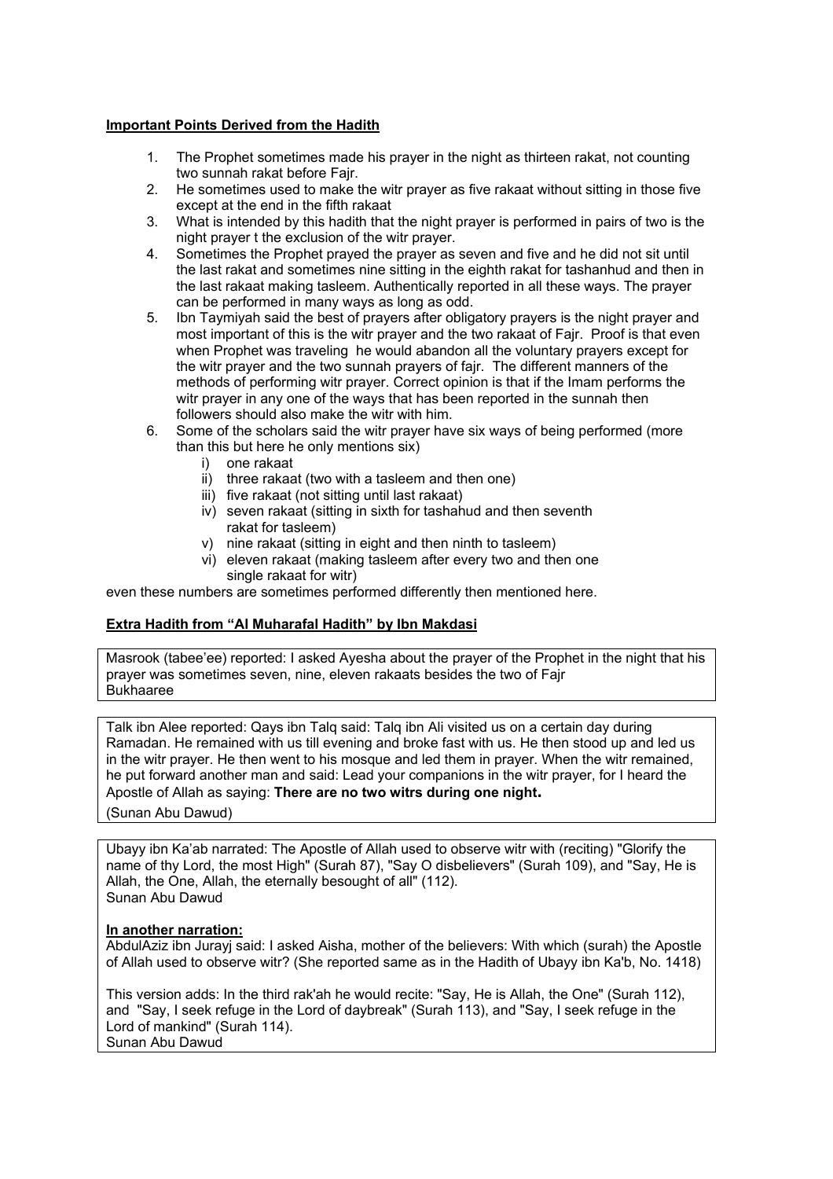**Important Points Derived from the Hadith**

1. The Prophet sometimes made his prayer in the night as thirteen rakat, not counting two sunnah rakat before Fajr.
2. He sometimes used to make the witr prayer as five rakaat without sitting in those five except at the end in the fifth rakaat
3. What is intended by this hadith that the night prayer is performed in pairs of two is the night prayer t the exclusion of the witr prayer.
4. Sometimes the Prophet prayed the prayer as seven and five and he did not sit until the last rakat and sometimes nine sitting in the eighth rakat for tashanhud and then in the last rakaat making tasleem. Authentically reported in all these ways. The prayer can be performed in many ways as long as odd.
5. Ibn Taymiyah said the best of prayers after obligatory prayers is the night prayer and most important of this is the witr prayer and the two rakaat of Fajr. Proof is that even when Prophet was traveling he would abandon all the voluntary prayers except for the witr prayer and the two sunnah prayers of fajr. The different manners of the methods of performing witr prayer. Correct opinion is that if the Imam performs the witr prayer in any one of the ways that has been reported in the sunnah then followers should also make the witr with him.
6. Some of the scholars said the witr prayer have six ways of being performed (more than this but here he only mentions six)
   i) one rakaat
   ii) three rakaat (two with a tasleem and then one)
   iii) five rakaat (not sitting until last rakaat)
   iv) seven rakaat (sitting in sixth for tashahud and then seventh rakat for tasleem)
   v) nine rakaat (sitting in eight and then ninth to tasleem)
   vi) eleven rakaat (making tasleem after every two and then one single rakaat for witr)

even these numbers are sometimes performed differently then mentioned here.

**Extra Hadith from "Al Muharafal Hadith" by Ibn Makdasi**

Masrook (tabee'ee) reported: I asked Ayesha about the prayer of the Prophet in the night that his prayer was sometimes seven, nine, eleven rakaats besides the two of Fajr
Bukhaaree

Talk ibn Alee reported: Qays ibn Talq said: Talq ibn Ali visited us on a certain day during Ramadan. He remained with us till evening and broke fast with us. He then stood up and led us in the witr prayer. He then went to his mosque and led them in prayer. When the witr remained, he put forward another man and said: Lead your companions in the witr prayer, for I heard the Apostle of Allah as saying: **There are no two witrs during one night.**
(Sunan Abu Dawud)

Ubayy ibn Ka'ab narrated: The Apostle of Allah used to observe witr with (reciting) "Glorify the name of thy Lord, the most High" (Surah 87), "Say O disbelievers" (Surah 109), and "Say, He is Allah, the One, Allah, the eternally besought of all" (112).
Sunan Abu Dawud

**In another narration:**
AbdulAziz ibn Jurayj said: I asked Aisha, mother of the believers: With which (surah) the Apostle of Allah used to observe witr? (She reported same as in the Hadith of Ubayy ibn Ka'b, No. 1418)

This version adds: In the third rak'ah he would recite: "Say, He is Allah, the One" (Surah 112), and "Say, I seek refuge in the Lord of daybreak" (Surah 113), and "Say, I seek refuge in the Lord of mankind" (Surah 114).
Sunan Abu Dawud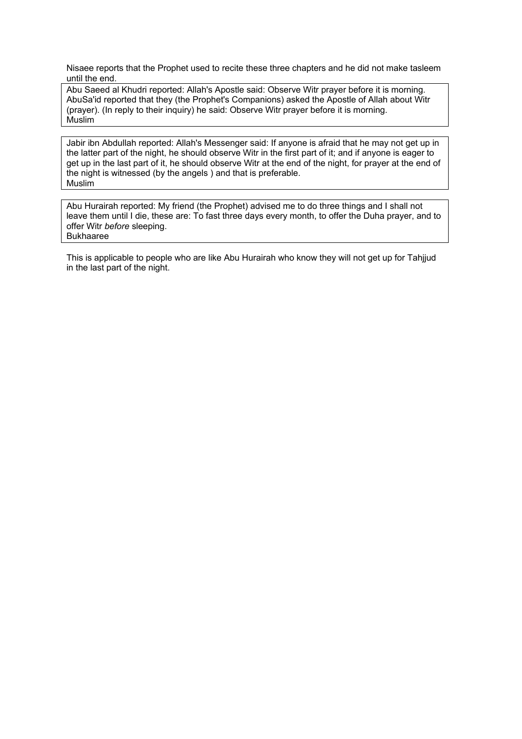Nisaee reports that the Prophet used to recite these three chapters and he did not make tasleem until the end.

> Abu Saeed al Khudri reported: Allah's Apostle said: Observe Witr prayer before it is morning. AbuSa'id reported that they (the Prophet's Companions) asked the Apostle of Allah about Witr (prayer). (In reply to their inquiry) he said: Observe Witr prayer before it is morning.
> Muslim

> Jabir ibn Abdullah reported: Allah's Messenger said: If anyone is afraid that he may not get up in the latter part of the night, he should observe Witr in the first part of it; and if anyone is eager to get up in the last part of it, he should observe Witr at the end of the night, for prayer at the end of the night is witnessed (by the angels ) and that is preferable.
> Muslim

> Abu Hurairah reported: My friend (the Prophet) advised me to do three things and I shall not leave them until I die, these are: To fast three days every month, to offer the Duha prayer, and to offer Witr *before* sleeping.
> Bukhaaree

This is applicable to people who are like Abu Hurairah who know they will not get up for Tahjjud in the last part of the night.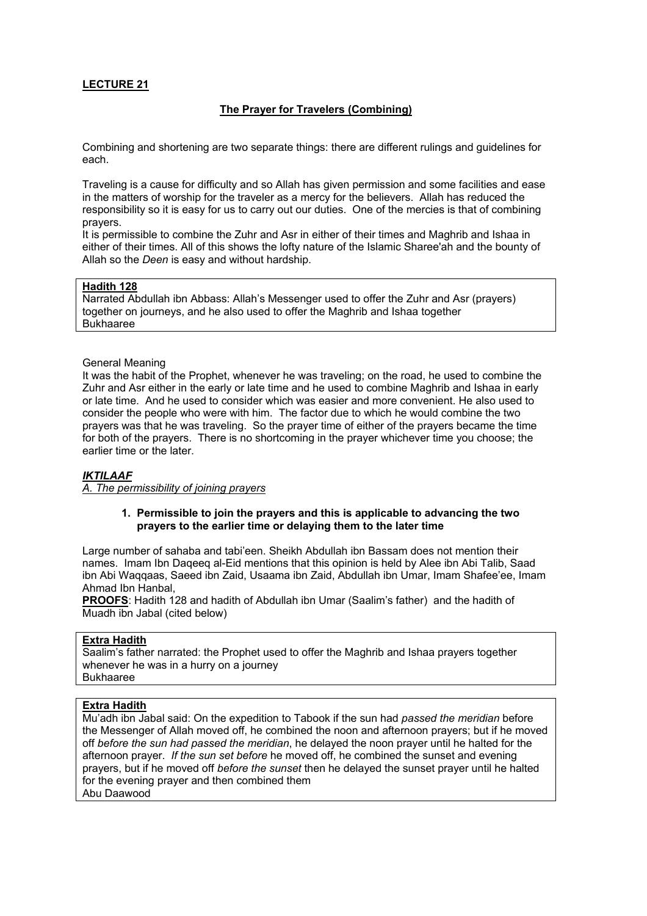**LECTURE 21**

**The Prayer for Travelers (Combining)**

Combining and shortening are two separate things: there are different rulings and guidelines for each.

Traveling is a cause for difficulty and so Allah has given permission and some facilities and ease in the matters of worship for the traveler as a mercy for the believers. Allah has reduced the responsibility so it is easy for us to carry out our duties. One of the mercies is that of combining prayers.
It is permissible to combine the Zuhr and Asr in either of their times and Maghrib and Ishaa in either of their times. All of this shows the lofty nature of the Islamic Sharee'ah and the bounty of Allah so the *Deen* is easy and without hardship.

> **Hadith 128**
> Narrated Abdullah ibn Abbass: Allah's Messenger used to offer the Zuhr and Asr (prayers) together on journeys, and he also used to offer the Maghrib and Ishaa together
> Bukhaaree

General Meaning
It was the habit of the Prophet, whenever he was traveling; on the road, he used to combine the Zuhr and Asr either in the early or late time and he used to combine Maghrib and Ishaa in early or late time. And he used to consider which was easier and more convenient. He also used to consider the people who were with him. The factor due to which he would combine the two prayers was that he was traveling. So the prayer time of either of the prayers became the time for both of the prayers. There is no shortcoming in the prayer whichever time you choose; the earlier time or the later.

***IKTILAAF***

*A. The permissibility of joining prayers*

1. **Permissible to join the prayers and this is applicable to advancing the two prayers to the earlier time or delaying them to the later time**

Large number of sahaba and tabi'een. Sheikh Abdullah ibn Bassam does not mention their names. Imam Ibn Daqeeq al-Eid mentions that this opinion is held by Alee ibn Abi Talib, Saad ibn Abi Waqqaas, Saeed ibn Zaid, Usaama ibn Zaid, Abdullah ibn Umar, Imam Shafee'ee, Imam Ahmad Ibn Hanbal,
**PROOFS**: Hadith 128 and hadith of Abdullah ibn Umar (Saalim's father) and the hadith of Muadh ibn Jabal (cited below)

> **Extra Hadith**
> Saalim's father narrated: the Prophet used to offer the Maghrib and Ishaa prayers together whenever he was in a hurry on a journey
> Bukhaaree

> **Extra Hadith**
> Mu'adh ibn Jabal said: On the expedition to Tabook if the sun had *passed the meridian* before the Messenger of Allah moved off, he combined the noon and afternoon prayers; but if he moved off *before the sun had passed the meridian*, he delayed the noon prayer until he halted for the afternoon prayer. *If the sun set before* he moved off, he combined the sunset and evening prayers, but if he moved off *before the sunset* then he delayed the sunset prayer until he halted for the evening prayer and then combined them
> Abu Daawood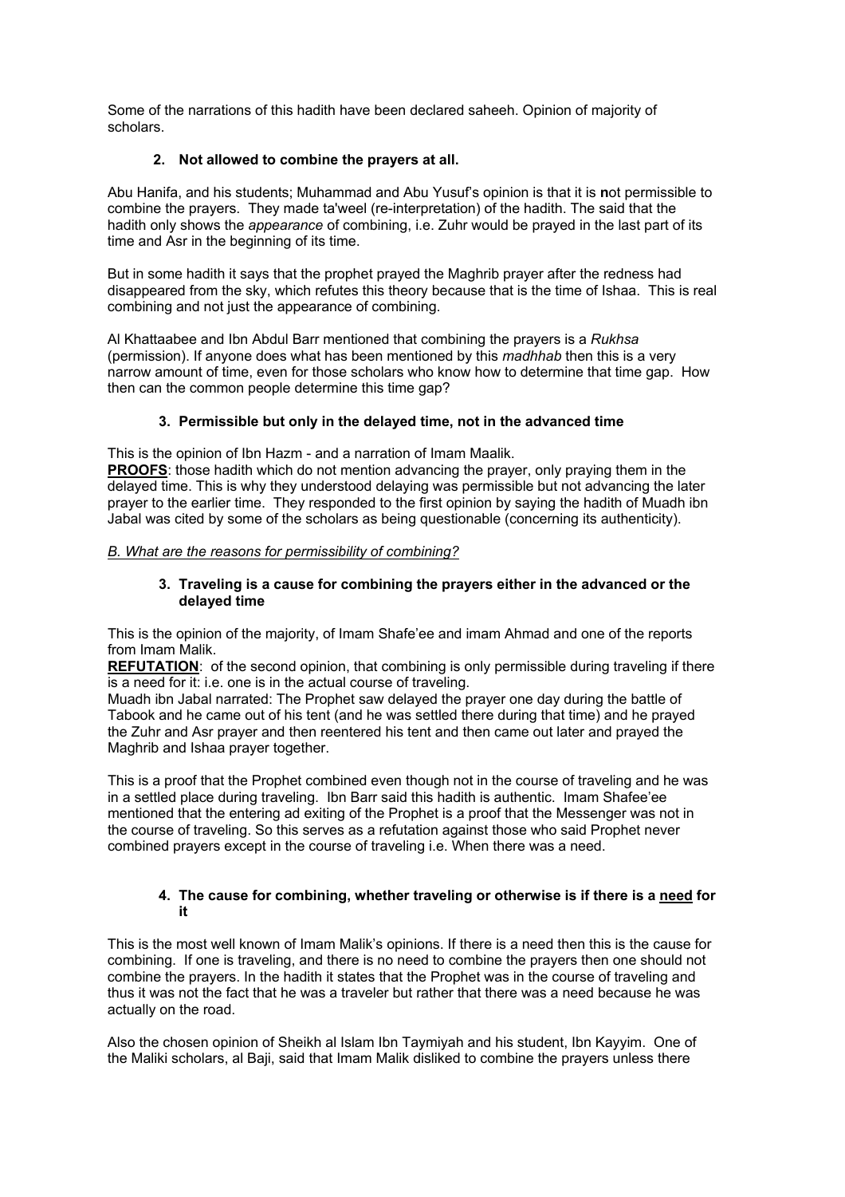Some of the narrations of this hadith have been declared saheeh. Opinion of majority of scholars.

**2. Not allowed to combine the prayers at all.**

Abu Hanifa, and his students; Muhammad and Abu Yusuf's opinion is that it is **n**ot permissible to combine the prayers. They made ta'weel (re-interpretation) of the hadith. The said that the hadith only shows the *appearance* of combining, i.e. Zuhr would be prayed in the last part of its time and Asr in the beginning of its time.

But in some hadith it says that the prophet prayed the Maghrib prayer after the redness had disappeared from the sky, which refutes this theory because that is the time of Ishaa. This is real combining and not just the appearance of combining.

Al Khattaabee and Ibn Abdul Barr mentioned that combining the prayers is a *Rukhsa* (permission). If anyone does what has been mentioned by this *madhhab* then this is a very narrow amount of time, even for those scholars who know how to determine that time gap. How then can the common people determine this time gap?

**3. Permissible but only in the delayed time, not in the advanced time**

This is the opinion of Ibn Hazm - and a narration of Imam Maalik.
**PROOFS**: those hadith which do not mention advancing the prayer, only praying them in the delayed time. This is why they understood delaying was permissible but not advancing the later prayer to the earlier time. They responded to the first opinion by saying the hadith of Muadh ibn Jabal was cited by some of the scholars as being questionable (concerning its authenticity).

*B. What are the reasons for permissibility of combining?*

**3. Traveling is a cause for combining the prayers either in the advanced or the delayed time**

This is the opinion of the majority, of Imam Shafe'ee and imam Ahmad and one of the reports from Imam Malik.
**REFUTATION**: of the second opinion, that combining is only permissible during traveling if there is a need for it: i.e. one is in the actual course of traveling.
Muadh ibn Jabal narrated: The Prophet saw delayed the prayer one day during the battle of Tabook and he came out of his tent (and he was settled there during that time) and he prayed the Zuhr and Asr prayer and then reentered his tent and then came out later and prayed the Maghrib and Ishaa prayer together.

This is a proof that the Prophet combined even though not in the course of traveling and he was in a settled place during traveling. Ibn Barr said this hadith is authentic. Imam Shafee'ee mentioned that the entering ad exiting of the Prophet is a proof that the Messenger was not in the course of traveling. So this serves as a refutation against those who said Prophet never combined prayers except in the course of traveling i.e. When there was a need.

**4. The cause for combining, whether traveling or otherwise is if there is a <u>need</u> for it**

This is the most well known of Imam Malik's opinions. If there is a need then this is the cause for combining. If one is traveling, and there is no need to combine the prayers then one should not combine the prayers. In the hadith it states that the Prophet was in the course of traveling and thus it was not the fact that he was a traveler but rather that there was a need because he was actually on the road.

Also the chosen opinion of Sheikh al Islam Ibn Taymiyah and his student, Ibn Kayyim. One of the Maliki scholars, al Baji, said that Imam Malik disliked to combine the prayers unless there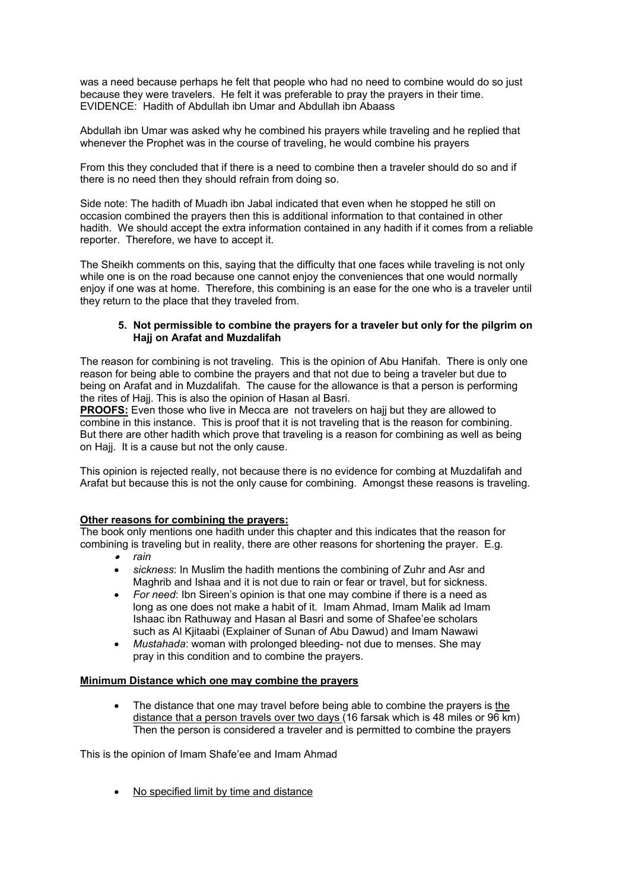was a need because perhaps he felt that people who had no need to combine would do so just because they were travelers. He felt it was preferable to pray the prayers in their time. EVIDENCE: Hadith of Abdullah ibn Umar and Abdullah ibn Abaass

Abdullah ibn Umar was asked why he combined his prayers while traveling and he replied that whenever the Prophet was in the course of traveling, he would combine his prayers

From this they concluded that if there is a need to combine then a traveler should do so and if there is no need then they should refrain from doing so.

Side note: The hadith of Muadh ibn Jabal indicated that even when he stopped he still on occasion combined the prayers then this is additional information to that contained in other hadith. We should accept the extra information contained in any hadith if it comes from a reliable reporter. Therefore, we have to accept it.

The Sheikh comments on this, saying that the difficulty that one faces while traveling is not only while one is on the road because one cannot enjoy the conveniences that one would normally enjoy if one was at home. Therefore, this combining is an ease for the one who is a traveler until they return to the place that they traveled from.

5. **Not permissible to combine the prayers for a traveler but only for the pilgrim on Hajj on Arafat and Muzdalifah**

The reason for combining is not traveling. This is the opinion of Abu Hanifah. There is only one reason for being able to combine the prayers and that not due to being a traveler but due to being on Arafat and in Muzdalifah. The cause for the allowance is that a person is performing the rites of Hajj. This is also the opinion of Hasan al Basri.
<u>**PROOFS:**</u> Even those who live in Mecca are not travelers on hajj but they are allowed to combine in this instance. This is proof that it is not traveling that is the reason for combining. But there are other hadith which prove that traveling is a reason for combining as well as being on Hajj. It is a cause but not the only cause.

This opinion is rejected really, not because there is no evidence for combing at Muzdalifah and Arafat but because this is not the only cause for combining. Amongst these reasons is traveling.

<u>**Other reasons for combining the prayers:**</u>
The book only mentions one hadith under this chapter and this indicates that the reason for combining is traveling but in reality, there are other reasons for shortening the prayer. E.g.

- *rain*
- *sickness*: In Muslim the hadith mentions the combining of Zuhr and Asr and Maghrib and Ishaa and it is not due to rain or fear or travel, but for sickness.
- *For need*: Ibn Sireen's opinion is that one may combine if there is a need as long as one does not make a habit of it. Imam Ahmad, Imam Malik ad Imam Ishaac ibn Rathuway and Hasan al Basri and some of Shafee'ee scholars such as Al Kjitaabi (Explainer of Sunan of Abu Dawud) and Imam Nawawi
- *Mustahada*: woman with prolonged bleeding- not due to menses. She may pray in this condition and to combine the prayers.

<u>**Minimum Distance which one may combine the prayers**</u>

- The distance that one may travel before being able to combine the prayers is <u>the distance that a person travels over two days</u> (16 farsak which is 48 miles or 96 km) Then the person is considered a traveler and is permitted to combine the prayers

This is the opinion of Imam Shafe'ee and Imam Ahmad

- <u>No specified limit by time and distance</u>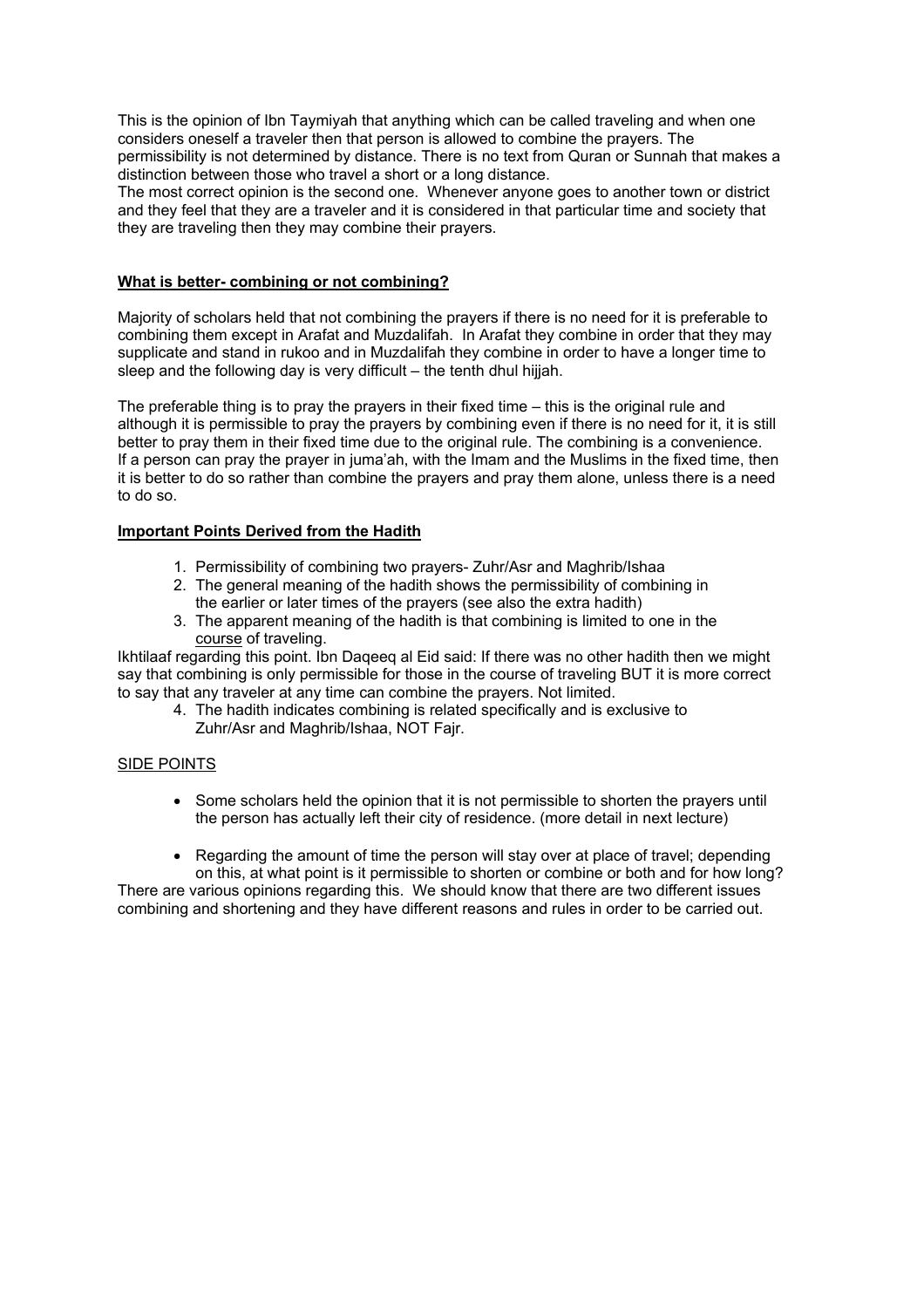This is the opinion of Ibn Taymiyah that anything which can be called traveling and when one considers oneself a traveler then that person is allowed to combine the prayers. The permissibility is not determined by distance. There is no text from Quran or Sunnah that makes a distinction between those who travel a short or a long distance.
The most correct opinion is the second one. Whenever anyone goes to another town or district and they feel that they are a traveler and it is considered in that particular time and society that they are traveling then they may combine their prayers.

**What is better- combining or not combining?**

Majority of scholars held that not combining the prayers if there is no need for it is preferable to combining them except in Arafat and Muzdalifah. In Arafat they combine in order that they may supplicate and stand in rukoo and in Muzdalifah they combine in order to have a longer time to sleep and the following day is very difficult – the tenth dhul hijjah.

The preferable thing is to pray the prayers in their fixed time – this is the original rule and although it is permissible to pray the prayers by combining even if there is no need for it, it is still better to pray them in their fixed time due to the original rule. The combining is a convenience.
If a person can pray the prayer in juma'ah, with the Imam and the Muslims in the fixed time, then it is better to do so rather than combine the prayers and pray them alone, unless there is a need to do so.

**Important Points Derived from the Hadith**

1. Permissibility of combining two prayers- Zuhr/Asr and Maghrib/Ishaa
2. The general meaning of the hadith shows the permissibility of combining in the earlier or later times of the prayers (see also the extra hadith)
3. The apparent meaning of the hadith is that combining is limited to one in the course of traveling.

Ikhtilaaf regarding this point. Ibn Daqeeq al Eid said: If there was no other hadith then we might say that combining is only permissible for those in the course of traveling BUT it is more correct to say that any traveler at any time can combine the prayers. Not limited.

4. The hadith indicates combining is related specifically and is exclusive to Zuhr/Asr and Maghrib/Ishaa, NOT Fajr.

SIDE POINTS

- Some scholars held the opinion that it is not permissible to shorten the prayers until the person has actually left their city of residence. (more detail in next lecture)

- Regarding the amount of time the person will stay over at place of travel; depending on this, at what point is it permissible to shorten or combine or both and for how long?

There are various opinions regarding this. We should know that there are two different issues combining and shortening and they have different reasons and rules in order to be carried out.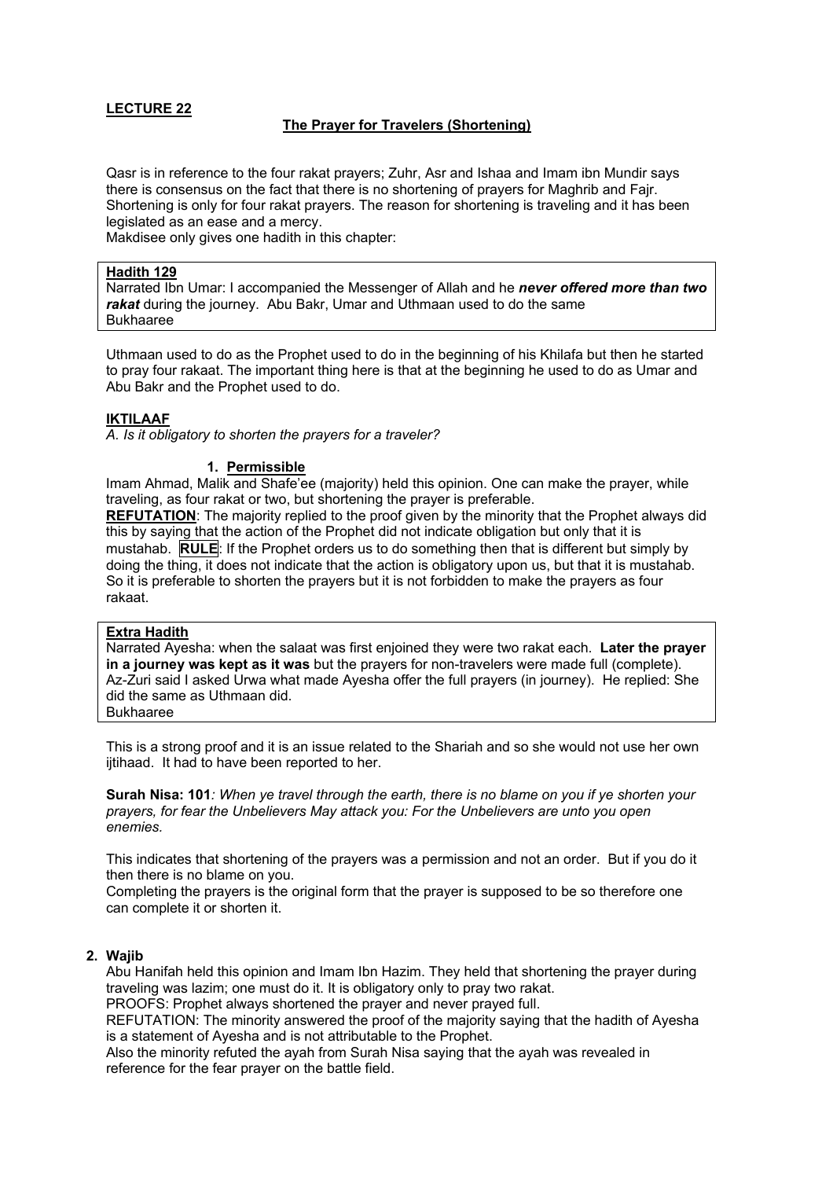**LECTURE 22**

**The Prayer for Travelers (Shortening)**

Qasr is in reference to the four rakat prayers; Zuhr, Asr and Ishaa and Imam ibn Mundir says there is consensus on the fact that there is no shortening of prayers for Maghrib and Fajr. Shortening is only for four rakat prayers. The reason for shortening is traveling and it has been legislated as an ease and a mercy.
Makdisee only gives one hadith in this chapter:

> **Hadith 129**
> Narrated Ibn Umar: I accompanied the Messenger of Allah and he ***never offered more than two rakat*** during the journey. Abu Bakr, Umar and Uthmaan used to do the same
> Bukhaaree

Uthmaan used to do as the Prophet used to do in the beginning of his Khilafa but then he started to pray four rakaat. The important thing here is that at the beginning he used to do as Umar and Abu Bakr and the Prophet used to do.

**IKTILAAF**

*A. Is it obligatory to shorten the prayers for a traveler?*

1. **Permissible**

Imam Ahmad, Malik and Shafe'ee (majority) held this opinion. One can make the prayer, while traveling, as four rakat or two, but shortening the prayer is preferable.
**REFUTATION**: The majority replied to the proof given by the minority that the Prophet always did this by saying that the action of the Prophet did not indicate obligation but only that it is mustahab. **RULE**: If the Prophet orders us to do something then that is different but simply by doing the thing, it does not indicate that the action is obligatory upon us, but that it is mustahab. So it is preferable to shorten the prayers but it is not forbidden to make the prayers as four rakaat.

> **Extra Hadith**
> Narrated Ayesha: when the salaat was first enjoined they were two rakat each. **Later the prayer in a journey was kept as it was** but the prayers for non-travelers were made full (complete). Az-Zuri said I asked Urwa what made Ayesha offer the full prayers (in journey). He replied: She did the same as Uthmaan did.
> Bukhaaree

This is a strong proof and it is an issue related to the Shariah and so she would not use her own ijtihaad. It had to have been reported to her.

**Surah Nisa: 101***: When ye travel through the earth, there is no blame on you if ye shorten your prayers, for fear the Unbelievers May attack you: For the Unbelievers are unto you open enemies.*

This indicates that shortening of the prayers was a permission and not an order. But if you do it then there is no blame on you.
Completing the prayers is the original form that the prayer is supposed to be so therefore one can complete it or shorten it.

2. **Wajib**

Abu Hanifah held this opinion and Imam Ibn Hazim. They held that shortening the prayer during traveling was lazim; one must do it. It is obligatory only to pray two rakat.
PROOFS: Prophet always shortened the prayer and never prayed full.
REFUTATION: The minority answered the proof of the majority saying that the hadith of Ayesha is a statement of Ayesha and is not attributable to the Prophet.
Also the minority refuted the ayah from Surah Nisa saying that the ayah was revealed in reference for the fear prayer on the battle field.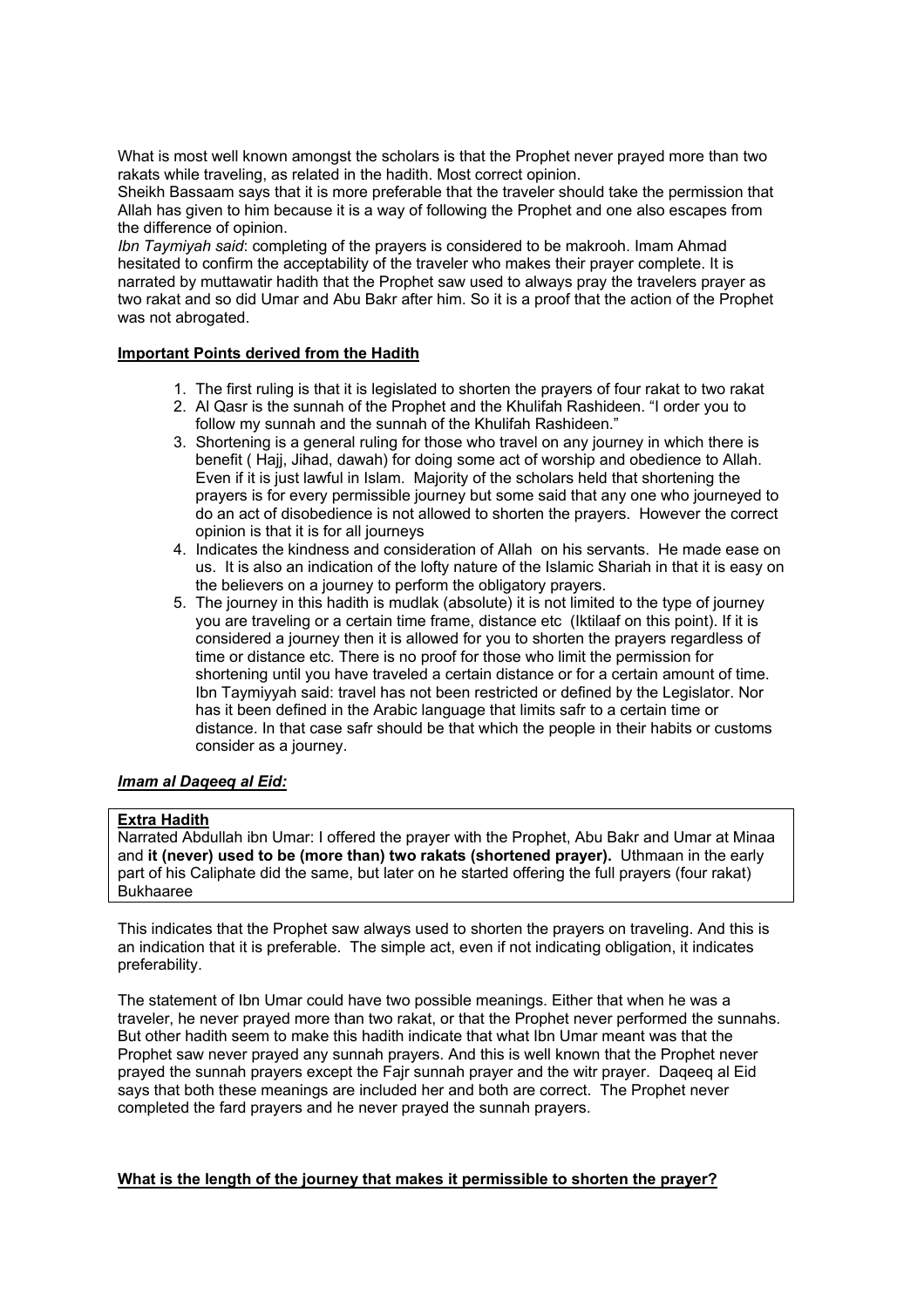What is most well known amongst the scholars is that the Prophet never prayed more than two rakats while traveling, as related in the hadith. Most correct opinion.
Sheikh Bassaam says that it is more preferable that the traveler should take the permission that Allah has given to him because it is a way of following the Prophet and one also escapes from the difference of opinion.
*Ibn Taymiyah said*: completing of the prayers is considered to be makrooh. Imam Ahmad hesitated to confirm the acceptability of the traveler who makes their prayer complete. It is narrated by muttawatir hadith that the Prophet saw used to always pray the travelers prayer as two rakat and so did Umar and Abu Bakr after him. So it is a proof that the action of the Prophet was not abrogated.

**Important Points derived from the Hadith**

1. The first ruling is that it is legislated to shorten the prayers of four rakat to two rakat
2. Al Qasr is the sunnah of the Prophet and the Khulifah Rashideen. "I order you to follow my sunnah and the sunnah of the Khulifah Rashideen."
3. Shortening is a general ruling for those who travel on any journey in which there is benefit ( Hajj, Jihad, dawah) for doing some act of worship and obedience to Allah. Even if it is just lawful in Islam. Majority of the scholars held that shortening the prayers is for every permissible journey but some said that any one who journeyed to do an act of disobedience is not allowed to shorten the prayers. However the correct opinion is that it is for all journeys
4. Indicates the kindness and consideration of Allah on his servants. He made ease on us. It is also an indication of the lofty nature of the Islamic Shariah in that it is easy on the believers on a journey to perform the obligatory prayers.
5. The journey in this hadith is mudlak (absolute) it is not limited to the type of journey you are traveling or a certain time frame, distance etc (Iktilaaf on this point). If it is considered a journey then it is allowed for you to shorten the prayers regardless of time or distance etc. There is no proof for those who limit the permission for shortening until you have traveled a certain distance or for a certain amount of time. Ibn Taymiyyah said: travel has not been restricted or defined by the Legislator. Nor has it been defined in the Arabic language that limits safr to a certain time or distance. In that case safr should be that which the people in their habits or customs consider as a journey.

***Imam al Daqeeq al Eid:***

**Extra Hadith**
Narrated Abdullah ibn Umar: I offered the prayer with the Prophet, Abu Bakr and Umar at Minaa and **it (never) used to be (more than) two rakats (shortened prayer).** Uthmaan in the early part of his Caliphate did the same, but later on he started offering the full prayers (four rakat) Bukhaaree

This indicates that the Prophet saw always used to shorten the prayers on traveling. And this is an indication that it is preferable. The simple act, even if not indicating obligation, it indicates preferability.

The statement of Ibn Umar could have two possible meanings. Either that when he was a traveler, he never prayed more than two rakat, or that the Prophet never performed the sunnahs. But other hadith seem to make this hadith indicate that what Ibn Umar meant was that the Prophet saw never prayed any sunnah prayers. And this is well known that the Prophet never prayed the sunnah prayers except the Fajr sunnah prayer and the witr prayer. Daqeeq al Eid says that both these meanings are included her and both are correct. The Prophet never completed the fard prayers and he never prayed the sunnah prayers.

**What is the length of the journey that makes it permissible to shorten the prayer?**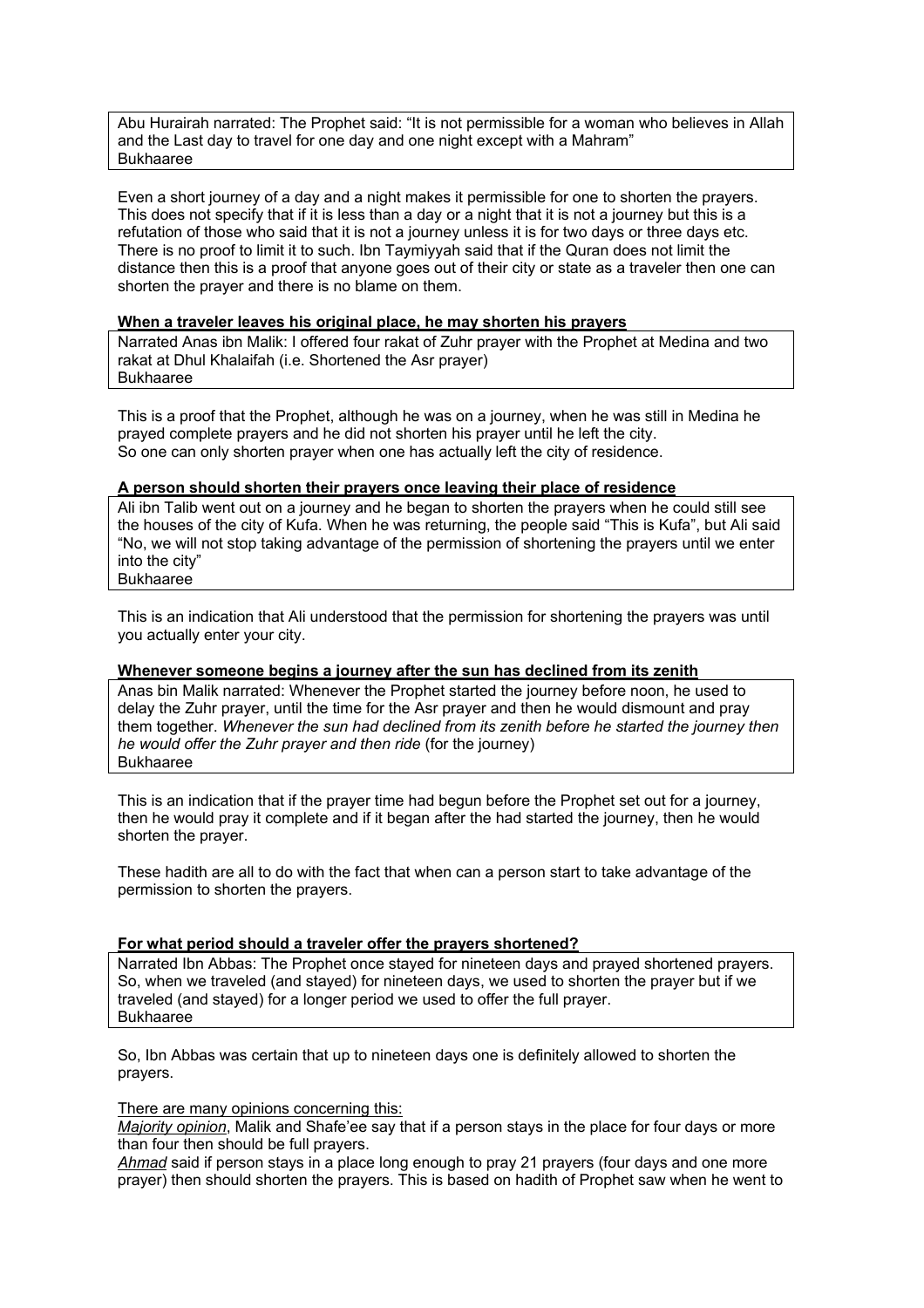> Abu Hurairah narrated: The Prophet said: “It is not permissible for a woman who believes in Allah and the Last day to travel for one day and one night except with a Mahram”
> Bukhaaree

Even a short journey of a day and a night makes it permissible for one to shorten the prayers. This does not specify that if it is less than a day or a night that it is not a journey but this is a refutation of those who said that it is not a journey unless it is for two days or three days etc. There is no proof to limit it to such. Ibn Taymiyyah said that if the Quran does not limit the distance then this is a proof that anyone goes out of their city or state as a traveler then one can shorten the prayer and there is no blame on them.

**When a traveler leaves his original place, he may shorten his prayers**

> Narrated Anas ibn Malik: I offered four rakat of Zuhr prayer with the Prophet at Medina and two rakat at Dhul Khalaifah (i.e. Shortened the Asr prayer)
> Bukhaaree

This is a proof that the Prophet, although he was on a journey, when he was still in Medina he prayed complete prayers and he did not shorten his prayer until he left the city.
So one can only shorten prayer when one has actually left the city of residence.

**A person should shorten their prayers once leaving their place of residence**

> Ali ibn Talib went out on a journey and he began to shorten the prayers when he could still see the houses of the city of Kufa. When he was returning, the people said “This is Kufa”, but Ali said “No, we will not stop taking advantage of the permission of shortening the prayers until we enter into the city”
> Bukhaaree

This is an indication that Ali understood that the permission for shortening the prayers was until you actually enter your city.

**Whenever someone begins a journey after the sun has declined from its zenith**

> Anas bin Malik narrated: Whenever the Prophet started the journey before noon, he used to delay the Zuhr prayer, until the time for the Asr prayer and then he would dismount and pray them together. *Whenever the sun had declined from its zenith before he started the journey then he would offer the Zuhr prayer and then ride* (for the journey)
> Bukhaaree

This is an indication that if the prayer time had begun before the Prophet set out for a journey, then he would pray it complete and if it began after the had started the journey, then he would shorten the prayer.

These hadith are all to do with the fact that when can a person start to take advantage of the permission to shorten the prayers.

**For what period should a traveler offer the prayers shortened?**

> Narrated Ibn Abbas: The Prophet once stayed for nineteen days and prayed shortened prayers. So, when we traveled (and stayed) for nineteen days, we used to shorten the prayer but if we traveled (and stayed) for a longer period we used to offer the full prayer.
> Bukhaaree

So, Ibn Abbas was certain that up to nineteen days one is definitely allowed to shorten the prayers.

There are many opinions concerning this:
*Majority opinion*, Malik and Shafe'ee say that if a person stays in the place for four days or more than four then should be full prayers.
*Ahmad* said if person stays in a place long enough to pray 21 prayers (four days and one more prayer) then should shorten the prayers. This is based on hadith of Prophet saw when he went to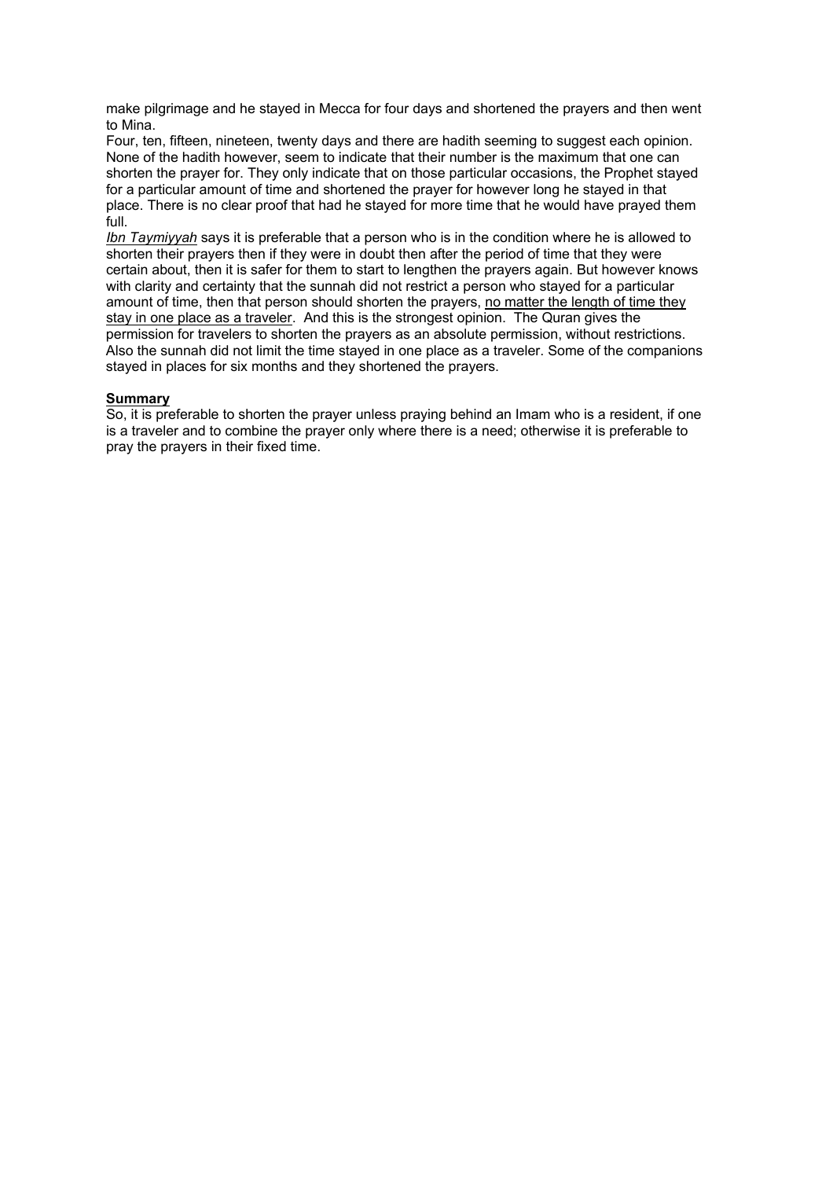make pilgrimage and he stayed in Mecca for four days and shortened the prayers and then went to Mina.

Four, ten, fifteen, nineteen, twenty days and there are hadith seeming to suggest each opinion. None of the hadith however, seem to indicate that their number is the maximum that one can shorten the prayer for. They only indicate that on those particular occasions, the Prophet stayed for a particular amount of time and shortened the prayer for however long he stayed in that place. There is no clear proof that had he stayed for more time that he would have prayed them full.

*Ibn Taymiyyah* says it is preferable that a person who is in the condition where he is allowed to shorten their prayers then if they were in doubt then after the period of time that they were certain about, then it is safer for them to start to lengthen the prayers again. But however knows with clarity and certainty that the sunnah did not restrict a person who stayed for a particular amount of time, then that person should shorten the prayers, no matter the length of time they stay in one place as a traveler. And this is the strongest opinion. The Quran gives the permission for travelers to shorten the prayers as an absolute permission, without restrictions. Also the sunnah did not limit the time stayed in one place as a traveler. Some of the companions stayed in places for six months and they shortened the prayers.

**Summary**

So, it is preferable to shorten the prayer unless praying behind an Imam who is a resident, if one is a traveler and to combine the prayer only where there is a need; otherwise it is preferable to pray the prayers in their fixed time.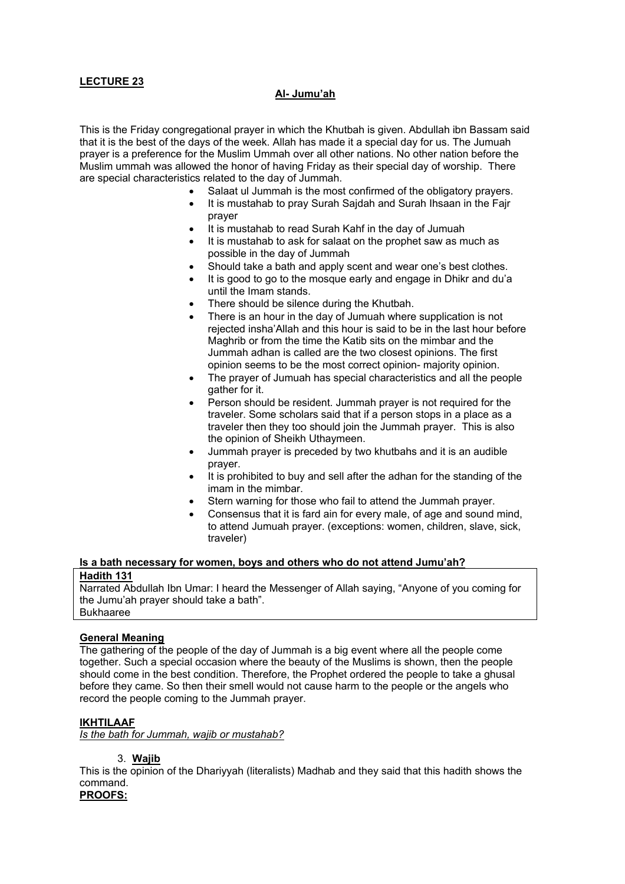**LECTURE 23**

**Al- Jumu'ah**

This is the Friday congregational prayer in which the Khutbah is given. Abdullah ibn Bassam said that it is the best of the days of the week. Allah has made it a special day for us. The Jumuah prayer is a preference for the Muslim Ummah over all other nations. No other nation before the Muslim ummah was allowed the honor of having Friday as their special day of worship. There are special characteristics related to the day of Jummah.

- Salaat ul Jummah is the most confirmed of the obligatory prayers.
- It is mustahab to pray Surah Sajdah and Surah Ihsaan in the Fajr prayer
- It is mustahab to read Surah Kahf in the day of Jumuah
- It is mustahab to ask for salaat on the prophet saw as much as possible in the day of Jummah
- Should take a bath and apply scent and wear one's best clothes.
- It is good to go to the mosque early and engage in Dhikr and du'a until the Imam stands.
- There should be silence during the Khutbah.
- There is an hour in the day of Jumuah where supplication is not rejected insha'Allah and this hour is said to be in the last hour before Maghrib or from the time the Katib sits on the mimbar and the Jummah adhan is called are the two closest opinions. The first opinion seems to be the most correct opinion- majority opinion.
- The prayer of Jumuah has special characteristics and all the people gather for it.
- Person should be resident. Jummah prayer is not required for the traveler. Some scholars said that if a person stops in a place as a traveler then they too should join the Jummah prayer. This is also the opinion of Sheikh Uthaymeen.
- Jummah prayer is preceded by two khutbahs and it is an audible prayer.
- It is prohibited to buy and sell after the adhan for the standing of the imam in the mimbar.
- Stern warning for those who fail to attend the Jummah prayer.
- Consensus that it is fard ain for every male, of age and sound mind, to attend Jumuah prayer. (exceptions: women, children, slave, sick, traveler)

**Is a bath necessary for women, boys and others who do not attend Jumu'ah?**

**Hadith 131**
Narrated Abdullah Ibn Umar: I heard the Messenger of Allah saying, "Anyone of you coming for the Jumu'ah prayer should take a bath".
Bukhaaree

**General Meaning**

The gathering of the people of the day of Jummah is a big event where all the people come together. Such a special occasion where the beauty of the Muslims is shown, then the people should come in the best condition. Therefore, the Prophet ordered the people to take a ghusal before they came. So then their smell would not cause harm to the people or the angels who record the people coming to the Jummah prayer.

**IKHTILAAF**

*Is the bath for Jummah, wajib or mustahab?*

3. **Wajib**

This is the opinion of the Dhariyyah (literalists) Madhab and they said that this hadith shows the command.

**PROOFS:**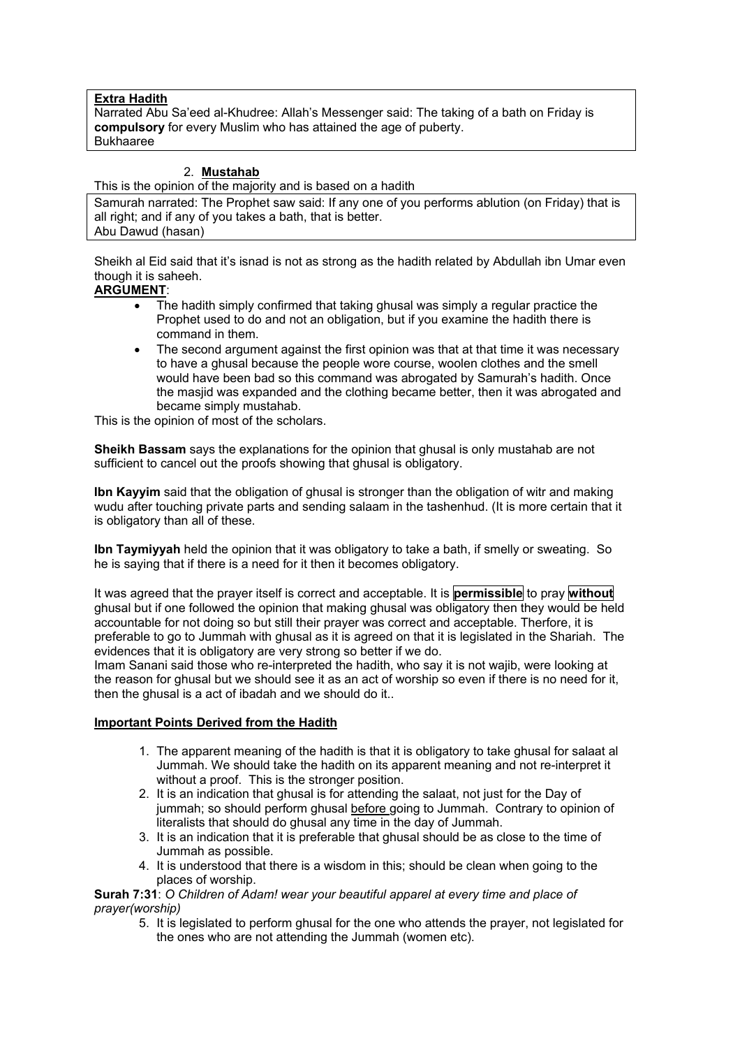> **Extra Hadith**
> Narrated Abu Sa'eed al-Khudree: Allah's Messenger said: The taking of a bath on Friday is **compulsory** for every Muslim who has attained the age of puberty.
> Bukhaaree

2. **Mustahab**

This is the opinion of the majority and is based on a hadith

> Samurah narrated: The Prophet saw said: If any one of you performs ablution (on Friday) that is all right; and if any of you takes a bath, that is better.
> Abu Dawud (hasan)

Sheikh al Eid said that it's isnad is not as strong as the hadith related by Abdullah ibn Umar even though it is saheeh.

**ARGUMENT**:

- The hadith simply confirmed that taking ghusal was simply a regular practice the Prophet used to do and not an obligation, but if you examine the hadith there is command in them.
- The second argument against the first opinion was that at that time it was necessary to have a ghusal because the people wore course, woolen clothes and the smell would have been bad so this command was abrogated by Samurah's hadith. Once the masjid was expanded and the clothing became better, then it was abrogated and became simply mustahab.

This is the opinion of most of the scholars.

**Sheikh Bassam** says the explanations for the opinion that ghusal is only mustahab are not sufficient to cancel out the proofs showing that ghusal is obligatory.

**Ibn Kayyim** said that the obligation of ghusal is stronger than the obligation of witr and making wudu after touching private parts and sending salaam in the tashenhud. (It is more certain that it is obligatory than all of these.

**Ibn Taymiyyah** held the opinion that it was obligatory to take a bath, if smelly or sweating. So he is saying that if there is a need for it then it becomes obligatory.

It was agreed that the prayer itself is correct and acceptable. It is **permissible** to pray **without** ghusal but if one followed the opinion that making ghusal was obligatory then they would be held accountable for not doing so but still their prayer was correct and acceptable. Therfore, it is preferable to go to Jummah with ghusal as it is agreed on that it is legislated in the Shariah. The evidences that it is obligatory are very strong so better if we do.

Imam Sanani said those who re-interpreted the hadith, who say it is not wajib, were looking at the reason for ghusal but we should see it as an act of worship so even if there is no need for it, then the ghusal is a act of ibadah and we should do it..

**Important Points Derived from the Hadith**

1. The apparent meaning of the hadith is that it is obligatory to take ghusal for salaat al Jummah. We should take the hadith on its apparent meaning and not re-interpret it without a proof. This is the stronger position.
2. It is an indication that ghusal is for attending the salaat, not just for the Day of jummah; so should perform ghusal before going to Jummah. Contrary to opinion of literalists that should do ghusal any time in the day of Jummah.
3. It is an indication that it is preferable that ghusal should be as close to the time of Jummah as possible.
4. It is understood that there is a wisdom in this; should be clean when going to the places of worship.

**Surah 7:31**: *O Children of Adam! wear your beautiful apparel at every time and place of prayer(worship)*

5. It is legislated to perform ghusal for the one who attends the prayer, not legislated for the ones who are not attending the Jummah (women etc).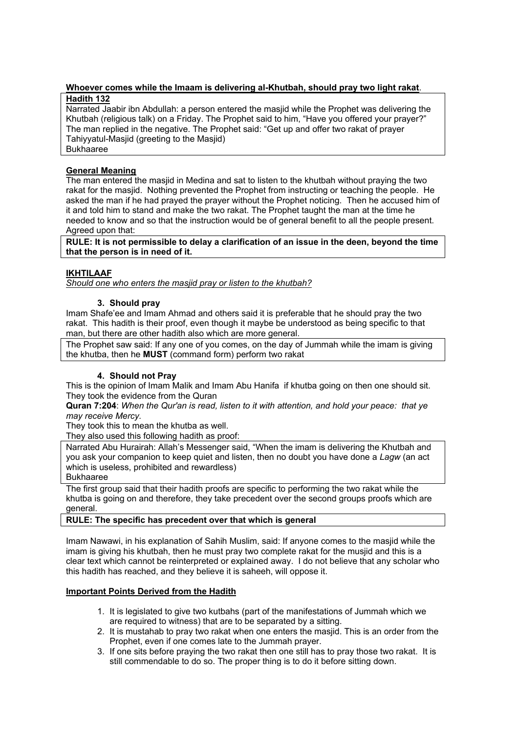**Whoever comes while the Imaam is delivering al-Khutbah, should pray two light rakat**.

**Hadith 132**

Narrated Jaabir ibn Abdullah: a person entered the masjid while the Prophet was delivering the Khutbah (religious talk) on a Friday. The Prophet said to him, "Have you offered your prayer?" The man replied in the negative. The Prophet said: "Get up and offer two rakat of prayer Tahiyyatul-Masjid (greeting to the Masjid)
Bukhaaree

**General Meaning**

The man entered the masjid in Medina and sat to listen to the khutbah without praying the two rakat for the masjid. Nothing prevented the Prophet from instructing or teaching the people. He asked the man if he had prayed the prayer without the Prophet noticing. Then he accused him of it and told him to stand and make the two rakat. The Prophet taught the man at the time he needed to know and so that the instruction would be of general benefit to all the people present. Agreed upon that:

**RULE: It is not permissible to delay a clarification of an issue in the deen, beyond the time that the person is in need of it.**

**IKHTILAAF**

*Should one who enters the masjid pray or listen to the khutbah?*

**3. Should pray**

Imam Shafe'ee and Imam Ahmad and others said it is preferable that he should pray the two rakat. This hadith is their proof, even though it maybe be understood as being specific to that man, but there are other hadith also which are more general.

The Prophet saw said: If any one of you comes, on the day of Jummah while the imam is giving the khutba, then he **MUST** (command form) perform two rakat

**4. Should not Pray**

This is the opinion of Imam Malik and Imam Abu Hanifa if khutba going on then one should sit. They took the evidence from the Quran

**Quran 7:204**: *When the Qur'an is read, listen to it with attention, and hold your peace: that ye may receive Mercy.*

They took this to mean the khutba as well.

They also used this following hadith as proof:

Narrated Abu Hurairah: Allah's Messenger said, "When the imam is delivering the Khutbah and you ask your companion to keep quiet and listen, then no doubt you have done a *Lagw* (an act which is useless, prohibited and rewardless)
Bukhaaree

The first group said that their hadith proofs are specific to performing the two rakat while the khutba is going on and therefore, they take precedent over the second groups proofs which are general.

**RULE: The specific has precedent over that which is general**

Imam Nawawi, in his explanation of Sahih Muslim, said: If anyone comes to the masjid while the imam is giving his khutbah, then he must pray two complete rakat for the musjid and this is a clear text which cannot be reinterpreted or explained away. I do not believe that any scholar who this hadith has reached, and they believe it is saheeh, will oppose it.

**Important Points Derived from the Hadith**

1. It is legislated to give two kutbahs (part of the manifestations of Jummah which we are required to witness) that are to be separated by a sitting.
2. It is mustahab to pray two rakat when one enters the masjid. This is an order from the Prophet, even if one comes late to the Jummah prayer.
3. If one sits before praying the two rakat then one still has to pray those two rakat. It is still commendable to do so. The proper thing is to do it before sitting down.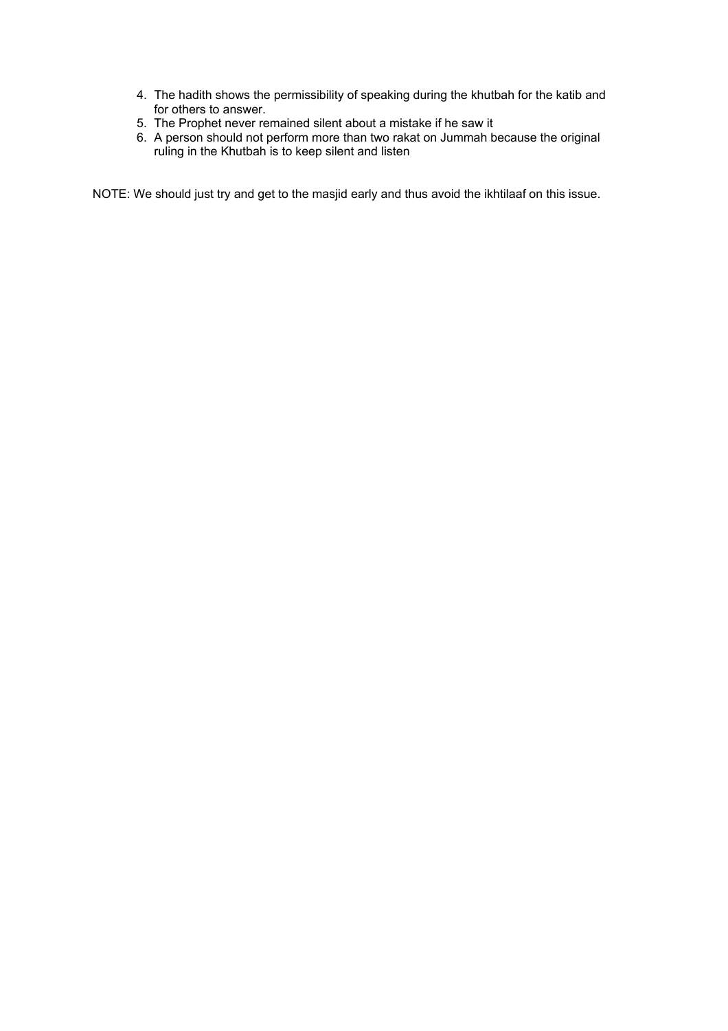4. The hadith shows the permissibility of speaking during the khutbah for the katib and for others to answer.
5. The Prophet never remained silent about a mistake if he saw it
6. A person should not perform more than two rakat on Jummah because the original ruling in the Khutbah is to keep silent and listen

NOTE: We should just try and get to the masjid early and thus avoid the ikhtilaaf on this issue.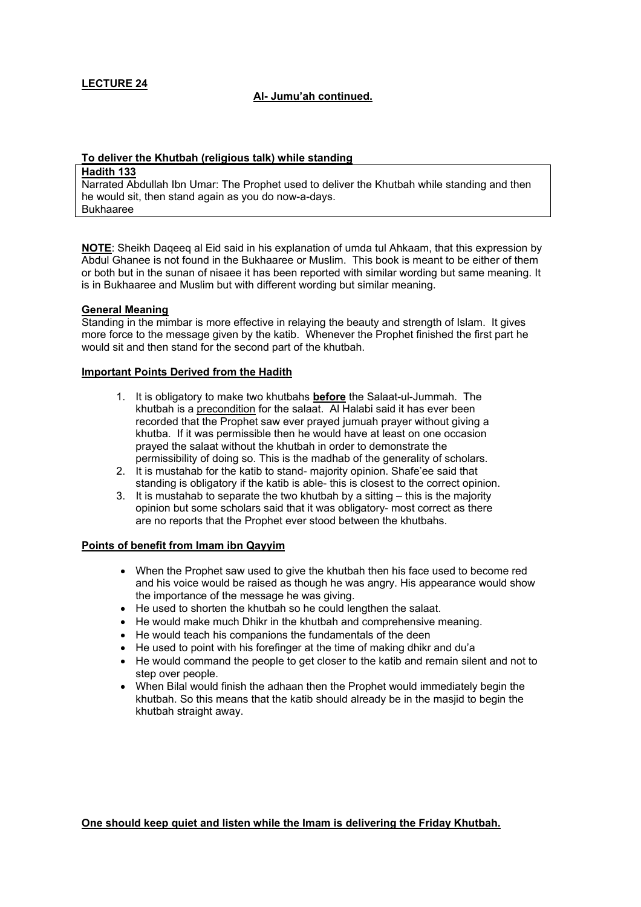**LECTURE 24**

**Al- Jumu'ah continued.**

**To deliver the Khutbah (religious talk) while standing**

**Hadith 133**

Narrated Abdullah Ibn Umar: The Prophet used to deliver the Khutbah while standing and then he would sit, then stand again as you do now-a-days.
Bukhaaree

**NOTE**: Sheikh Daqeeq al Eid said in his explanation of umda tul Ahkaam, that this expression by Abdul Ghanee is not found in the Bukhaaree or Muslim. This book is meant to be either of them or both but in the sunan of nisaee it has been reported with similar wording but same meaning. It is in Bukhaaree and Muslim but with different wording but similar meaning.

**General Meaning**

Standing in the mimbar is more effective in relaying the beauty and strength of Islam. It gives more force to the message given by the katib. Whenever the Prophet finished the first part he would sit and then stand for the second part of the khutbah.

**Important Points Derived from the Hadith**

1. It is obligatory to make two khutbahs **before** the Salaat-ul-Jummah. The khutbah is a precondition for the salaat. Al Halabi said it has ever been recorded that the Prophet saw ever prayed jumuah prayer without giving a khutba. If it was permissible then he would have at least on one occasion prayed the salaat without the khutbah in order to demonstrate the permissibility of doing so. This is the madhab of the generality of scholars.
2. It is mustahab for the katib to stand- majority opinion. Shafe'ee said that standing is obligatory if the katib is able- this is closest to the correct opinion.
3. It is mustahab to separate the two khutbah by a sitting – this is the majority opinion but some scholars said that it was obligatory- most correct as there are no reports that the Prophet ever stood between the khutbahs.

**Points of benefit from Imam ibn Qayyim**

- When the Prophet saw used to give the khutbah then his face used to become red and his voice would be raised as though he was angry. His appearance would show the importance of the message he was giving.
- He used to shorten the khutbah so he could lengthen the salaat.
- He would make much Dhikr in the khutbah and comprehensive meaning.
- He would teach his companions the fundamentals of the deen
- He used to point with his forefinger at the time of making dhikr and du'a
- He would command the people to get closer to the katib and remain silent and not to step over people.
- When Bilal would finish the adhaan then the Prophet would immediately begin the khutbah. So this means that the katib should already be in the masjid to begin the khutbah straight away.

**One should keep quiet and listen while the Imam is delivering the Friday Khutbah.**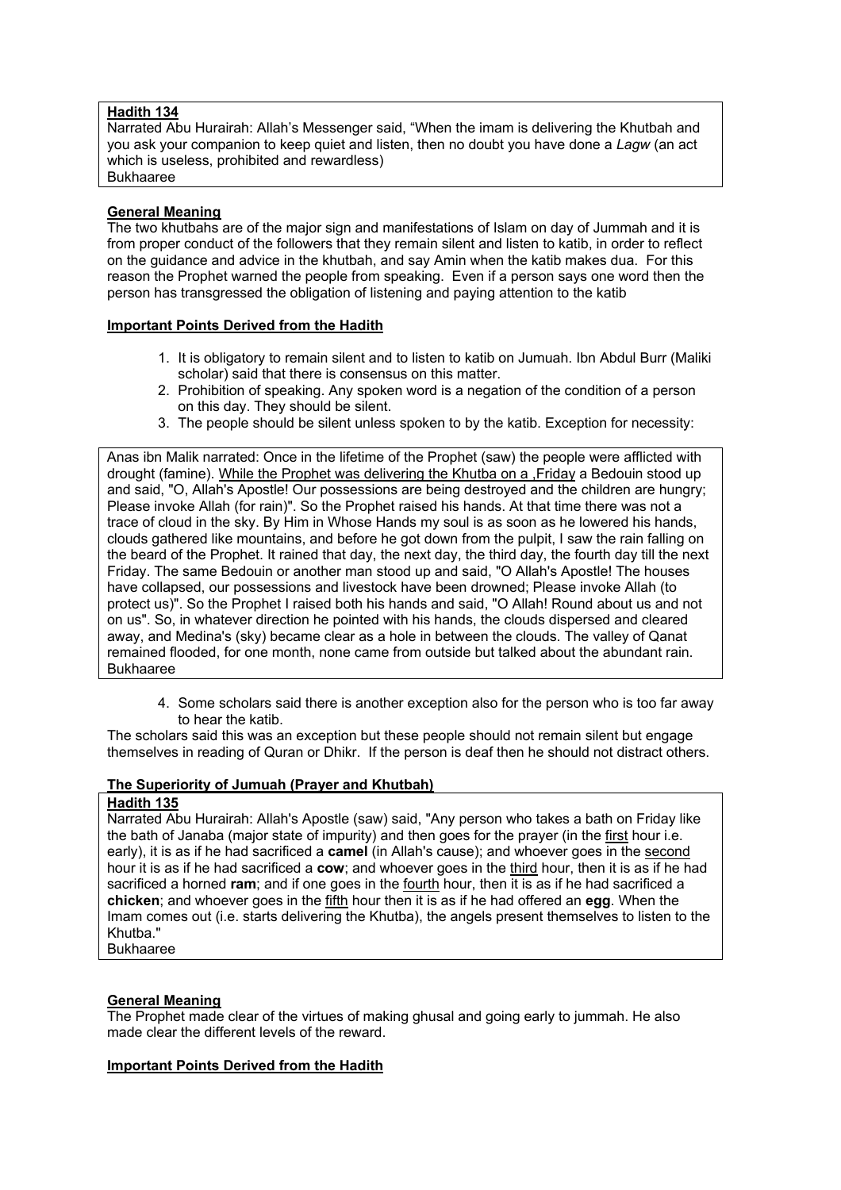**Hadith 134**

Narrated Abu Hurairah: Allah's Messenger said, "When the imam is delivering the Khutbah and you ask your companion to keep quiet and listen, then no doubt you have done a *Lagw* (an act which is useless, prohibited and rewardless)

Bukhaaree

**General Meaning**

The two khutbahs are of the major sign and manifestations of Islam on day of Jummah and it is from proper conduct of the followers that they remain silent and listen to katib, in order to reflect on the guidance and advice in the khutbah, and say Amin when the katib makes dua. For this reason the Prophet warned the people from speaking. Even if a person says one word then the person has transgressed the obligation of listening and paying attention to the katib

**Important Points Derived from the Hadith**

1. It is obligatory to remain silent and to listen to katib on Jumuah. Ibn Abdul Burr (Maliki scholar) said that there is consensus on this matter.
2. Prohibition of speaking. Any spoken word is a negation of the condition of a person on this day. They should be silent.
3. The people should be silent unless spoken to by the katib. Exception for necessity:

Anas ibn Malik narrated: Once in the lifetime of the Prophet (saw) the people were afflicted with drought (famine). While the Prophet was delivering the Khutba on a ,Friday a Bedouin stood up and said, "O, Allah's Apostle! Our possessions are being destroyed and the children are hungry; Please invoke Allah (for rain)". So the Prophet raised his hands. At that time there was not a trace of cloud in the sky. By Him in Whose Hands my soul is as soon as he lowered his hands, clouds gathered like mountains, and before he got down from the pulpit, I saw the rain falling on the beard of the Prophet. It rained that day, the next day, the third day, the fourth day till the next Friday. The same Bedouin or another man stood up and said, "O Allah's Apostle! The houses have collapsed, our possessions and livestock have been drowned; Please invoke Allah (to protect us)". So the Prophet I raised both his hands and said, "O Allah! Round about us and not on us". So, in whatever direction he pointed with his hands, the clouds dispersed and cleared away, and Medina's (sky) became clear as a hole in between the clouds. The valley of Qanat remained flooded, for one month, none came from outside but talked about the abundant rain.

Bukhaaree

4. Some scholars said there is another exception also for the person who is too far away to hear the katib.

The scholars said this was an exception but these people should not remain silent but engage themselves in reading of Quran or Dhikr. If the person is deaf then he should not distract others.

**The Superiority of Jumuah (Prayer and Khutbah)**

**Hadith 135**

Narrated Abu Hurairah: Allah's Apostle (saw) said, "Any person who takes a bath on Friday like the bath of Janaba (major state of impurity) and then goes for the prayer (in the first hour i.e. early), it is as if he had sacrificed a **camel** (in Allah's cause); and whoever goes in the second hour it is as if he had sacrificed a **cow**; and whoever goes in the third hour, then it is as if he had sacrificed a horned **ram**; and if one goes in the fourth hour, then it is as if he had sacrificed a **chicken**; and whoever goes in the fifth hour then it is as if he had offered an **egg**. When the Imam comes out (i.e. starts delivering the Khutba), the angels present themselves to listen to the Khutba."

Bukhaaree

**General Meaning**

The Prophet made clear of the virtues of making ghusal and going early to jummah. He also made clear the different levels of the reward.

**Important Points Derived from the Hadith**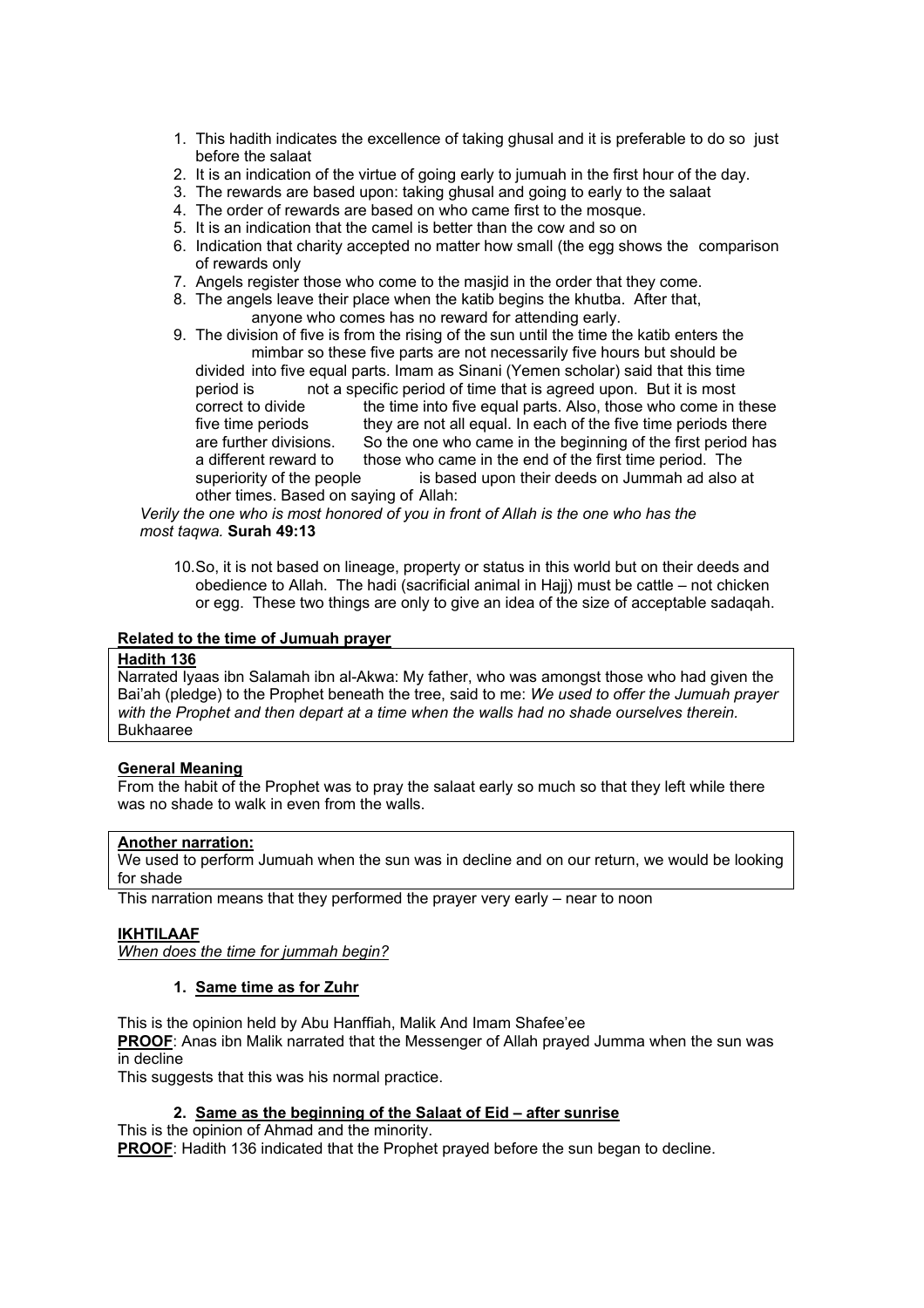1. This hadith indicates the excellence of taking ghusal and it is preferable to do so just before the salaat
2. It is an indication of the virtue of going early to jumuah in the first hour of the day.
3. The rewards are based upon: taking ghusal and going to early to the salaat
4. The order of rewards are based on who came first to the mosque.
5. It is an indication that the camel is better than the cow and so on
6. Indication that charity accepted no matter how small (the egg shows the comparison of rewards only
7. Angels register those who come to the masjid in the order that they come.
8. The angels leave their place when the katib begins the khutba. After that, anyone who comes has no reward for attending early.
9. The division of five is from the rising of the sun until the time the katib enters the mimbar so these five parts are not necessarily five hours but should be divided into five equal parts. Imam as Sinani (Yemen scholar) said that this time period is not a specific period of time that is agreed upon. But it is most correct to divide the time into five equal parts. Also, those who come in these five time periods they are not all equal. In each of the five time periods there are further divisions. So the one who came in the beginning of the first period has a different reward to those who came in the end of the first time period. The superiority of the people is based upon their deeds on Jummah ad also at other times. Based on saying of Allah:

*Verily the one who is most honored of you in front of Allah is the one who has the most taqwa.* **Surah 49:13**

10. So, it is not based on lineage, property or status in this world but on their deeds and obedience to Allah. The hadi (sacrificial animal in Hajj) must be cattle – not chicken or egg. These two things are only to give an idea of the size of acceptable sadaqah.

**Related to the time of Jumuah prayer**

**Hadith 136**

Narrated Iyaas ibn Salamah ibn al-Akwa: My father, who was amongst those who had given the Bai'ah (pledge) to the Prophet beneath the tree, said to me: *We used to offer the Jumuah prayer with the Prophet and then depart at a time when the walls had no shade ourselves therein.* Bukhaaree

**General Meaning**

From the habit of the Prophet was to pray the salaat early so much so that they left while there was no shade to walk in even from the walls.

**Another narration:**

We used to perform Jumuah when the sun was in decline and on our return, we would be looking for shade

This narration means that they performed the prayer very early – near to noon

**IKHTILAAF**

*When does the time for jummah begin?*

1. **Same time as for Zuhr**

This is the opinion held by Abu Hanffiah, Malik And Imam Shafee'ee

**PROOF**: Anas ibn Malik narrated that the Messenger of Allah prayed Jumma when the sun was in decline

This suggests that this was his normal practice.

2. **Same as the beginning of the Salaat of Eid – after sunrise**

This is the opinion of Ahmad and the minority.

**PROOF**: Hadith 136 indicated that the Prophet prayed before the sun began to decline.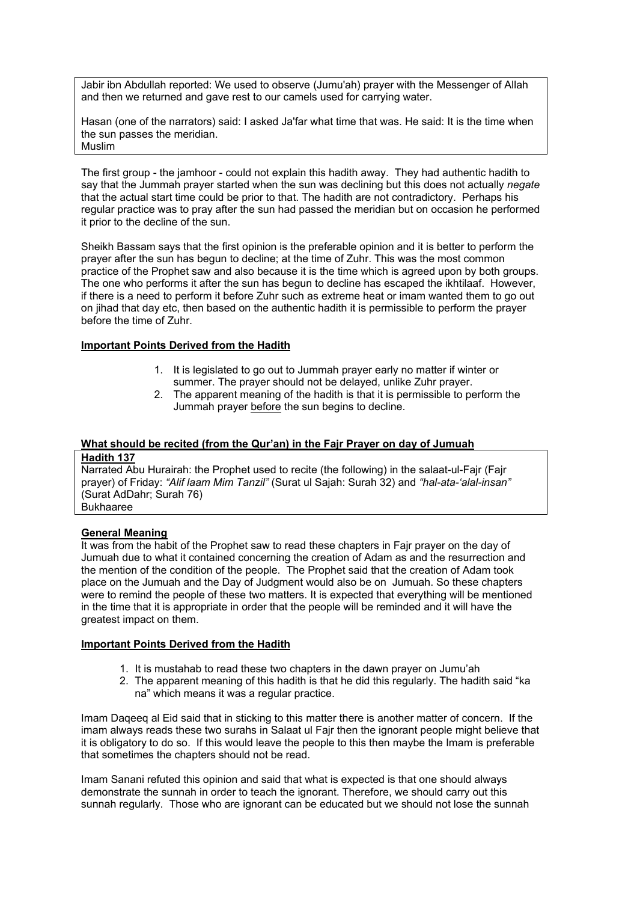Jabir ibn Abdullah reported: We used to observe (Jumu'ah) prayer with the Messenger of Allah and then we returned and gave rest to our camels used for carrying water.

Hasan (one of the narrators) said: I asked Ja'far what time that was. He said: It is the time when the sun passes the meridian.
Muslim

The first group - the jamhoor - could not explain this hadith away. They had authentic hadith to say that the Jummah prayer started when the sun was declining but this does not actually *negate* that the actual start time could be prior to that. The hadith are not contradictory. Perhaps his regular practice was to pray after the sun had passed the meridian but on occasion he performed it prior to the decline of the sun.

Sheikh Bassam says that the first opinion is the preferable opinion and it is better to perform the prayer after the sun has begun to decline; at the time of Zuhr. This was the most common practice of the Prophet saw and also because it is the time which is agreed upon by both groups. The one who performs it after the sun has begun to decline has escaped the ikhtilaaf. However, if there is a need to perform it before Zuhr such as extreme heat or imam wanted them to go out on jihad that day etc, then based on the authentic hadith it is permissible to perform the prayer before the time of Zuhr.

**Important Points Derived from the Hadith**

1. It is legislated to go out to Jummah prayer early no matter if winter or summer. The prayer should not be delayed, unlike Zuhr prayer.
2. The apparent meaning of the hadith is that it is permissible to perform the Jummah prayer before the sun begins to decline.

### What should be recited (from the Qur'an) in the Fajr Prayer on day of Jumuah

**Hadith 137**
Narrated Abu Hurairah: the Prophet used to recite (the following) in the salaat-ul-Fajr (Fajr prayer) of Friday: *"Alif laam Mim Tanzil"* (Surat ul Sajah: Surah 32) and *"hal-ata-'alal-insan"* (Surat AdDahr; Surah 76)
Bukhaaree

**General Meaning**
It was from the habit of the Prophet saw to read these chapters in Fajr prayer on the day of Jumuah due to what it contained concerning the creation of Adam as and the resurrection and the mention of the condition of the people. The Prophet said that the creation of Adam took place on the Jumuah and the Day of Judgment would also be on Jumuah. So these chapters were to remind the people of these two matters. It is expected that everything will be mentioned in the time that it is appropriate in order that the people will be reminded and it will have the greatest impact on them.

**Important Points Derived from the Hadith**

1. It is mustahab to read these two chapters in the dawn prayer on Jumu'ah
2. The apparent meaning of this hadith is that he did this regularly. The hadith said "ka na" which means it was a regular practice.

Imam Daqeeq al Eid said that in sticking to this matter there is another matter of concern. If the imam always reads these two surahs in Salaat ul Fajr then the ignorant people might believe that it is obligatory to do so. If this would leave the people to this then maybe the Imam is preferable that sometimes the chapters should not be read.

Imam Sanani refuted this opinion and said that what is expected is that one should always demonstrate the sunnah in order to teach the ignorant. Therefore, we should carry out this sunnah regularly. Those who are ignorant can be educated but we should not lose the sunnah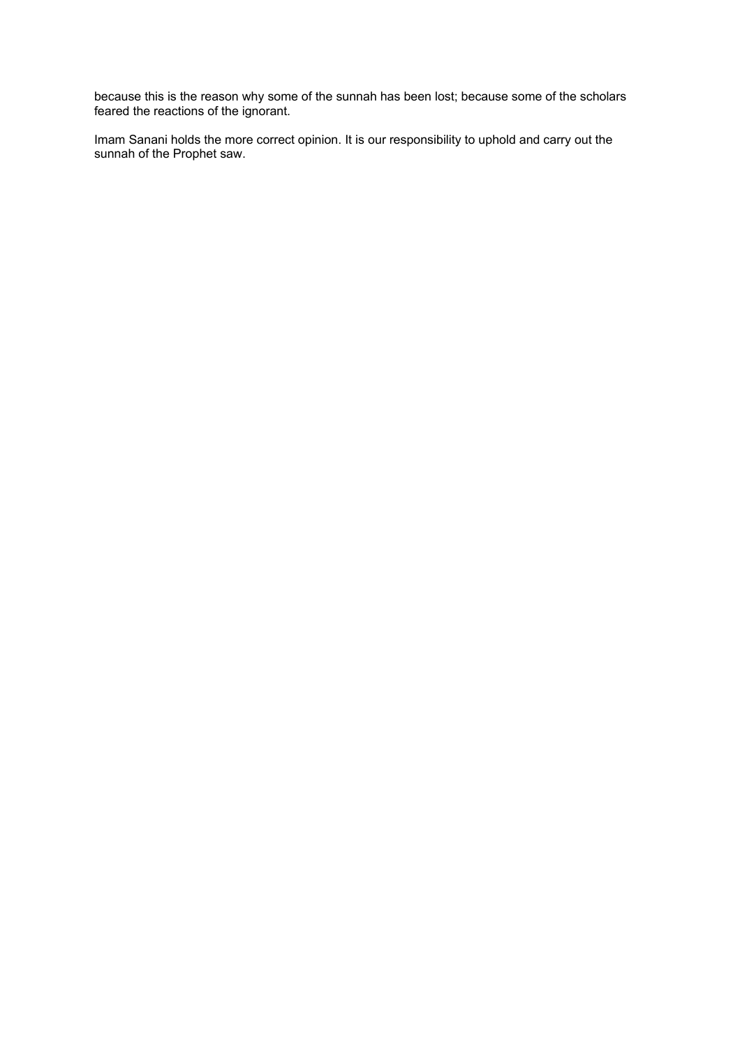because this is the reason why some of the sunnah has been lost; because some of the scholars feared the reactions of the ignorant.

Imam Sanani holds the more correct opinion. It is our responsibility to uphold and carry out the sunnah of the Prophet saw.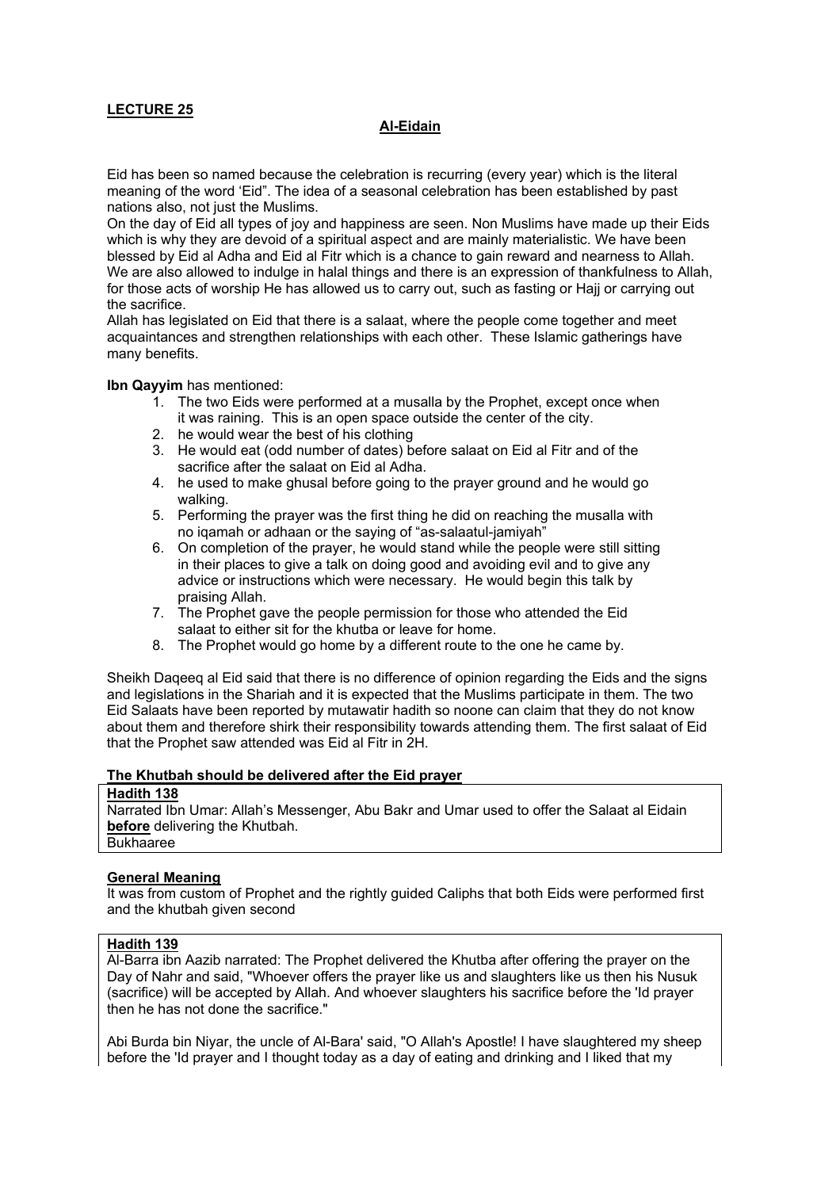**LECTURE 25**

**Al-Eidain**

Eid has been so named because the celebration is recurring (every year) which is the literal meaning of the word 'Eid". The idea of a seasonal celebration has been established by past nations also, not just the Muslims.
On the day of Eid all types of joy and happiness are seen. Non Muslims have made up their Eids which is why they are devoid of a spiritual aspect and are mainly materialistic. We have been blessed by Eid al Adha and Eid al Fitr which is a chance to gain reward and nearness to Allah. We are also allowed to indulge in halal things and there is an expression of thankfulness to Allah, for those acts of worship He has allowed us to carry out, such as fasting or Hajj or carrying out the sacrifice.
Allah has legislated on Eid that there is a salaat, where the people come together and meet acquaintances and strengthen relationships with each other. These Islamic gatherings have many benefits.

**Ibn Qayyim** has mentioned:

1. The two Eids were performed at a musalla by the Prophet, except once when it was raining. This is an open space outside the center of the city.
2. he would wear the best of his clothing
3. He would eat (odd number of dates) before salaat on Eid al Fitr and of the sacrifice after the salaat on Eid al Adha.
4. he used to make ghusal before going to the prayer ground and he would go walking.
5. Performing the prayer was the first thing he did on reaching the musalla with no iqamah or adhaan or the saying of "as-salaatul-jamiyah"
6. On completion of the prayer, he would stand while the people were still sitting in their places to give a talk on doing good and avoiding evil and to give any advice or instructions which were necessary. He would begin this talk by praising Allah.
7. The Prophet gave the people permission for those who attended the Eid salaat to either sit for the khutba or leave for home.
8. The Prophet would go home by a different route to the one he came by.

Sheikh Daqeeq al Eid said that there is no difference of opinion regarding the Eids and the signs and legislations in the Shariah and it is expected that the Muslims participate in them. The two Eid Salaats have been reported by mutawatir hadith so noone can claim that they do not know about them and therefore shirk their responsibility towards attending them. The first salaat of Eid that the Prophet saw attended was Eid al Fitr in 2H.

**The Khutbah should be delivered after the Eid prayer**

**Hadith 138**
Narrated Ibn Umar: Allah's Messenger, Abu Bakr and Umar used to offer the Salaat al Eidain **before** delivering the Khutbah.
Bukhaaree

**General Meaning**
It was from custom of Prophet and the rightly guided Caliphs that both Eids were performed first and the khutbah given second

**Hadith 139**
Al-Barra ibn Aazib narrated: The Prophet delivered the Khutba after offering the prayer on the Day of Nahr and said, "Whoever offers the prayer like us and slaughters like us then his Nusuk (sacrifice) will be accepted by Allah. And whoever slaughters his sacrifice before the 'Id prayer then he has not done the sacrifice."

Abi Burda bin Niyar, the uncle of Al-Bara' said, "O Allah's Apostle! I have slaughtered my sheep before the 'Id prayer and I thought today as a day of eating and drinking and I liked that my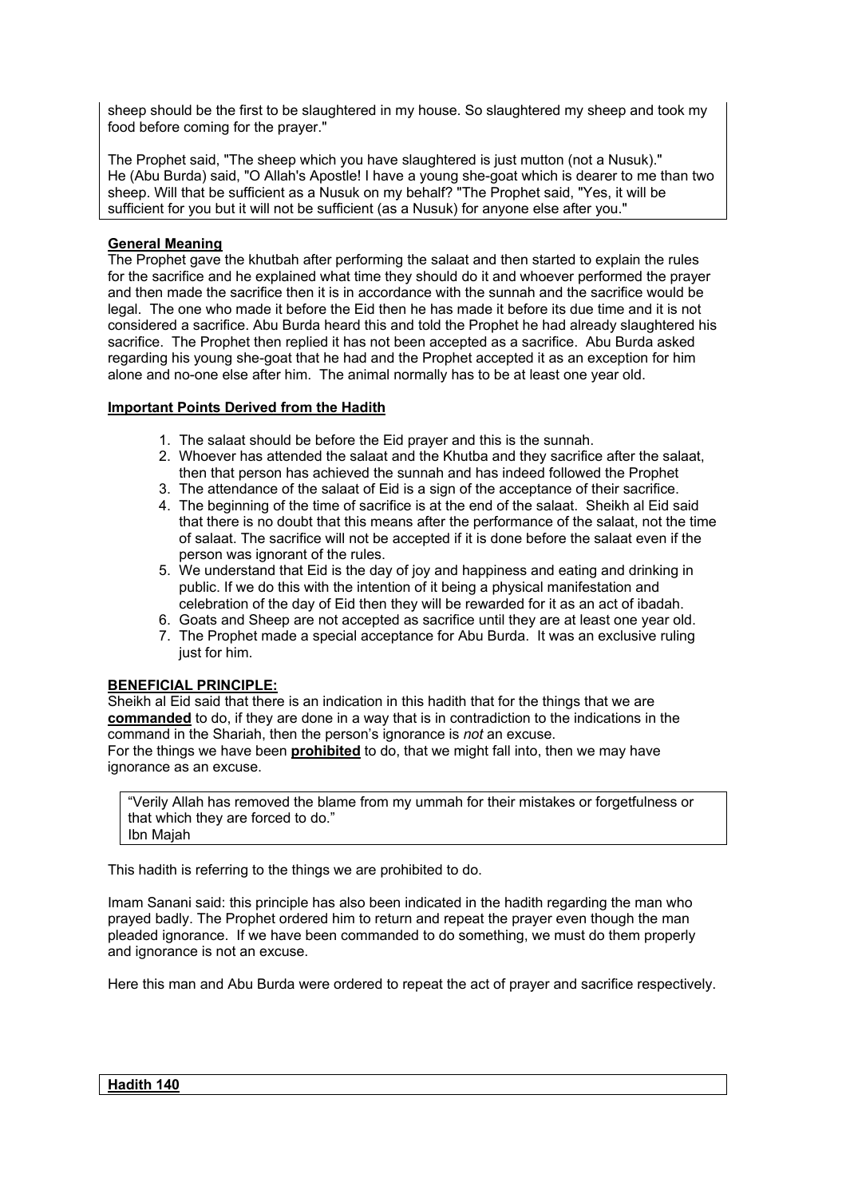sheep should be the first to be slaughtered in my house. So slaughtered my sheep and took my food before coming for the prayer."

The Prophet said, "The sheep which you have slaughtered is just mutton (not a Nusuk)."
He (Abu Burda) said, "O Allah's Apostle! I have a young she-goat which is dearer to me than two sheep. Will that be sufficient as a Nusuk on my behalf? "The Prophet said, "Yes, it will be sufficient for you but it will not be sufficient (as a Nusuk) for anyone else after you."

**General Meaning**

The Prophet gave the khutbah after performing the salaat and then started to explain the rules for the sacrifice and he explained what time they should do it and whoever performed the prayer and then made the sacrifice then it is in accordance with the sunnah and the sacrifice would be legal. The one who made it before the Eid then he has made it before its due time and it is not considered a sacrifice. Abu Burda heard this and told the Prophet he had already slaughtered his sacrifice. The Prophet then replied it has not been accepted as a sacrifice. Abu Burda asked regarding his young she-goat that he had and the Prophet accepted it as an exception for him alone and no-one else after him. The animal normally has to be at least one year old.

**Important Points Derived from the Hadith**

1. The salaat should be before the Eid prayer and this is the sunnah.
2. Whoever has attended the salaat and the Khutba and they sacrifice after the salaat, then that person has achieved the sunnah and has indeed followed the Prophet
3. The attendance of the salaat of Eid is a sign of the acceptance of their sacrifice.
4. The beginning of the time of sacrifice is at the end of the salaat. Sheikh al Eid said that there is no doubt that this means after the performance of the salaat, not the time of salaat. The sacrifice will not be accepted if it is done before the salaat even if the person was ignorant of the rules.
5. We understand that Eid is the day of joy and happiness and eating and drinking in public. If we do this with the intention of it being a physical manifestation and celebration of the day of Eid then they will be rewarded for it as an act of ibadah.
6. Goats and Sheep are not accepted as sacrifice until they are at least one year old.
7. The Prophet made a special acceptance for Abu Burda. It was an exclusive ruling just for him.

**BENEFICIAL PRINCIPLE:**

Sheikh al Eid said that there is an indication in this hadith that for the things that we are **commanded** to do, if they are done in a way that is in contradiction to the indications in the command in the Shariah, then the person's ignorance is *not* an excuse.
For the things we have been **prohibited** to do, that we might fall into, then we may have ignorance as an excuse.

"Verily Allah has removed the blame from my ummah for their mistakes or forgetfulness or that which they are forced to do."
Ibn Majah

This hadith is referring to the things we are prohibited to do.

Imam Sanani said: this principle has also been indicated in the hadith regarding the man who prayed badly. The Prophet ordered him to return and repeat the prayer even though the man pleaded ignorance. If we have been commanded to do something, we must do them properly and ignorance is not an excuse.

Here this man and Abu Burda were ordered to repeat the act of prayer and sacrifice respectively.

**Hadith 140**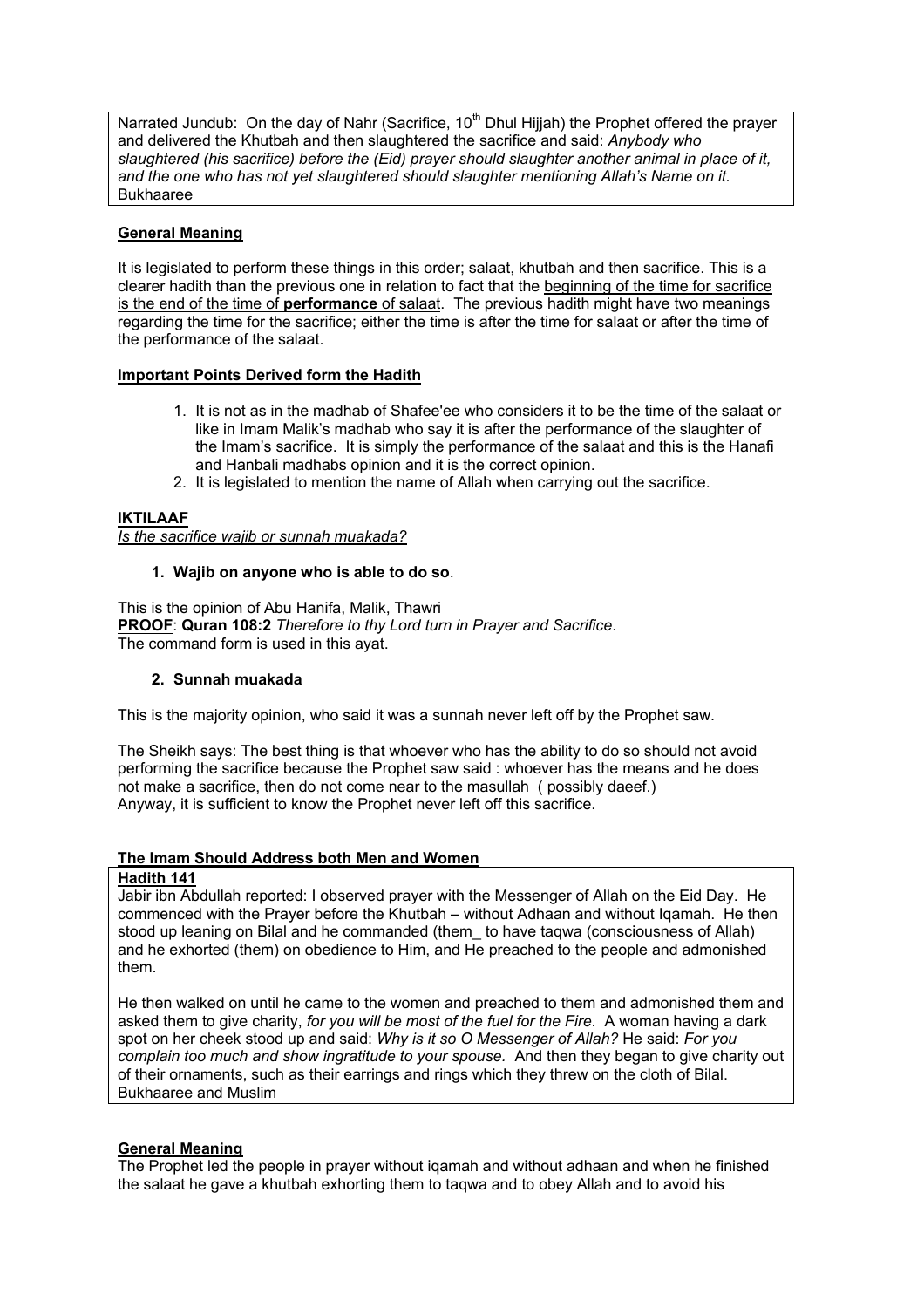Narrated Jundub: On the day of Nahr (Sacrifice, 10th Dhul Hijjah) the Prophet offered the prayer and delivered the Khutbah and then slaughtered the sacrifice and said: *Anybody who slaughtered (his sacrifice) before the (Eid) prayer should slaughter another animal in place of it, and the one who has not yet slaughtered should slaughter mentioning Allah's Name on it.* Bukhaaree

**General Meaning**

It is legislated to perform these things in this order; salaat, khutbah and then sacrifice. This is a clearer hadith than the previous one in relation to fact that the beginning of the time for sacrifice is the end of the time of **performance** of salaat. The previous hadith might have two meanings regarding the time for the sacrifice; either the time is after the time for salaat or after the time of the performance of the salaat.

**Important Points Derived form the Hadith**

1. It is not as in the madhab of Shafee'ee who considers it to be the time of the salaat or like in Imam Malik's madhab who say it is after the performance of the slaughter of the Imam's sacrifice. It is simply the performance of the salaat and this is the Hanafi and Hanbali madhabs opinion and it is the correct opinion.
2. It is legislated to mention the name of Allah when carrying out the sacrifice.

**IKTILAAF**

*Is the sacrifice wajib or sunnah muakada?*

**1. Wajib on anyone who is able to do so**.

This is the opinion of Abu Hanifa, Malik, Thawri
**PROOF**: **Quran 108:2** *Therefore to thy Lord turn in Prayer and Sacrifice*.
The command form is used in this ayat.

**2. Sunnah muakada**

This is the majority opinion, who said it was a sunnah never left off by the Prophet saw.

The Sheikh says: The best thing is that whoever who has the ability to do so should not avoid performing the sacrifice because the Prophet saw said : whoever has the means and he does not make a sacrifice, then do not come near to the masullah ( possibly daeef.)
Anyway, it is sufficient to know the Prophet never left off this sacrifice.

**The Imam Should Address both Men and Women**

**Hadith 141**

Jabir ibn Abdullah reported: I observed prayer with the Messenger of Allah on the Eid Day. He commenced with the Prayer before the Khutbah – without Adhaan and without Iqamah. He then stood up leaning on Bilal and he commanded (them_ to have taqwa (consciousness of Allah) and he exhorted (them) on obedience to Him, and He preached to the people and admonished them.

He then walked on until he came to the women and preached to them and admonished them and asked them to give charity, *for you will be most of the fuel for the Fire*. A woman having a dark spot on her cheek stood up and said: *Why is it so O Messenger of Allah?* He said: *For you complain too much and show ingratitude to your spouse.* And then they began to give charity out of their ornaments, such as their earrings and rings which they threw on the cloth of Bilal.
Bukhaaree and Muslim

**General Meaning**

The Prophet led the people in prayer without iqamah and without adhaan and when he finished the salaat he gave a khutbah exhorting them to taqwa and to obey Allah and to avoid his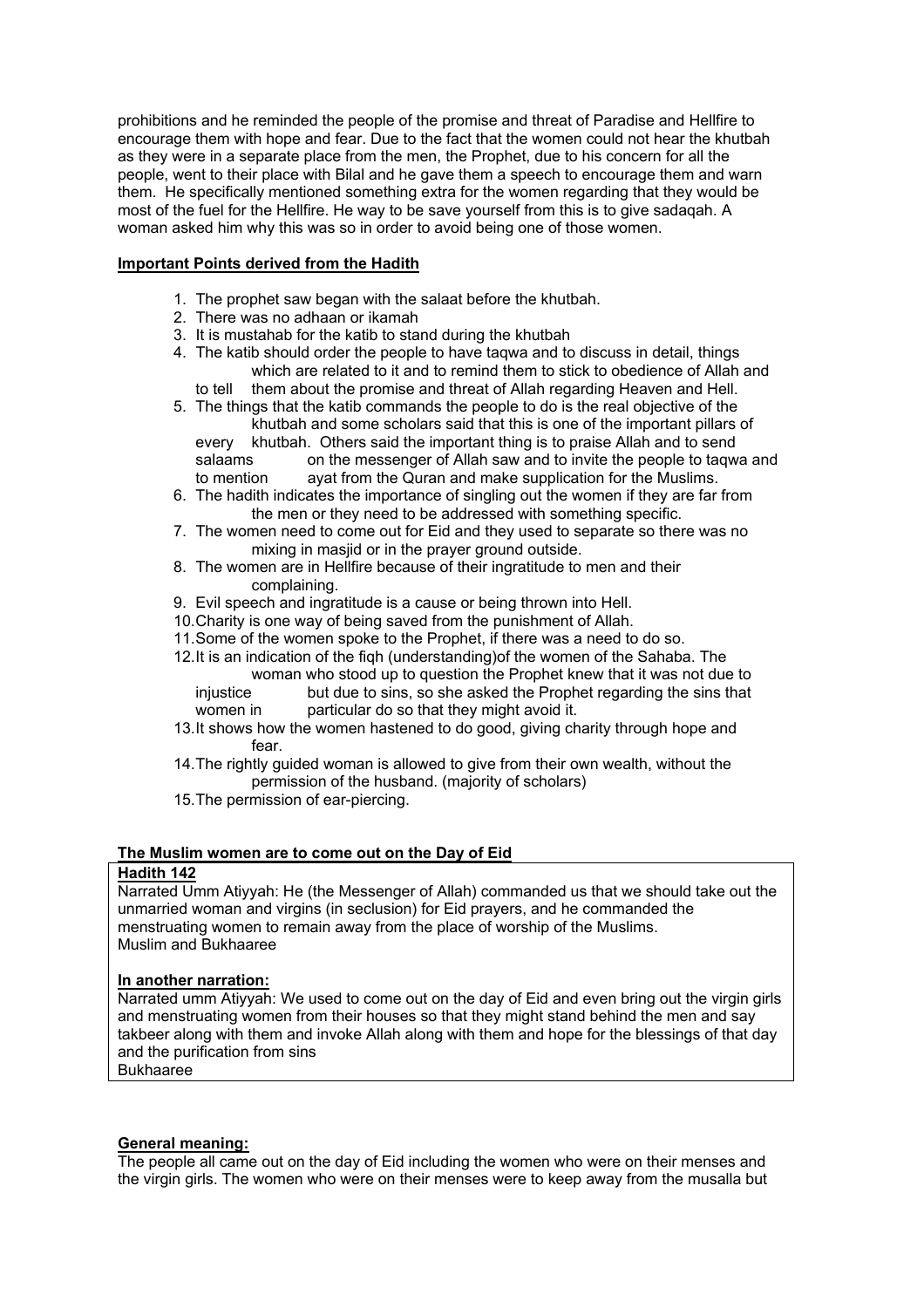prohibitions and he reminded the people of the promise and threat of Paradise and Hellfire to encourage them with hope and fear. Due to the fact that the women could not hear the khutbah as they were in a separate place from the men, the Prophet, due to his concern for all the people, went to their place with Bilal and he gave them a speech to encourage them and warn them. He specifically mentioned something extra for the women regarding that they would be most of the fuel for the Hellfire. He way to be save yourself from this is to give sadaqah. A woman asked him why this was so in order to avoid being one of those women.

**Important Points derived from the Hadith**

1. The prophet saw began with the salaat before the khutbah.
2. There was no adhaan or ikamah
3. It is mustahab for the katib to stand during the khutbah
4. The katib should order the people to have taqwa and to discuss in detail, things which are related to it and to remind them to stick to obedience of Allah and to tell them about the promise and threat of Allah regarding Heaven and Hell.
5. The things that the katib commands the people to do is the real objective of the khutbah and some scholars said that this is one of the important pillars of every khutbah. Others said the important thing is to praise Allah and to send salaams on the messenger of Allah saw and to invite the people to taqwa and to mention ayat from the Quran and make supplication for the Muslims.
6. The hadith indicates the importance of singling out the women if they are far from the men or they need to be addressed with something specific.
7. The women need to come out for Eid and they used to separate so there was no mixing in masjid or in the prayer ground outside.
8. The women are in Hellfire because of their ingratitude to men and their complaining.
9. Evil speech and ingratitude is a cause or being thrown into Hell.
10. Charity is one way of being saved from the punishment of Allah.
11. Some of the women spoke to the Prophet, if there was a need to do so.
12. It is an indication of the fiqh (understanding)of the women of the Sahaba. The woman who stood up to question the Prophet knew that it was not due to injustice but due to sins, so she asked the Prophet regarding the sins that women in particular do so that they might avoid it.
13. It shows how the women hastened to do good, giving charity through hope and fear.
14. The rightly guided woman is allowed to give from their own wealth, without the permission of the husband. (majority of scholars)
15. The permission of ear-piercing.

**The Muslim women are to come out on the Day of Eid**

**Hadith 142**

Narrated Umm Atiyyah: He (the Messenger of Allah) commanded us that we should take out the unmarried woman and virgins (in seclusion) for Eid prayers, and he commanded the menstruating women to remain away from the place of worship of the Muslims.
Muslim and Bukhaaree

**In another narration:**

Narrated umm Atiyyah: We used to come out on the day of Eid and even bring out the virgin girls and menstruating women from their houses so that they might stand behind the men and say takbeer along with them and invoke Allah along with them and hope for the blessings of that day and the purification from sins
Bukhaaree

**General meaning:**

The people all came out on the day of Eid including the women who were on their menses and the virgin girls. The women who were on their menses were to keep away from the musalla but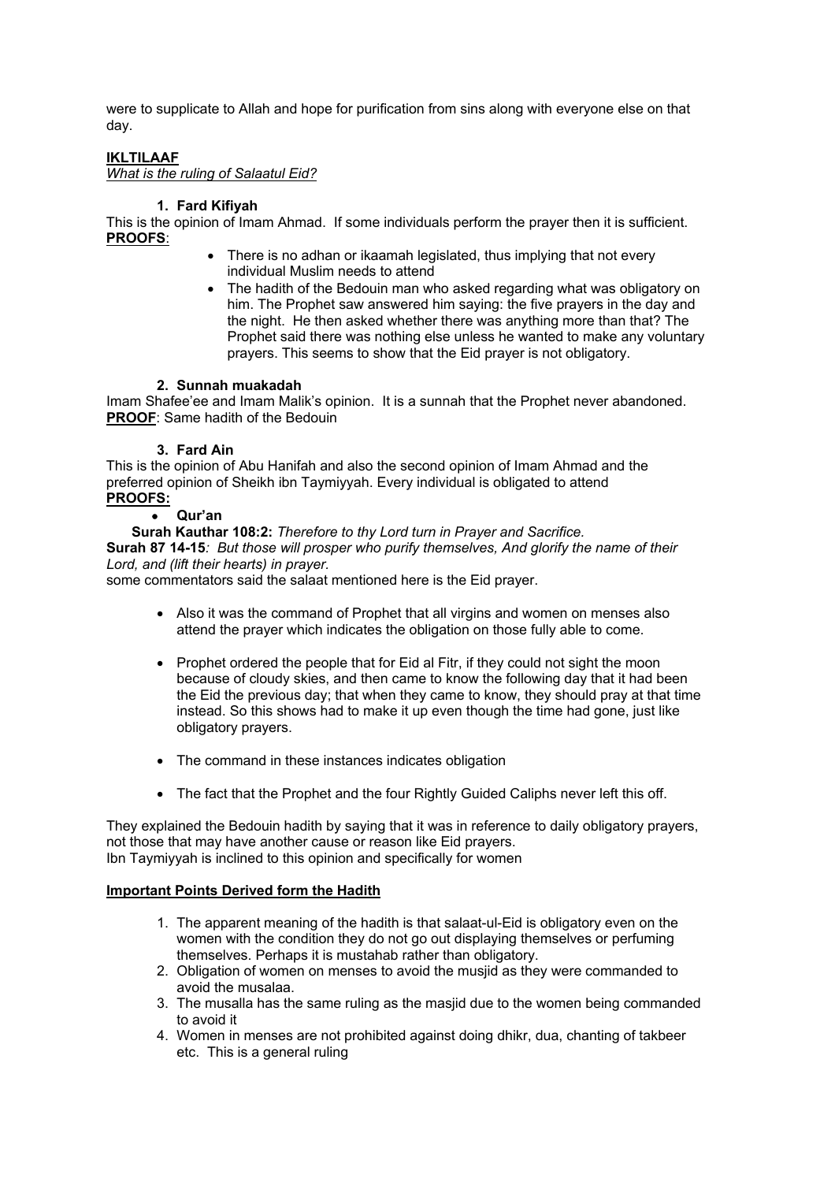were to supplicate to Allah and hope for purification from sins along with everyone else on that day.

**IKLTILAAF**

*What is the ruling of Salaatul Eid?*

**1. Fard Kifiyah**

This is the opinion of Imam Ahmad. If some individuals perform the prayer then it is sufficient.

**PROOFS**:

- There is no adhan or ikaamah legislated, thus implying that not every individual Muslim needs to attend
- The hadith of the Bedouin man who asked regarding what was obligatory on him. The Prophet saw answered him saying: the five prayers in the day and the night. He then asked whether there was anything more than that? The Prophet said there was nothing else unless he wanted to make any voluntary prayers. This seems to show that the Eid prayer is not obligatory.

**2. Sunnah muakadah**

Imam Shafee'ee and Imam Malik's opinion. It is a sunnah that the Prophet never abandoned.

**PROOF**: Same hadith of the Bedouin

**3. Fard Ain**

This is the opinion of Abu Hanifah and also the second opinion of Imam Ahmad and the preferred opinion of Sheikh ibn Taymiyyah. Every individual is obligated to attend

**PROOFS:**

- **Qur'an**

**Surah Kauthar 108:2:** *Therefore to thy Lord turn in Prayer and Sacrifice.*

**Surah 87 14-15***: But those will prosper who purify themselves, And glorify the name of their Lord, and (lift their hearts) in prayer.*

some commentators said the salaat mentioned here is the Eid prayer.

- Also it was the command of Prophet that all virgins and women on menses also attend the prayer which indicates the obligation on those fully able to come.

- Prophet ordered the people that for Eid al Fitr, if they could not sight the moon because of cloudy skies, and then came to know the following day that it had been the Eid the previous day; that when they came to know, they should pray at that time instead. So this shows had to make it up even though the time had gone, just like obligatory prayers.

- The command in these instances indicates obligation

- The fact that the Prophet and the four Rightly Guided Caliphs never left this off.

They explained the Bedouin hadith by saying that it was in reference to daily obligatory prayers, not those that may have another cause or reason like Eid prayers.

Ibn Taymiyyah is inclined to this opinion and specifically for women

**Important Points Derived form the Hadith**

1. The apparent meaning of the hadith is that salaat-ul-Eid is obligatory even on the women with the condition they do not go out displaying themselves or perfuming themselves. Perhaps it is mustahab rather than obligatory.
2. Obligation of women on menses to avoid the musjid as they were commanded to avoid the musalaa.
3. The musalla has the same ruling as the masjid due to the women being commanded to avoid it
4. Women in menses are not prohibited against doing dhikr, dua, chanting of takbeer etc. This is a general ruling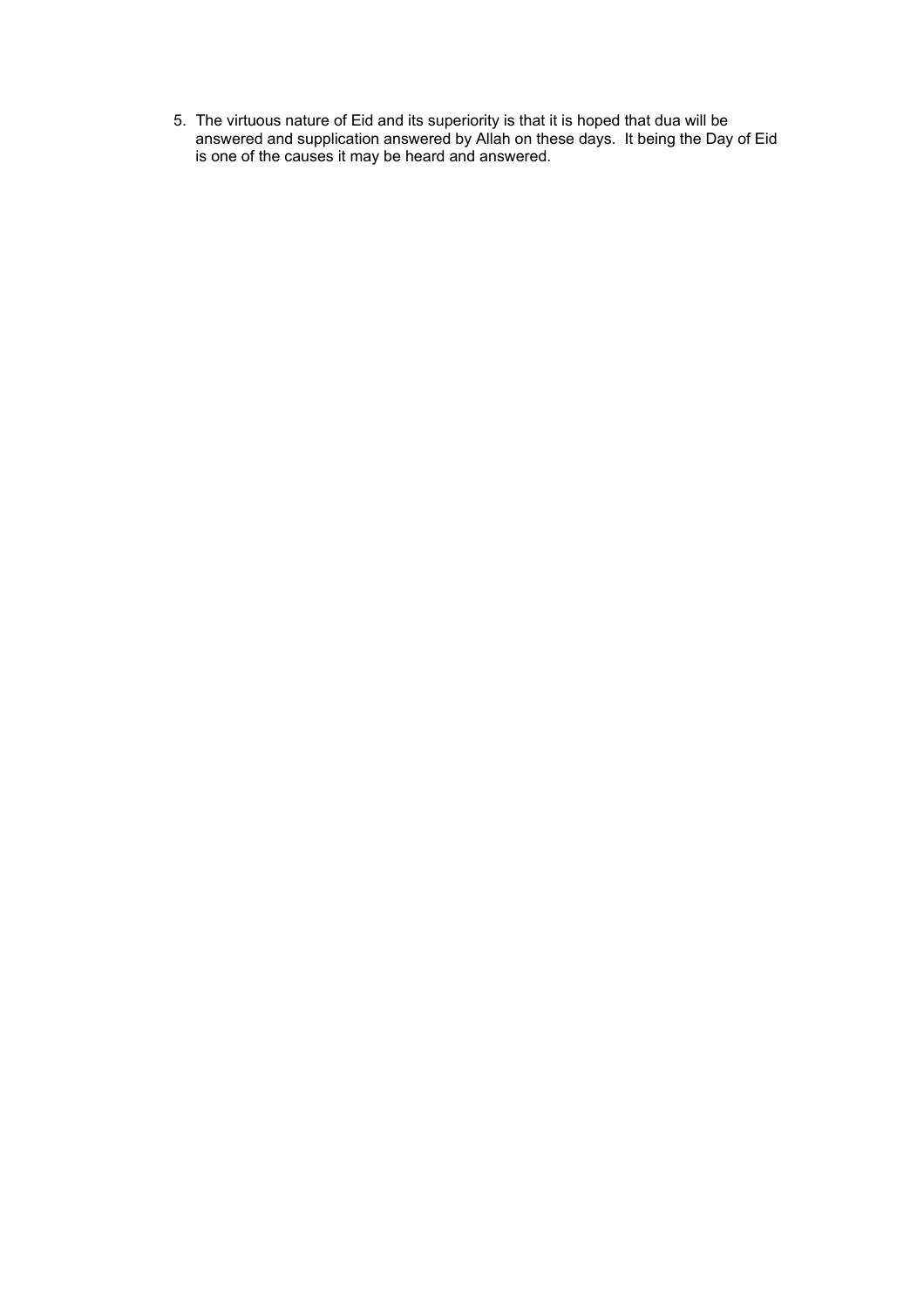5. The virtuous nature of Eid and its superiority is that it is hoped that dua will be answered and supplication answered by Allah on these days. It being the Day of Eid is one of the causes it may be heard and answered.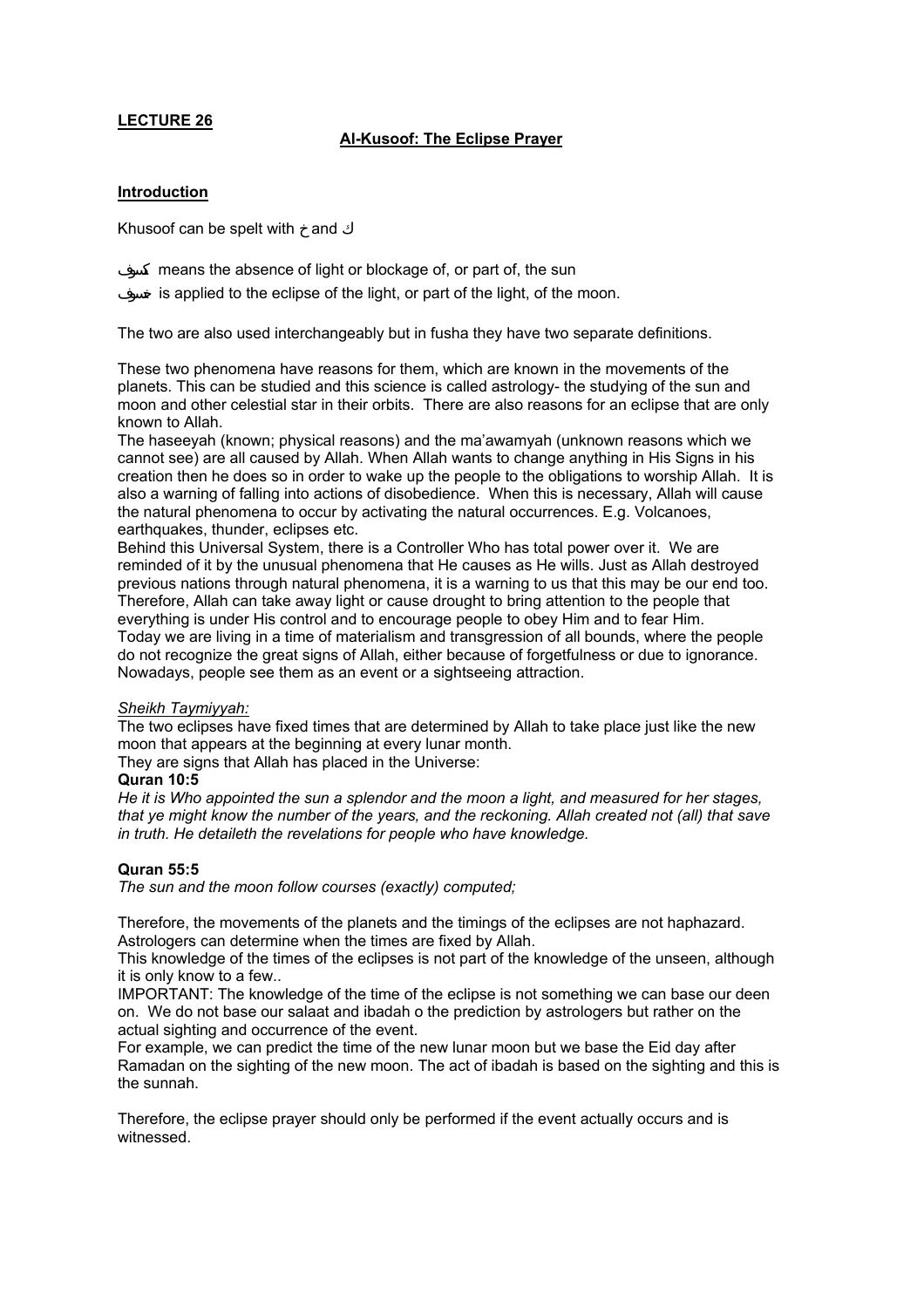**LECTURE 26**

**Al-Kusoof: The Eclipse Prayer**

**Introduction**

Khusoof can be spelt with خ and ك

كسوف means the absence of light or blockage of, or part of, the sun

خسوف is applied to the eclipse of the light, or part of the light, of the moon.

The two are also used interchangeably but in fusha they have two separate definitions.

These two phenomena have reasons for them, which are known in the movements of the planets. This can be studied and this science is called astrology- the studying of the sun and moon and other celestial star in their orbits. There are also reasons for an eclipse that are only known to Allah.

The haseeyah (known; physical reasons) and the ma'awamyah (unknown reasons which we cannot see) are all caused by Allah. When Allah wants to change anything in His Signs in his creation then he does so in order to wake up the people to the obligations to worship Allah. It is also a warning of falling into actions of disobedience. When this is necessary, Allah will cause the natural phenomena to occur by activating the natural occurrences. E.g. Volcanoes, earthquakes, thunder, eclipses etc.

Behind this Universal System, there is a Controller Who has total power over it. We are reminded of it by the unusual phenomena that He causes as He wills. Just as Allah destroyed previous nations through natural phenomena, it is a warning to us that this may be our end too. Therefore, Allah can take away light or cause drought to bring attention to the people that everything is under His control and to encourage people to obey Him and to fear Him.

Today we are living in a time of materialism and transgression of all bounds, where the people do not recognize the great signs of Allah, either because of forgetfulness or due to ignorance. Nowadays, people see them as an event or a sightseeing attraction.

*Sheikh Taymiyyah:*

The two eclipses have fixed times that are determined by Allah to take place just like the new moon that appears at the beginning at every lunar month.

They are signs that Allah has placed in the Universe:

**Quran 10:5**

*He it is Who appointed the sun a splendor and the moon a light, and measured for her stages, that ye might know the number of the years, and the reckoning. Allah created not (all) that save in truth. He detaileth the revelations for people who have knowledge.*

**Quran 55:5**

*The sun and the moon follow courses (exactly) computed;*

Therefore, the movements of the planets and the timings of the eclipses are not haphazard. Astrologers can determine when the times are fixed by Allah.

This knowledge of the times of the eclipses is not part of the knowledge of the unseen, although it is only know to a few..

IMPORTANT: The knowledge of the time of the eclipse is not something we can base our deen on. We do not base our salaat and ibadah o the prediction by astrologers but rather on the actual sighting and occurrence of the event.

For example, we can predict the time of the new lunar moon but we base the Eid day after Ramadan on the sighting of the new moon. The act of ibadah is based on the sighting and this is the sunnah.

Therefore, the eclipse prayer should only be performed if the event actually occurs and is witnessed.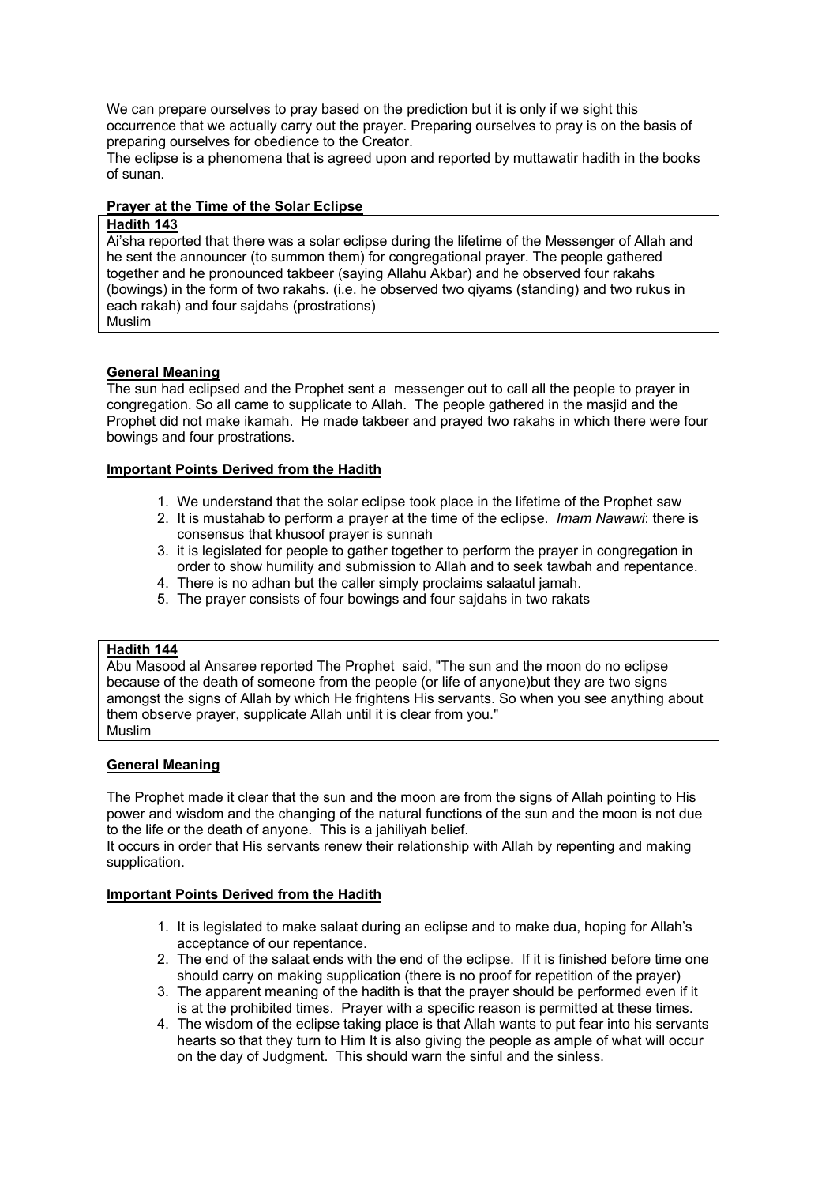We can prepare ourselves to pray based on the prediction but it is only if we sight this occurrence that we actually carry out the prayer. Preparing ourselves to pray is on the basis of preparing ourselves for obedience to the Creator.

The eclipse is a phenomena that is agreed upon and reported by muttawatir hadith in the books of sunan.

**Prayer at the Time of the Solar Eclipse**

**Hadith 143**

Ai'sha reported that there was a solar eclipse during the lifetime of the Messenger of Allah and he sent the announcer (to summon them) for congregational prayer. The people gathered together and he pronounced takbeer (saying Allahu Akbar) and he observed four rakahs (bowings) in the form of two rakahs. (i.e. he observed two qiyams (standing) and two rukus in each rakah) and four sajdahs (prostrations)

Muslim

**General Meaning**

The sun had eclipsed and the Prophet sent a messenger out to call all the people to prayer in congregation. So all came to supplicate to Allah. The people gathered in the masjid and the Prophet did not make ikamah. He made takbeer and prayed two rakahs in which there were four bowings and four prostrations.

**Important Points Derived from the Hadith**

1. We understand that the solar eclipse took place in the lifetime of the Prophet saw
2. It is mustahab to perform a prayer at the time of the eclipse. *Imam Nawawi*: there is consensus that khusoof prayer is sunnah
3. it is legislated for people to gather together to perform the prayer in congregation in order to show humility and submission to Allah and to seek tawbah and repentance.
4. There is no adhan but the caller simply proclaims salaatul jamah.
5. The prayer consists of four bowings and four sajdahs in two rakats

**Hadith 144**

Abu Masood al Ansaree reported The Prophet said, "The sun and the moon do no eclipse because of the death of someone from the people (or life of anyone)but they are two signs amongst the signs of Allah by which He frightens His servants. So when you see anything about them observe prayer, supplicate Allah until it is clear from you."

Muslim

**General Meaning**

The Prophet made it clear that the sun and the moon are from the signs of Allah pointing to His power and wisdom and the changing of the natural functions of the sun and the moon is not due to the life or the death of anyone. This is a jahiliyah belief.

It occurs in order that His servants renew their relationship with Allah by repenting and making supplication.

**Important Points Derived from the Hadith**

1. It is legislated to make salaat during an eclipse and to make dua, hoping for Allah's acceptance of our repentance.
2. The end of the salaat ends with the end of the eclipse. If it is finished before time one should carry on making supplication (there is no proof for repetition of the prayer)
3. The apparent meaning of the hadith is that the prayer should be performed even if it is at the prohibited times. Prayer with a specific reason is permitted at these times.
4. The wisdom of the eclipse taking place is that Allah wants to put fear into his servants hearts so that they turn to Him It is also giving the people as ample of what will occur on the day of Judgment. This should warn the sinful and the sinless.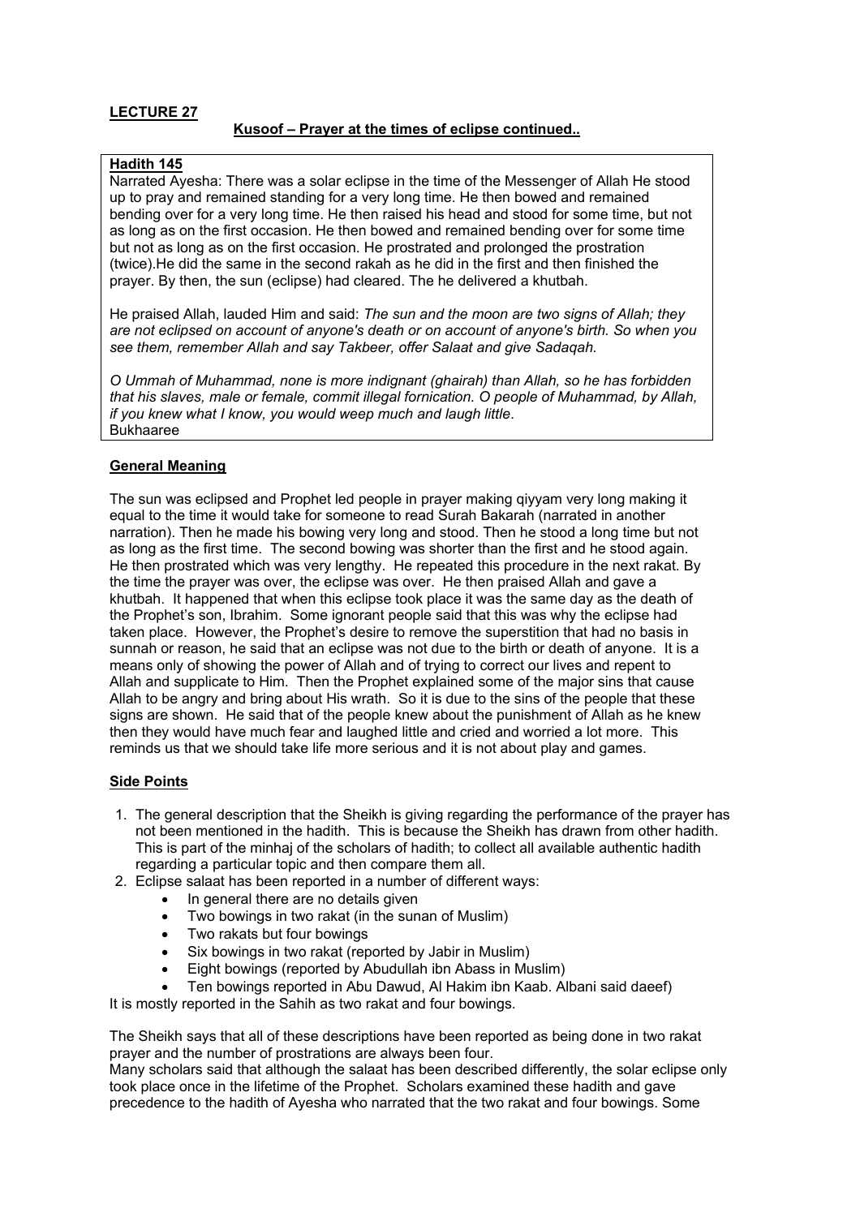**LECTURE 27**

**Kusoof – Prayer at the times of eclipse continued..**

**Hadith 145**

Narrated Ayesha: There was a solar eclipse in the time of the Messenger of Allah He stood up to pray and remained standing for a very long time. He then bowed and remained bending over for a very long time. He then raised his head and stood for some time, but not as long as on the first occasion. He then bowed and remained bending over for some time but not as long as on the first occasion. He prostrated and prolonged the prostration (twice).He did the same in the second rakah as he did in the first and then finished the prayer. By then, the sun (eclipse) had cleared. The he delivered a khutbah.

He praised Allah, lauded Him and said: *The sun and the moon are two signs of Allah; they are not eclipsed on account of anyone's death or on account of anyone's birth. So when you see them, remember Allah and say Takbeer, offer Salaat and give Sadaqah.*

*O Ummah of Muhammad, none is more indignant (ghairah) than Allah, so he has forbidden that his slaves, male or female, commit illegal fornication. O people of Muhammad, by Allah, if you knew what I know, you would weep much and laugh little.*
Bukhaaree

**General Meaning**

The sun was eclipsed and Prophet led people in prayer making qiyyam very long making it equal to the time it would take for someone to read Surah Bakarah (narrated in another narration). Then he made his bowing very long and stood. Then he stood a long time but not as long as the first time. The second bowing was shorter than the first and he stood again. He then prostrated which was very lengthy. He repeated this procedure in the next rakat. By the time the prayer was over, the eclipse was over. He then praised Allah and gave a khutbah. It happened that when this eclipse took place it was the same day as the death of the Prophet's son, Ibrahim. Some ignorant people said that this was why the eclipse had taken place. However, the Prophet's desire to remove the superstition that had no basis in sunnah or reason, he said that an eclipse was not due to the birth or death of anyone. It is a means only of showing the power of Allah and of trying to correct our lives and repent to Allah and supplicate to Him. Then the Prophet explained some of the major sins that cause Allah to be angry and bring about His wrath. So it is due to the sins of the people that these signs are shown. He said that of the people knew about the punishment of Allah as he knew then they would have much fear and laughed little and cried and worried a lot more. This reminds us that we should take life more serious and it is not about play and games.

**Side Points**

1. The general description that the Sheikh is giving regarding the performance of the prayer has not been mentioned in the hadith. This is because the Sheikh has drawn from other hadith. This is part of the minhaj of the scholars of hadith; to collect all available authentic hadith regarding a particular topic and then compare them all.
2. Eclipse salaat has been reported in a number of different ways:
    - In general there are no details given
    - Two bowings in two rakat (in the sunan of Muslim)
    - Two rakats but four bowings
    - Six bowings in two rakat (reported by Jabir in Muslim)
    - Eight bowings (reported by Abudullah ibn Abass in Muslim)
    - Ten bowings reported in Abu Dawud, Al Hakim ibn Kaab. Albani said daeef)

It is mostly reported in the Sahih as two rakat and four bowings.

The Sheikh says that all of these descriptions have been reported as being done in two rakat prayer and the number of prostrations are always been four.
Many scholars said that although the salaat has been described differently, the solar eclipse only took place once in the lifetime of the Prophet. Scholars examined these hadith and gave precedence to the hadith of Ayesha who narrated that the two rakat and four bowings. Some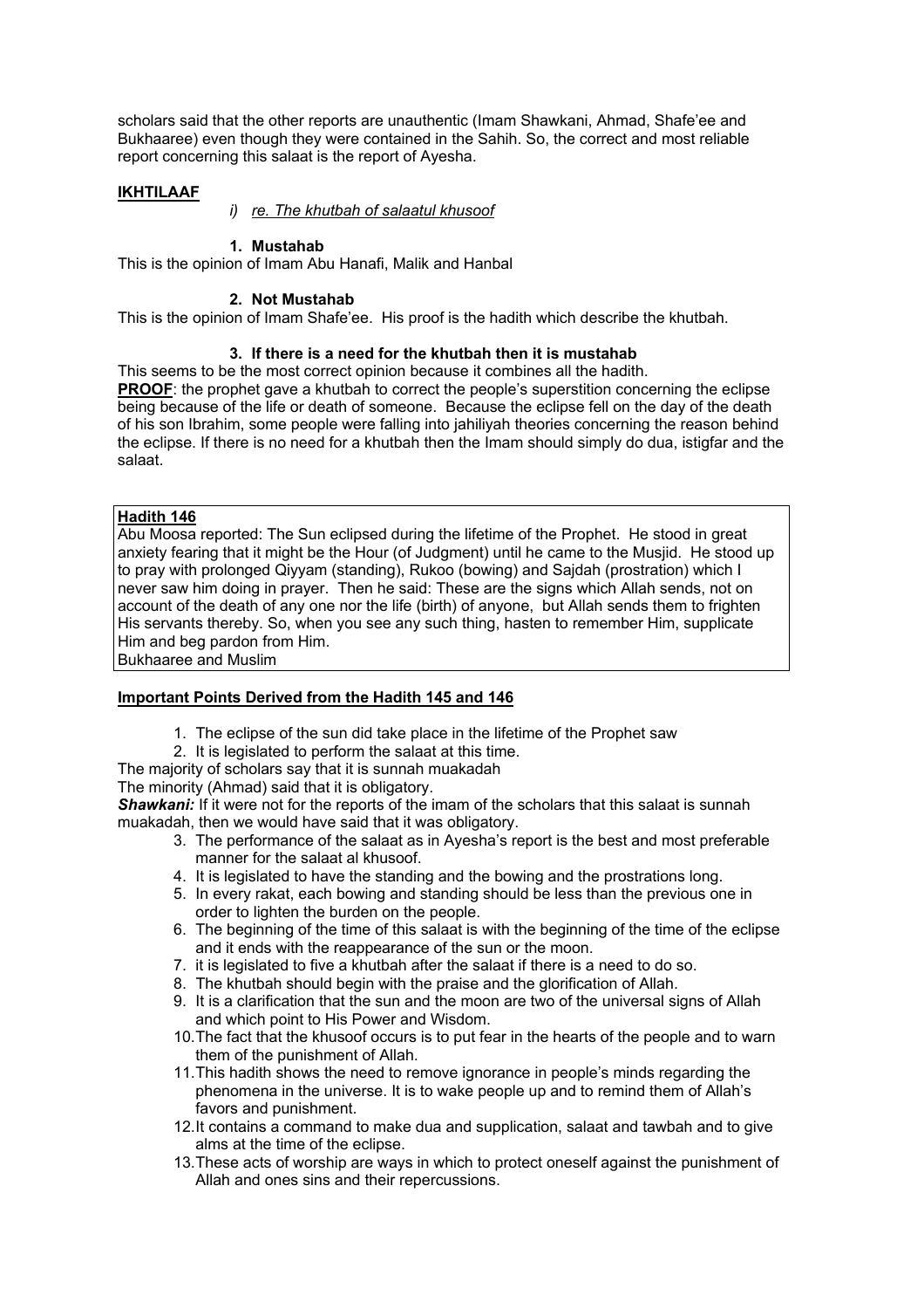scholars said that the other reports are unauthentic (Imam Shawkani, Ahmad, Shafe'ee and Bukhaaree) even though they were contained in the Sahih. So, the correct and most reliable report concerning this salaat is the report of Ayesha.

**IKHTILAAF**

*i) re. The khutbah of salaatul khusoof*

**1. Mustahab**

This is the opinion of Imam Abu Hanafi, Malik and Hanbal

**2. Not Mustahab**

This is the opinion of Imam Shafe'ee. His proof is the hadith which describe the khutbah.

**3. If there is a need for the khutbah then it is mustahab**

This seems to be the most correct opinion because it combines all the hadith.

**PROOF**: the prophet gave a khutbah to correct the people's superstition concerning the eclipse being because of the life or death of someone. Because the eclipse fell on the day of the death of his son Ibrahim, some people were falling into jahiliyah theories concerning the reason behind the eclipse. If there is no need for a khutbah then the Imam should simply do dua, istigfar and the salaat.

**Hadith 146**

Abu Moosa reported: The Sun eclipsed during the lifetime of the Prophet. He stood in great anxiety fearing that it might be the Hour (of Judgment) until he came to the Musjid. He stood up to pray with prolonged Qiyyam (standing), Rukoo (bowing) and Sajdah (prostration) which I never saw him doing in prayer. Then he said: These are the signs which Allah sends, not on account of the death of any one nor the life (birth) of anyone, but Allah sends them to frighten His servants thereby. So, when you see any such thing, hasten to remember Him, supplicate Him and beg pardon from Him.

Bukhaaree and Muslim

**Important Points Derived from the Hadith 145 and 146**

1. The eclipse of the sun did take place in the lifetime of the Prophet saw
2. It is legislated to perform the salaat at this time.

The majority of scholars say that it is sunnah muakadah

The minority (Ahmad) said that it is obligatory.

***Shawkani:*** If it were not for the reports of the imam of the scholars that this salaat is sunnah muakadah, then we would have said that it was obligatory.

3. The performance of the salaat as in Ayesha's report is the best and most preferable manner for the salaat al khusoof.
4. It is legislated to have the standing and the bowing and the prostrations long.
5. In every rakat, each bowing and standing should be less than the previous one in order to lighten the burden on the people.
6. The beginning of the time of this salaat is with the beginning of the time of the eclipse and it ends with the reappearance of the sun or the moon.
7. it is legislated to five a khutbah after the salaat if there is a need to do so.
8. The khutbah should begin with the praise and the glorification of Allah.
9. It is a clarification that the sun and the moon are two of the universal signs of Allah and which point to His Power and Wisdom.
10. The fact that the khusoof occurs is to put fear in the hearts of the people and to warn them of the punishment of Allah.
11. This hadith shows the need to remove ignorance in people's minds regarding the phenomena in the universe. It is to wake people up and to remind them of Allah's favors and punishment.
12. It contains a command to make dua and supplication, salaat and tawbah and to give alms at the time of the eclipse.
13. These acts of worship are ways in which to protect oneself against the punishment of Allah and ones sins and their repercussions.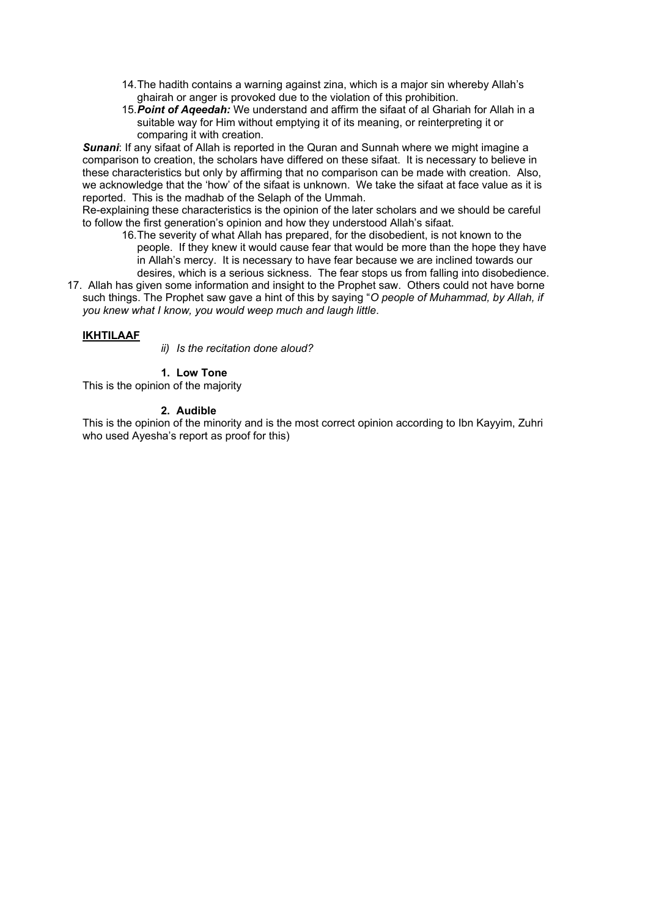14. The hadith contains a warning against zina, which is a major sin whereby Allah's ghairah or anger is provoked due to the violation of this prohibition.
15. ***Point of Aqeedah:*** We understand and affirm the sifaat of al Ghariah for Allah in a suitable way for Him without emptying it of its meaning, or reinterpreting it or comparing it with creation.

***Sunani***: If any sifaat of Allah is reported in the Quran and Sunnah where we might imagine a comparison to creation, the scholars have differed on these sifaat. It is necessary to believe in these characteristics but only by affirming that no comparison can be made with creation. Also, we acknowledge that the 'how' of the sifaat is unknown. We take the sifaat at face value as it is reported. This is the madhab of the Selaph of the Ummah.

Re-explaining these characteristics is the opinion of the later scholars and we should be careful to follow the first generation's opinion and how they understood Allah's sifaat.

16. The severity of what Allah has prepared, for the disobedient, is not known to the people. If they knew it would cause fear that would be more than the hope they have in Allah's mercy. It is necessary to have fear because we are inclined towards our desires, which is a serious sickness. The fear stops us from falling into disobedience.
17. Allah has given some information and insight to the Prophet saw. Others could not have borne such things. The Prophet saw gave a hint of this by saying "*O people of Muhammad, by Allah, if you knew what I know, you would weep much and laugh little*.

**IKHTILAAF**

*ii) Is the recitation done aloud?*

**1. Low Tone**

This is the opinion of the majority

**2. Audible**

This is the opinion of the minority and is the most correct opinion according to Ibn Kayyim, Zuhri who used Ayesha's report as proof for this)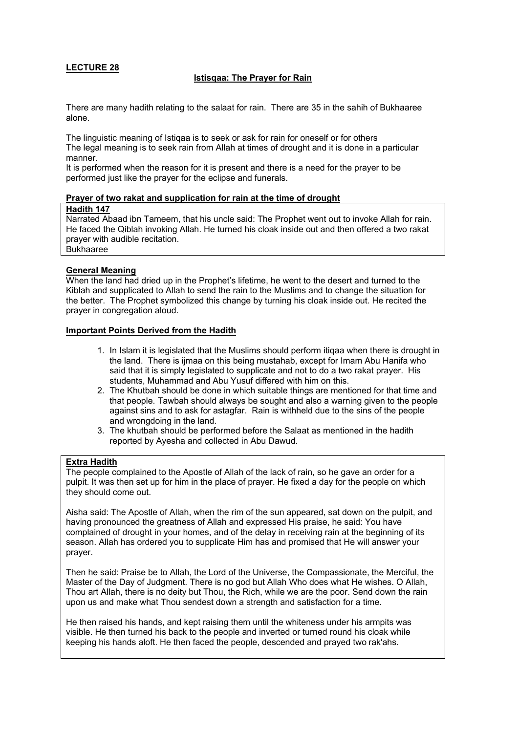**LECTURE 28**

**Istisqaa: The Prayer for Rain**

There are many hadith relating to the salaat for rain. There are 35 in the sahih of Bukhaaree alone.

The linguistic meaning of Istiqaa is to seek or ask for rain for oneself or for others
The legal meaning is to seek rain from Allah at times of drought and it is done in a particular manner.
It is performed when the reason for it is present and there is a need for the prayer to be performed just like the prayer for the eclipse and funerals.

**Prayer of two rakat and supplication for rain at the time of drought**

**Hadith 147**
Narrated Abaad ibn Tameem, that his uncle said: The Prophet went out to invoke Allah for rain. He faced the Qiblah invoking Allah. He turned his cloak inside out and then offered a two rakat prayer with audible recitation.
Bukhaaree

**General Meaning**
When the land had dried up in the Prophet's lifetime, he went to the desert and turned to the Kiblah and supplicated to Allah to send the rain to the Muslims and to change the situation for the better. The Prophet symbolized this change by turning his cloak inside out. He recited the prayer in congregation aloud.

**Important Points Derived from the Hadith**

1. In Islam it is legislated that the Muslims should perform itiqaa when there is drought in the land. There is ijmaa on this being mustahab, except for Imam Abu Hanifa who said that it is simply legislated to supplicate and not to do a two rakat prayer. His students, Muhammad and Abu Yusuf differed with him on this.
2. The Khutbah should be done in which suitable things are mentioned for that time and that people. Tawbah should always be sought and also a warning given to the people against sins and to ask for astagfar. Rain is withheld due to the sins of the people and wrongdoing in the land.
3. The khutbah should be performed before the Salaat as mentioned in the hadith reported by Ayesha and collected in Abu Dawud.

**Extra Hadith**
The people complained to the Apostle of Allah of the lack of rain, so he gave an order for a pulpit. It was then set up for him in the place of prayer. He fixed a day for the people on which they should come out.

Aisha said: The Apostle of Allah, when the rim of the sun appeared, sat down on the pulpit, and having pronounced the greatness of Allah and expressed His praise, he said: You have complained of drought in your homes, and of the delay in receiving rain at the beginning of its season. Allah has ordered you to supplicate Him has and promised that He will answer your prayer.

Then he said: Praise be to Allah, the Lord of the Universe, the Compassionate, the Merciful, the Master of the Day of Judgment. There is no god but Allah Who does what He wishes. O Allah, Thou art Allah, there is no deity but Thou, the Rich, while we are the poor. Send down the rain upon us and make what Thou sendest down a strength and satisfaction for a time.

He then raised his hands, and kept raising them until the whiteness under his armpits was visible. He then turned his back to the people and inverted or turned round his cloak while keeping his hands aloft. He then faced the people, descended and prayed two rak'ahs.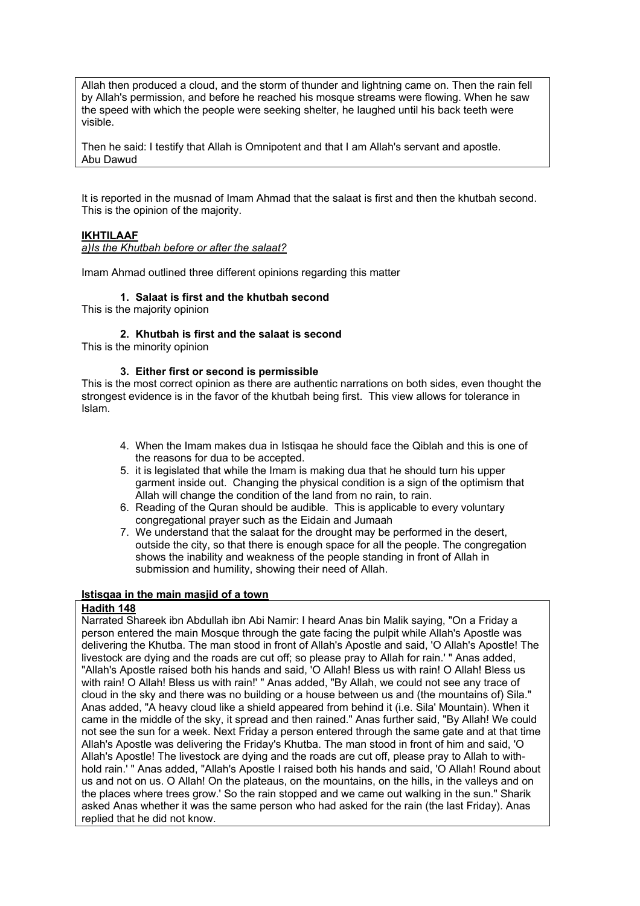Allah then produced a cloud, and the storm of thunder and lightning came on. Then the rain fell by Allah's permission, and before he reached his mosque streams were flowing. When he saw the speed with which the people were seeking shelter, he laughed until his back teeth were visible.

Then he said: I testify that Allah is Omnipotent and that I am Allah's servant and apostle.
Abu Dawud

It is reported in the musnad of Imam Ahmad that the salaat is first and then the khutbah second. This is the opinion of the majority.

**IKHTILAAF**

*a)Is the Khutbah before or after the salaat?*

Imam Ahmad outlined three different opinions regarding this matter

1. **Salaat is first and the khutbah second**

This is the majority opinion

2. **Khutbah is first and the salaat is second**

This is the minority opinion

3. **Either first or second is permissible**

This is the most correct opinion as there are authentic narrations on both sides, even thought the strongest evidence is in the favor of the khutbah being first. This view allows for tolerance in Islam.

4. When the Imam makes dua in Istisqaa he should face the Qiblah and this is one of the reasons for dua to be accepted.
5. it is legislated that while the Imam is making dua that he should turn his upper garment inside out. Changing the physical condition is a sign of the optimism that Allah will change the condition of the land from no rain, to rain.
6. Reading of the Quran should be audible. This is applicable to every voluntary congregational prayer such as the Eidain and Jumaah
7. We understand that the salaat for the drought may be performed in the desert, outside the city, so that there is enough space for all the people. The congregation shows the inability and weakness of the people standing in front of Allah in submission and humility, showing their need of Allah.

**Istisqaa in the main masjid of a town**

**Hadith 148**

Narrated Shareek ibn Abdullah ibn Abi Namir: I heard Anas bin Malik saying, "On a Friday a person entered the main Mosque through the gate facing the pulpit while Allah's Apostle was delivering the Khutba. The man stood in front of Allah's Apostle and said, 'O Allah's Apostle! The livestock are dying and the roads are cut off; so please pray to Allah for rain.' " Anas added, "Allah's Apostle raised both his hands and said, 'O Allah! Bless us with rain! O Allah! Bless us with rain! O Allah! Bless us with rain!' " Anas added, "By Allah, we could not see any trace of cloud in the sky and there was no building or a house between us and (the mountains of) Sila." Anas added, "A heavy cloud like a shield appeared from behind it (i.e. Sila' Mountain). When it came in the middle of the sky, it spread and then rained." Anas further said, "By Allah! We could not see the sun for a week. Next Friday a person entered through the same gate and at that time Allah's Apostle was delivering the Friday's Khutba. The man stood in front of him and said, 'O Allah's Apostle! The livestock are dying and the roads are cut off, please pray to Allah to with-hold rain.' " Anas added, "Allah's Apostle I raised both his hands and said, 'O Allah! Round about us and not on us. O Allah! On the plateaus, on the mountains, on the hills, in the valleys and on the places where trees grow.' So the rain stopped and we came out walking in the sun." Sharik asked Anas whether it was the same person who had asked for the rain (the last Friday). Anas replied that he did not know.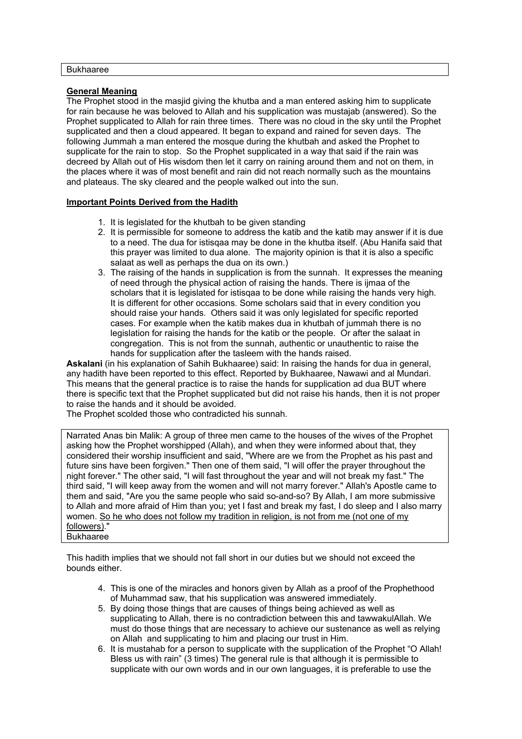Bukhaaree

**General Meaning**

The Prophet stood in the masjid giving the khutba and a man entered asking him to supplicate for rain because he was beloved to Allah and his supplication was mustajab (answered). So the Prophet supplicated to Allah for rain three times. There was no cloud in the sky until the Prophet supplicated and then a cloud appeared. It began to expand and rained for seven days. The following Jummah a man entered the mosque during the khutbah and asked the Prophet to supplicate for the rain to stop. So the Prophet supplicated in a way that said if the rain was decreed by Allah out of His wisdom then let it carry on raining around them and not on them, in the places where it was of most benefit and rain did not reach normally such as the mountains and plateaus. The sky cleared and the people walked out into the sun.

**Important Points Derived from the Hadith**

1. It is legislated for the khutbah to be given standing
2. It is permissible for someone to address the katib and the katib may answer if it is due to a need. The dua for istisqaa may be done in the khutba itself. (Abu Hanifa said that this prayer was limited to dua alone. The majority opinion is that it is also a specific salaat as well as perhaps the dua on its own.)
3. The raising of the hands in supplication is from the sunnah. It expresses the meaning of need through the physical action of raising the hands. There is ijmaa of the scholars that it is legislated for istisqaa to be done while raising the hands very high. It is different for other occasions. Some scholars said that in every condition you should raise your hands. Others said it was only legislated for specific reported cases. For example when the katib makes dua in khutbah of jummah there is no legislation for raising the hands for the katib or the people. Or after the salaat in congregation. This is not from the sunnah, authentic or unauthentic to raise the hands for supplication after the tasleem with the hands raised.

**Askalani** (in his explanation of Sahih Bukhaaree) said: In raising the hands for dua in general, any hadith have been reported to this effect. Reported by Bukhaaree, Nawawi and al Mundari. This means that the general practice is to raise the hands for supplication ad dua BUT where there is specific text that the Prophet supplicated but did not raise his hands, then it is not proper to raise the hands and it should be avoided.

The Prophet scolded those who contradicted his sunnah.

Narrated Anas bin Malik: A group of three men came to the houses of the wives of the Prophet asking how the Prophet worshipped (Allah), and when they were informed about that, they considered their worship insufficient and said, "Where are we from the Prophet as his past and future sins have been forgiven." Then one of them said, "I will offer the prayer throughout the night forever." The other said, "I will fast throughout the year and will not break my fast." The third said, "I will keep away from the women and will not marry forever." Allah's Apostle came to them and said, "Are you the same people who said so-and-so? By Allah, I am more submissive to Allah and more afraid of Him than you; yet I fast and break my fast, I do sleep and I also marry women. <u>So he who does not follow my tradition in religion, is not from me (not one of my followers)</u>."
Bukhaaree

This hadith implies that we should not fall short in our duties but we should not exceed the bounds either.

4. This is one of the miracles and honors given by Allah as a proof of the Prophethood of Muhammad saw, that his supplication was answered immediately.
5. By doing those things that are causes of things being achieved as well as supplicating to Allah, there is no contradiction between this and tawwakulAllah. We must do those things that are necessary to achieve our sustenance as well as relying on Allah and supplicating to him and placing our trust in Him.
6. It is mustahab for a person to supplicate with the supplication of the Prophet "O Allah! Bless us with rain" (3 times) The general rule is that although it is permissible to supplicate with our own words and in our own languages, it is preferable to use the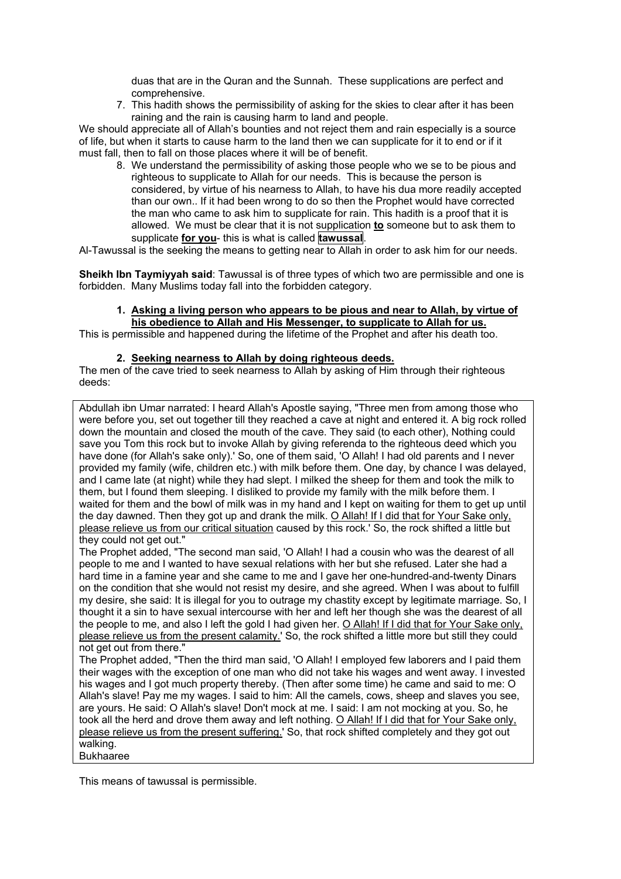duas that are in the Quran and the Sunnah. These supplications are perfect and comprehensive.

7. This hadith shows the permissibility of asking for the skies to clear after it has been raining and the rain is causing harm to land and people.

We should appreciate all of Allah's bounties and not reject them and rain especially is a source of life, but when it starts to cause harm to the land then we can supplicate for it to end or if it must fall, then to fall on those places where it will be of benefit.

8. We understand the permissibility of asking those people who we se to be pious and righteous to supplicate to Allah for our needs. This is because the person is considered, by virtue of his nearness to Allah, to have his dua more readily accepted than our own.. If it had been wrong to do so then the Prophet would have corrected the man who came to ask him to supplicate for rain. This hadith is a proof that it is allowed. We must be clear that it is not supplication **to** someone but to ask them to supplicate **for you**- this is what is called **tawussal**.

Al-Tawussal is the seeking the means to getting near to Allah in order to ask him for our needs.

**Sheikh Ibn Taymiyyah said**: Tawussal is of three types of which two are permissible and one is forbidden. Many Muslims today fall into the forbidden category.

1. **Asking a living person who appears to be pious and near to Allah, by virtue of his obedience to Allah and His Messenger, to supplicate to Allah for us.**

This is permissible and happened during the lifetime of the Prophet and after his death too.

2. **Seeking nearness to Allah by doing righteous deeds.**

The men of the cave tried to seek nearness to Allah by asking of Him through their righteous deeds:

> Abdullah ibn Umar narrated: I heard Allah's Apostle saying, "Three men from among those who were before you, set out together till they reached a cave at night and entered it. A big rock rolled down the mountain and closed the mouth of the cave. They said (to each other), Nothing could save you Tom this rock but to invoke Allah by giving referenda to the righteous deed which you have done (for Allah's sake only).' So, one of them said, 'O Allah! I had old parents and I never provided my family (wife, children etc.) with milk before them. One day, by chance I was delayed, and I came late (at night) while they had slept. I milked the sheep for them and took the milk to them, but I found them sleeping. I disliked to provide my family with the milk before them. I waited for them and the bowl of milk was in my hand and I kept on waiting for them to get up until the day dawned. Then they got up and drank the milk. O Allah! If I did that for Your Sake only, please relieve us from our critical situation caused by this rock.' So, the rock shifted a little but they could not get out."
>
> The Prophet added, "The second man said, 'O Allah! I had a cousin who was the dearest of all people to me and I wanted to have sexual relations with her but she refused. Later she had a hard time in a famine year and she came to me and I gave her one-hundred-and-twenty Dinars on the condition that she would not resist my desire, and she agreed. When I was about to fulfill my desire, she said: It is illegal for you to outrage my chastity except by legitimate marriage. So, I thought it a sin to have sexual intercourse with her and left her though she was the dearest of all the people to me, and also I left the gold I had given her. O Allah! If I did that for Your Sake only, please relieve us from the present calamity.' So, the rock shifted a little more but still they could not get out from there."
>
> The Prophet added, "Then the third man said, 'O Allah! I employed few laborers and I paid them their wages with the exception of one man who did not take his wages and went away. I invested his wages and I got much property thereby. (Then after some time) he came and said to me: O Allah's slave! Pay me my wages. I said to him: All the camels, cows, sheep and slaves you see, are yours. He said: O Allah's slave! Don't mock at me. I said: I am not mocking at you. So, he took all the herd and drove them away and left nothing. O Allah! If I did that for Your Sake only, please relieve us from the present suffering.' So, that rock shifted completely and they got out walking.
>
> Bukhaaree

This means of tawussal is permissible.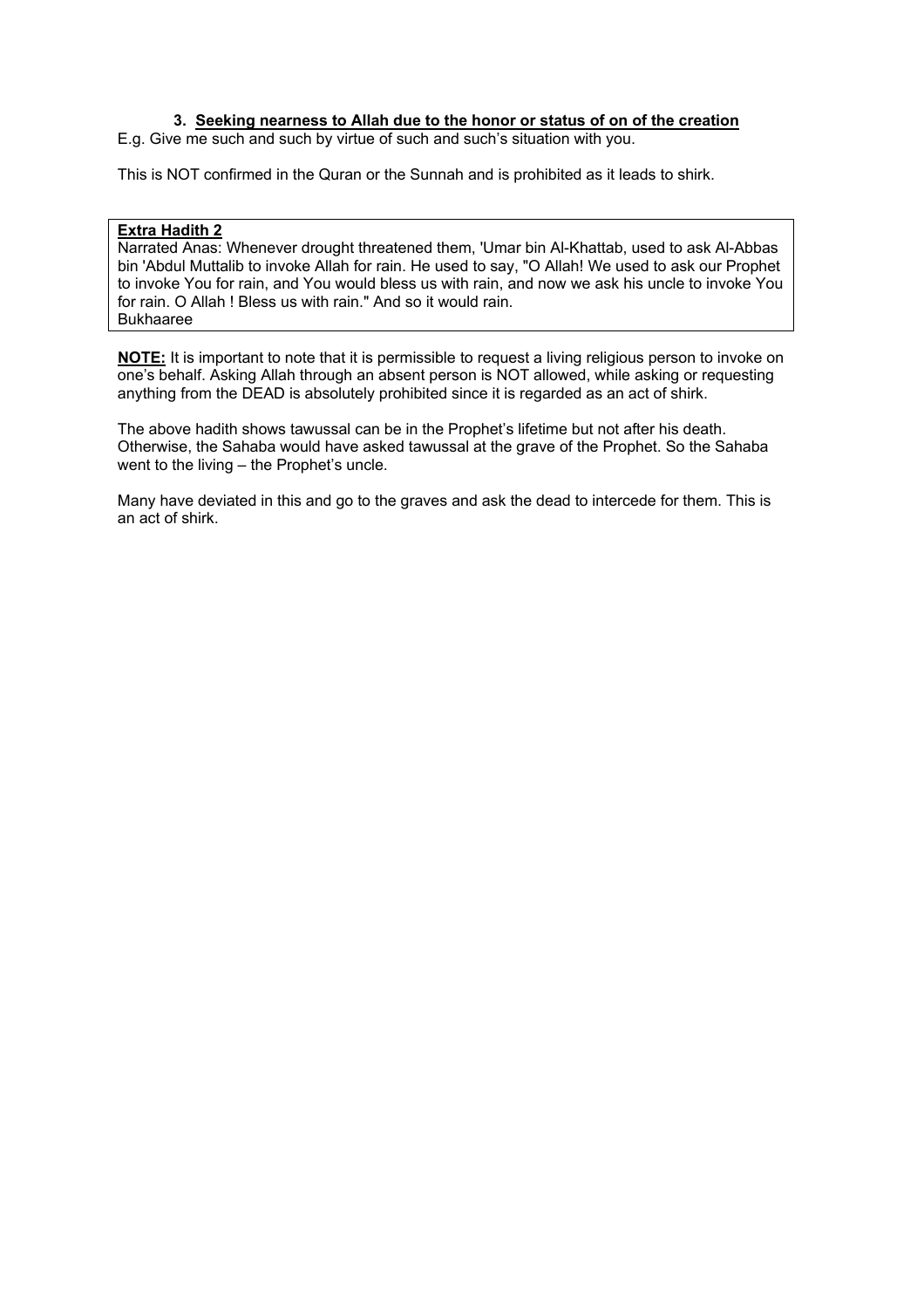### 3. <u>Seeking nearness to Allah due to the honor or status of on of the creation</u>

E.g. Give me such and such by virtue of such and such's situation with you.

This is NOT confirmed in the Quran or the Sunnah and is prohibited as it leads to shirk.

> **<u>Extra Hadith 2</u>**
> Narrated Anas: Whenever drought threatened them, 'Umar bin Al-Khattab, used to ask Al-Abbas bin 'Abdul Muttalib to invoke Allah for rain. He used to say, "O Allah! We used to ask our Prophet to invoke You for rain, and You would bless us with rain, and now we ask his uncle to invoke You for rain. O Allah ! Bless us with rain." And so it would rain.
> Bukhaaree

**<u>NOTE:</u>** It is important to note that it is permissible to request a living religious person to invoke on one's behalf. Asking Allah through an absent person is NOT allowed, while asking or requesting anything from the DEAD is absolutely prohibited since it is regarded as an act of shirk.

The above hadith shows tawussal can be in the Prophet's lifetime but not after his death. Otherwise, the Sahaba would have asked tawussal at the grave of the Prophet. So the Sahaba went to the living – the Prophet's uncle.

Many have deviated in this and go to the graves and ask the dead to intercede for them. This is an act of shirk.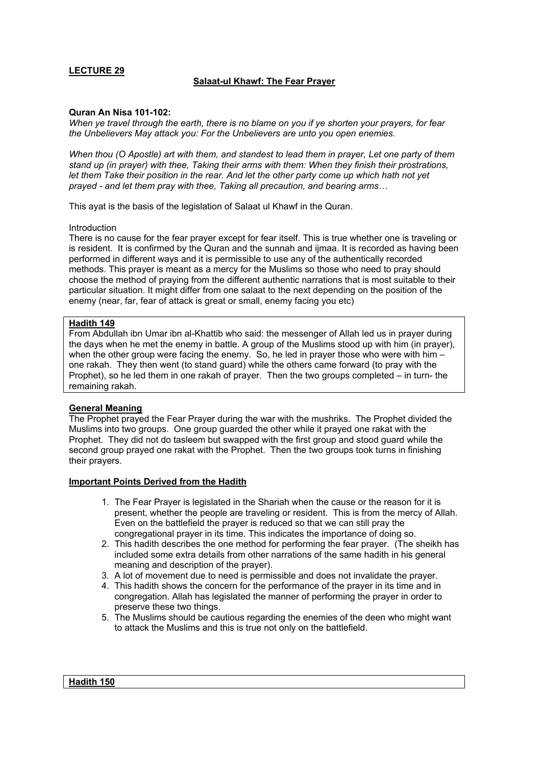**LECTURE 29**

**Salaat-ul Khawf: The Fear Prayer**

**Quran An Nisa 101-102:**
*When ye travel through the earth, there is no blame on you if ye shorten your prayers, for fear the Unbelievers May attack you: For the Unbelievers are unto you open enemies.*

*When thou (O Apostle) art with them, and standest to lead them in prayer, Let one party of them stand up (in prayer) with thee, Taking their arms with them: When they finish their prostrations, let them Take their position in the rear. And let the other party come up which hath not yet prayed - and let them pray with thee, Taking all precaution, and bearing arms…*

This ayat is the basis of the legislation of Salaat ul Khawf in the Quran.

Introduction
There is no cause for the fear prayer except for fear itself. This is true whether one is traveling or is resident. It is confirmed by the Quran and the sunnah and ijmaa. It is recorded as having been performed in different ways and it is permissible to use any of the authentically recorded methods. This prayer is meant as a mercy for the Muslims so those who need to pray should choose the method of praying from the different authentic narrations that is most suitable to their particular situation. It might differ from one salaat to the next depending on the position of the enemy (near, far, fear of attack is great or small, enemy facing you etc)

**Hadith 149**
From Abdullah ibn Umar ibn al-Khattib who said: the messenger of Allah led us in prayer during the days when he met the enemy in battle. A group of the Muslims stood up with him (in prayer), when the other group were facing the enemy. So, he led in prayer those who were with him – one rakah. They then went (to stand guard) while the others came forward (to pray with the Prophet), so he led them in one rakah of prayer. Then the two groups completed – in turn- the remaining rakah.

**General Meaning**
The Prophet prayed the Fear Prayer during the war with the mushriks. The Prophet divided the Muslims into two groups. One group guarded the other while it prayed one rakat with the Prophet. They did not do tasleem but swapped with the first group and stood guard while the second group prayed one rakat with the Prophet. Then the two groups took turns in finishing their prayers.

**Important Points Derived from the Hadith**

1. The Fear Prayer is legislated in the Shariah when the cause or the reason for it is present, whether the people are traveling or resident. This is from the mercy of Allah. Even on the battlefield the prayer is reduced so that we can still pray the congregational prayer in its time. This indicates the importance of doing so.
2. This hadith describes the one method for performing the fear prayer. (The sheikh has included some extra details from other narrations of the same hadith in his general meaning and description of the prayer).
3. A lot of movement due to need is permissible and does not invalidate the prayer.
4. This hadith shows the concern for the performance of the prayer in its time and in congregation. Allah has legislated the manner of performing the prayer in order to preserve these two things.
5. The Muslims should be cautious regarding the enemies of the deen who might want to attack the Muslims and this is true not only on the battlefield.

**Hadith 150**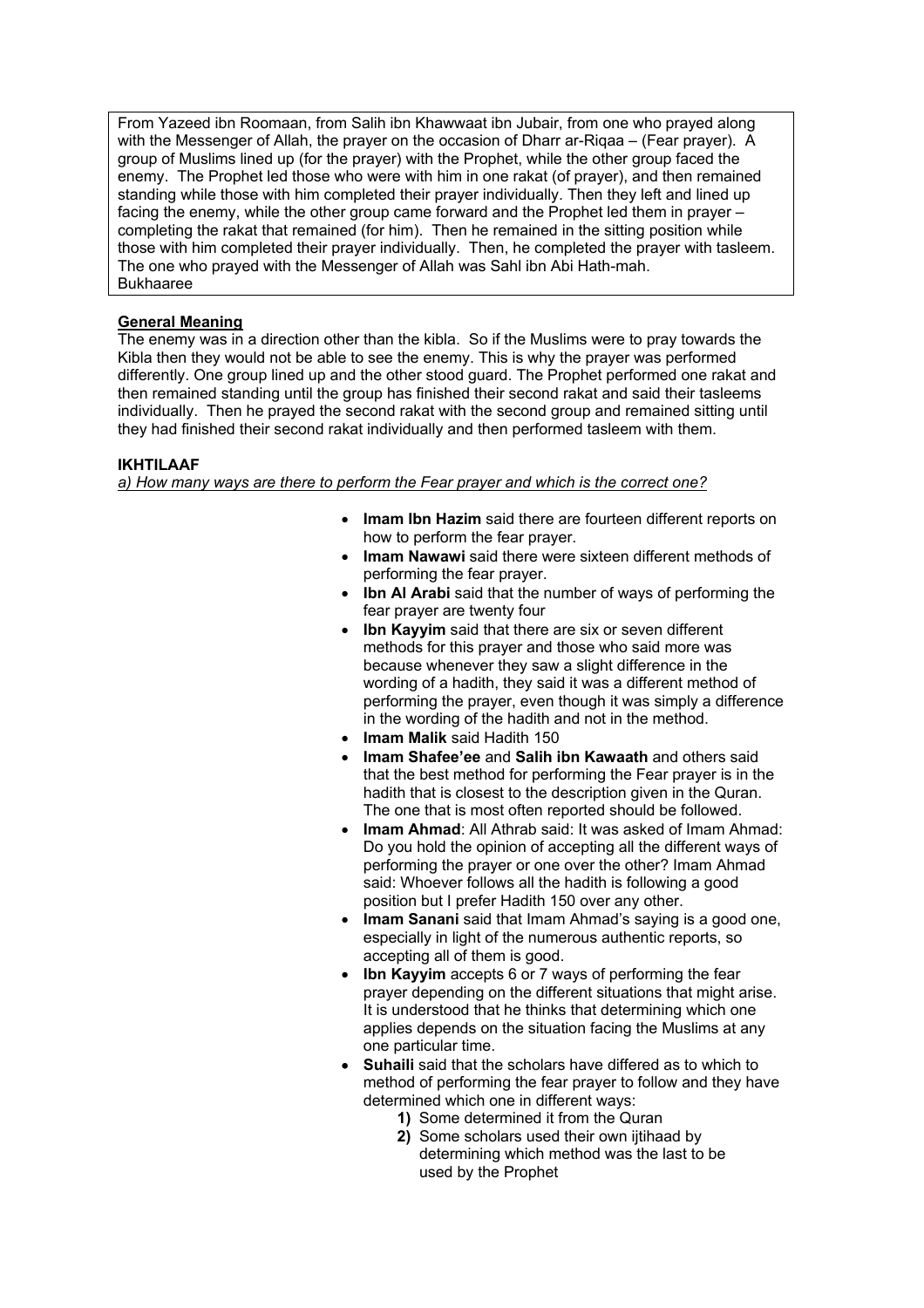From Yazeed ibn Roomaan, from Salih ibn Khawwaat ibn Jubair, from one who prayed along with the Messenger of Allah, the prayer on the occasion of Dharr ar-Riqaa – (Fear prayer). A group of Muslims lined up (for the prayer) with the Prophet, while the other group faced the enemy. The Prophet led those who were with him in one rakat (of prayer), and then remained standing while those with him completed their prayer individually. Then they left and lined up facing the enemy, while the other group came forward and the Prophet led them in prayer – completing the rakat that remained (for him). Then he remained in the sitting position while those with him completed their prayer individually. Then, he completed the prayer with tasleem. The one who prayed with the Messenger of Allah was Sahl ibn Abi Hath-mah.
Bukhaaree

**General Meaning**

The enemy was in a direction other than the kibla. So if the Muslims were to pray towards the Kibla then they would not be able to see the enemy. This is why the prayer was performed differently. One group lined up and the other stood guard. The Prophet performed one rakat and then remained standing until the group has finished their second rakat and said their tasleems individually. Then he prayed the second rakat with the second group and remained sitting until they had finished their second rakat individually and then performed tasleem with them.

**IKHTILAAF**

*a) How many ways are there to perform the Fear prayer and which is the correct one?*

- **Imam Ibn Hazim** said there are fourteen different reports on how to perform the fear prayer.
- **Imam Nawawi** said there were sixteen different methods of performing the fear prayer.
- **Ibn Al Arabi** said that the number of ways of performing the fear prayer are twenty four
- **Ibn Kayyim** said that there are six or seven different methods for this prayer and those who said more was because whenever they saw a slight difference in the wording of a hadith, they said it was a different method of performing the prayer, even though it was simply a difference in the wording of the hadith and not in the method.
- **Imam Malik** said Hadith 150
- **Imam Shafee'ee** and **Salih ibn Kawaath** and others said that the best method for performing the Fear prayer is in the hadith that is closest to the description given in the Quran. The one that is most often reported should be followed.
- **Imam Ahmad**: All Athrab said: It was asked of Imam Ahmad: Do you hold the opinion of accepting all the different ways of performing the prayer or one over the other? Imam Ahmad said: Whoever follows all the hadith is following a good position but I prefer Hadith 150 over any other.
- **Imam Sanani** said that Imam Ahmad's saying is a good one, especially in light of the numerous authentic reports, so accepting all of them is good.
- **Ibn Kayyim** accepts 6 or 7 ways of performing the fear prayer depending on the different situations that might arise. It is understood that he thinks that determining which one applies depends on the situation facing the Muslims at any one particular time.
- **Suhaili** said that the scholars have differed as to which to method of performing the fear prayer to follow and they have determined which one in different ways:
  1. Some determined it from the Quran
  2. Some scholars used their own ijtihaad by determining which method was the last to be used by the Prophet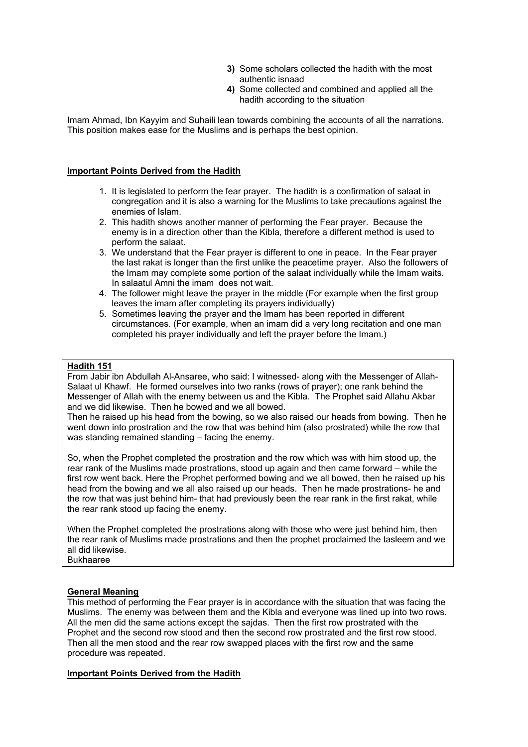3) Some scholars collected the hadith with the most authentic isnaad
4) Some collected and combined and applied all the hadith according to the situation

Imam Ahmad, Ibn Kayyim and Suhaili lean towards combining the accounts of all the narrations. This position makes ease for the Muslims and is perhaps the best opinion.

**Important Points Derived from the Hadith**

1. It is legislated to perform the fear prayer. The hadith is a confirmation of salaat in congregation and it is also a warning for the Muslims to take precautions against the enemies of Islam.
2. This hadith shows another manner of performing the Fear prayer. Because the enemy is in a direction other than the Kibla, therefore a different method is used to perform the salaat.
3. We understand that the Fear prayer is different to one in peace. In the Fear prayer the last rakat is longer than the first unlike the peacetime prayer. Also the followers of the Imam may complete some portion of the salaat individually while the Imam waits. In salaatul Amni the imam does not wait.
4. The follower might leave the prayer in the middle (For example when the first group leaves the imam after completing its prayers individually)
5. Sometimes leaving the prayer and the Imam has been reported in different circumstances. (For example, when an imam did a very long recitation and one man completed his prayer individually and left the prayer before the Imam.)

**Hadith 151**

From Jabir ibn Abdullah Al-Ansaree, who said: I witnessed- along with the Messenger of Allah- Salaat ul Khawf. He formed ourselves into two ranks (rows of prayer); one rank behind the Messenger of Allah with the enemy between us and the Kibla. The Prophet said Allahu Akbar and we did likewise. Then he bowed and we all bowed.

Then he raised up his head from the bowing, so we also raised our heads from bowing. Then he went down into prostration and the row that was behind him (also prostrated) while the row that was standing remained standing – facing the enemy.

So, when the Prophet completed the prostration and the row which was with him stood up, the rear rank of the Muslims made prostrations, stood up again and then came forward – while the first row went back. Here the Prophet performed bowing and we all bowed, then he raised up his head from the bowing and we all also raised up our heads. Then he made prostrations- he and the row that was just behind him- that had previously been the rear rank in the first rakat, while the rear rank stood up facing the enemy.

When the Prophet completed the prostrations along with those who were just behind him, then the rear rank of Muslims made prostrations and then the prophet proclaimed the tasleem and we all did likewise.
Bukhaaree

**General Meaning**

This method of performing the Fear prayer is in accordance with the situation that was facing the Muslims. The enemy was between them and the Kibla and everyone was lined up into two rows. All the men did the same actions except the sajdas. Then the first row prostrated with the Prophet and the second row stood and then the second row prostrated and the first row stood. Then all the men stood and the rear row swapped places with the first row and the same procedure was repeated.

**Important Points Derived from the Hadith**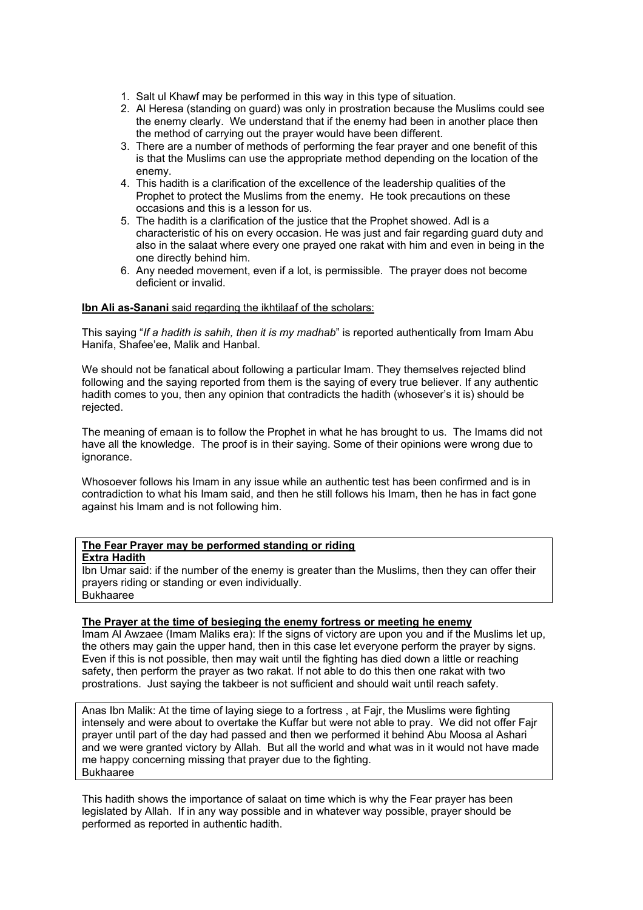1. Salt ul Khawf may be performed in this way in this type of situation.
2. Al Heresa (standing on guard) was only in prostration because the Muslims could see the enemy clearly. We understand that if the enemy had been in another place then the method of carrying out the prayer would have been different.
3. There are a number of methods of performing the fear prayer and one benefit of this is that the Muslims can use the appropriate method depending on the location of the enemy.
4. This hadith is a clarification of the excellence of the leadership qualities of the Prophet to protect the Muslims from the enemy. He took precautions on these occasions and this is a lesson for us.
5. The hadith is a clarification of the justice that the Prophet showed. Adl is a characteristic of his on every occasion. He was just and fair regarding guard duty and also in the salaat where every one prayed one rakat with him and even in being in the one directly behind him.
6. Any needed movement, even if a lot, is permissible. The prayer does not become deficient or invalid.

<u>**Ibn Ali as-Sanani** said regarding the ikhtilaaf of the scholars:</u>

This saying "*If a hadith is sahih, then it is my madhab*" is reported authentically from Imam Abu Hanifa, Shafee'ee, Malik and Hanbal.

We should not be fanatical about following a particular Imam. They themselves rejected blind following and the saying reported from them is the saying of every true believer. If any authentic hadith comes to you, then any opinion that contradicts the hadith (whosever's it is) should be rejected.

The meaning of emaan is to follow the Prophet in what he has brought to us. The Imams did not have all the knowledge. The proof is in their saying. Some of their opinions were wrong due to ignorance.

Whosoever follows his Imam in any issue while an authentic test has been confirmed and is in contradiction to what his Imam said, and then he still follows his Imam, then he has in fact gone against his Imam and is not following him.

<u>**The Fear Prayer may be performed standing or riding**</u>
<u>**Extra Hadith**</u>
Ibn Umar said: if the number of the enemy is greater than the Muslims, then they can offer their prayers riding or standing or even individually.
Bukhaaree

<u>**The Prayer at the time of besieging the enemy fortress or meeting he enemy**</u>
Imam Al Awzaee (Imam Maliks era): If the signs of victory are upon you and if the Muslims let up, the others may gain the upper hand, then in this case let everyone perform the prayer by signs. Even if this is not possible, then may wait until the fighting has died down a little or reaching safety, then perform the prayer as two rakat. If not able to do this then one rakat with two prostrations. Just saying the takbeer is not sufficient and should wait until reach safety.

Anas Ibn Malik: At the time of laying siege to a fortress , at Fajr, the Muslims were fighting intensely and were about to overtake the Kuffar but were not able to pray. We did not offer Fajr prayer until part of the day had passed and then we performed it behind Abu Moosa al Ashari and we were granted victory by Allah. But all the world and what was in it would not have made me happy concerning missing that prayer due to the fighting.
Bukhaaree

This hadith shows the importance of salaat on time which is why the Fear prayer has been legislated by Allah. If in any way possible and in whatever way possible, prayer should be performed as reported in authentic hadith.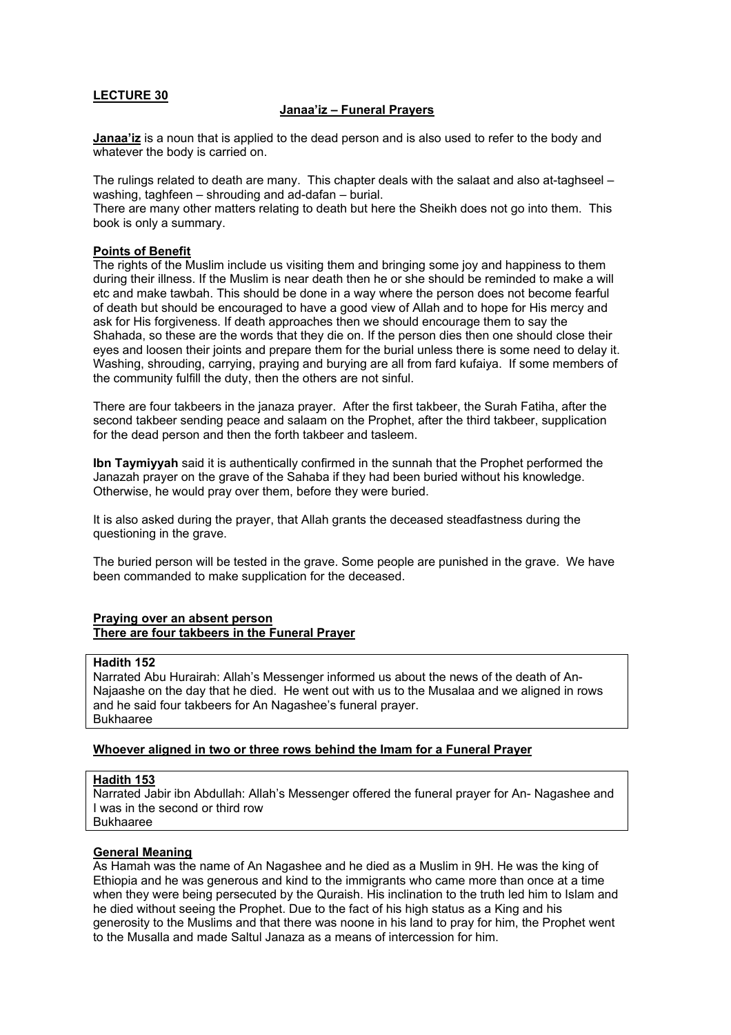**LECTURE 30**

**Janaa'iz – Funeral Prayers**

**Janaa'iz** is a noun that is applied to the dead person and is also used to refer to the body and whatever the body is carried on.

The rulings related to death are many. This chapter deals with the salaat and also at-taghseel – washing, taghfeen – shrouding and ad-dafan – burial.
There are many other matters relating to death but here the Sheikh does not go into them. This book is only a summary.

**Points of Benefit**

The rights of the Muslim include us visiting them and bringing some joy and happiness to them during their illness. If the Muslim is near death then he or she should be reminded to make a will etc and make tawbah. This should be done in a way where the person does not become fearful of death but should be encouraged to have a good view of Allah and to hope for His mercy and ask for His forgiveness. If death approaches then we should encourage them to say the Shahada, so these are the words that they die on. If the person dies then one should close their eyes and loosen their joints and prepare them for the burial unless there is some need to delay it. Washing, shrouding, carrying, praying and burying are all from fard kufaiya. If some members of the community fulfill the duty, then the others are not sinful.

There are four takbeers in the janaza prayer. After the first takbeer, the Surah Fatiha, after the second takbeer sending peace and salaam on the Prophet, after the third takbeer, supplication for the dead person and then the forth takbeer and tasleem.

**Ibn Taymiyyah** said it is authentically confirmed in the sunnah that the Prophet performed the Janazah prayer on the grave of the Sahaba if they had been buried without his knowledge. Otherwise, he would pray over them, before they were buried.

It is also asked during the prayer, that Allah grants the deceased steadfastness during the questioning in the grave.

The buried person will be tested in the grave. Some people are punished in the grave. We have been commanded to make supplication for the deceased.

**Praying over an absent person**
**There are four takbeers in the Funeral Prayer**

**Hadith 152**
Narrated Abu Hurairah: Allah's Messenger informed us about the news of the death of An-Najaashe on the day that he died. He went out with us to the Musalaa and we aligned in rows and he said four takbeers for An Nagashee's funeral prayer.
Bukhaaree

**Whoever aligned in two or three rows behind the Imam for a Funeral Prayer**

**Hadith 153**
Narrated Jabir ibn Abdullah: Allah's Messenger offered the funeral prayer for An- Nagashee and I was in the second or third row
Bukhaaree

**General Meaning**

As Hamah was the name of An Nagashee and he died as a Muslim in 9H. He was the king of Ethiopia and he was generous and kind to the immigrants who came more than once at a time when they were being persecuted by the Quraish. His inclination to the truth led him to Islam and he died without seeing the Prophet. Due to the fact of his high status as a King and his generosity to the Muslims and that there was noone in his land to pray for him, the Prophet went to the Musalla and made Saltul Janaza as a means of intercession for him.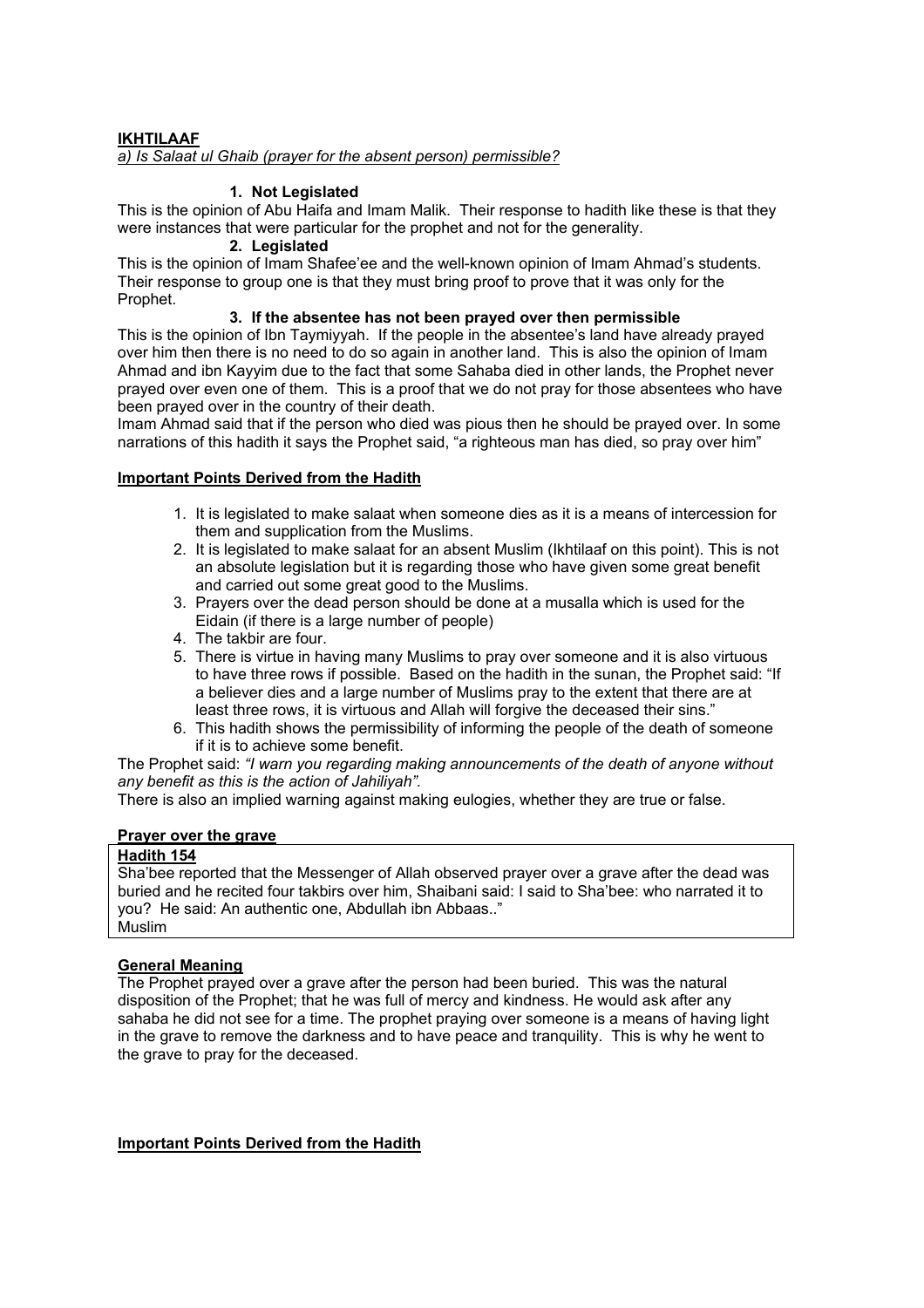**IKHTILAAF**

*a) Is Salaat ul Ghaib (prayer for the absent person) permissible?*

**1. Not Legislated**

This is the opinion of Abu Haifa and Imam Malik. Their response to hadith like these is that they were instances that were particular for the prophet and not for the generality.

**2. Legislated**

This is the opinion of Imam Shafee'ee and the well-known opinion of Imam Ahmad's students. Their response to group one is that they must bring proof to prove that it was only for the Prophet.

**3. If the absentee has not been prayed over then permissible**

This is the opinion of Ibn Taymiyyah. If the people in the absentee's land have already prayed over him then there is no need to do so again in another land. This is also the opinion of Imam Ahmad and ibn Kayyim due to the fact that some Sahaba died in other lands, the Prophet never prayed over even one of them. This is a proof that we do not pray for those absentees who have been prayed over in the country of their death.

Imam Ahmad said that if the person who died was pious then he should be prayed over. In some narrations of this hadith it says the Prophet said, "a righteous man has died, so pray over him"

**Important Points Derived from the Hadith**

1. It is legislated to make salaat when someone dies as it is a means of intercession for them and supplication from the Muslims.
2. It is legislated to make salaat for an absent Muslim (Ikhtilaaf on this point). This is not an absolute legislation but it is regarding those who have given some great benefit and carried out some great good to the Muslims.
3. Prayers over the dead person should be done at a musalla which is used for the Eidain (if there is a large number of people)
4. The takbir are four.
5. There is virtue in having many Muslims to pray over someone and it is also virtuous to have three rows if possible. Based on the hadith in the sunan, the Prophet said: "If a believer dies and a large number of Muslims pray to the extent that there are at least three rows, it is virtuous and Allah will forgive the deceased their sins."
6. This hadith shows the permissibility of informing the people of the death of someone if it is to achieve some benefit.

The Prophet said: *"I warn you regarding making announcements of the death of anyone without any benefit as this is the action of Jahiliyah".*

There is also an implied warning against making eulogies, whether they are true or false.

**Prayer over the grave**

**Hadith 154**

Sha'bee reported that the Messenger of Allah observed prayer over a grave after the dead was buried and he recited four takbirs over him, Shaibani said: I said to Sha'bee: who narrated it to you? He said: An authentic one, Abdullah ibn Abbaas.."

Muslim

**General Meaning**

The Prophet prayed over a grave after the person had been buried. This was the natural disposition of the Prophet; that he was full of mercy and kindness. He would ask after any sahaba he did not see for a time. The prophet praying over someone is a means of having light in the grave to remove the darkness and to have peace and tranquility. This is why he went to the grave to pray for the deceased.

**Important Points Derived from the Hadith**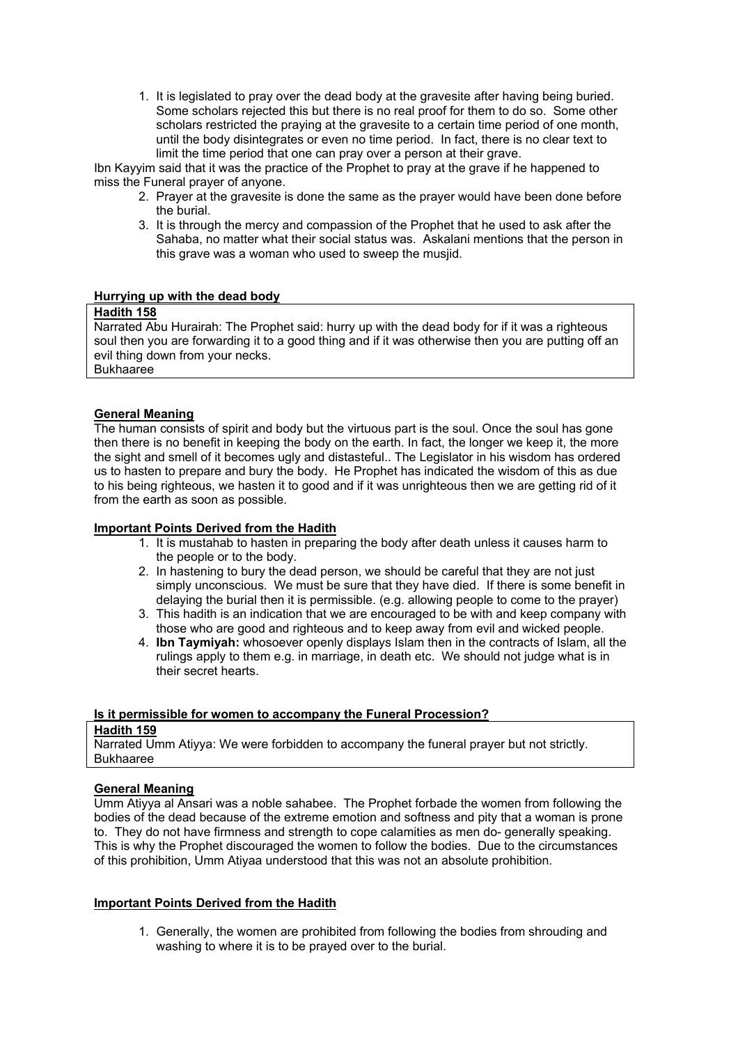1. It is legislated to pray over the dead body at the gravesite after having being buried. Some scholars rejected this but there is no real proof for them to do so. Some other scholars restricted the praying at the gravesite to a certain time period of one month, until the body disintegrates or even no time period. In fact, there is no clear text to limit the time period that one can pray over a person at their grave.

Ibn Kayyim said that it was the practice of the Prophet to pray at the grave if he happened to miss the Funeral prayer of anyone.

2. Prayer at the gravesite is done the same as the prayer would have been done before the burial.
3. It is through the mercy and compassion of the Prophet that he used to ask after the Sahaba, no matter what their social status was. Askalani mentions that the person in this grave was a woman who used to sweep the musjid.

**Hurrying up with the dead body**

**Hadith 158**
Narrated Abu Hurairah: The Prophet said: hurry up with the dead body for if it was a righteous soul then you are forwarding it to a good thing and if it was otherwise then you are putting off an evil thing down from your necks.
Bukhaaree

**General Meaning**

The human consists of spirit and body but the virtuous part is the soul. Once the soul has gone then there is no benefit in keeping the body on the earth. In fact, the longer we keep it, the more the sight and smell of it becomes ugly and distasteful.. The Legislator in his wisdom has ordered us to hasten to prepare and bury the body. He Prophet has indicated the wisdom of this as due to his being righteous, we hasten it to good and if it was unrighteous then we are getting rid of it from the earth as soon as possible.

**Important Points Derived from the Hadith**

1. It is mustahab to hasten in preparing the body after death unless it causes harm to the people or to the body.
2. In hastening to bury the dead person, we should be careful that they are not just simply unconscious. We must be sure that they have died. If there is some benefit in delaying the burial then it is permissible. (e.g. allowing people to come to the prayer)
3. This hadith is an indication that we are encouraged to be with and keep company with those who are good and righteous and to keep away from evil and wicked people.
4. **Ibn Taymiyah:** whosoever openly displays Islam then in the contracts of Islam, all the rulings apply to them e.g. in marriage, in death etc. We should not judge what is in their secret hearts.

**Is it permissible for women to accompany the Funeral Procession?**

**Hadith 159**
Narrated Umm Atiyya: We were forbidden to accompany the funeral prayer but not strictly.
Bukhaaree

**General Meaning**

Umm Atiyya al Ansari was a noble sahabee. The Prophet forbade the women from following the bodies of the dead because of the extreme emotion and softness and pity that a woman is prone to. They do not have firmness and strength to cope calamities as men do- generally speaking. This is why the Prophet discouraged the women to follow the bodies. Due to the circumstances of this prohibition, Umm Atiyaa understood that this was not an absolute prohibition.

**Important Points Derived from the Hadith**

1. Generally, the women are prohibited from following the bodies from shrouding and washing to where it is to be prayed over to the burial.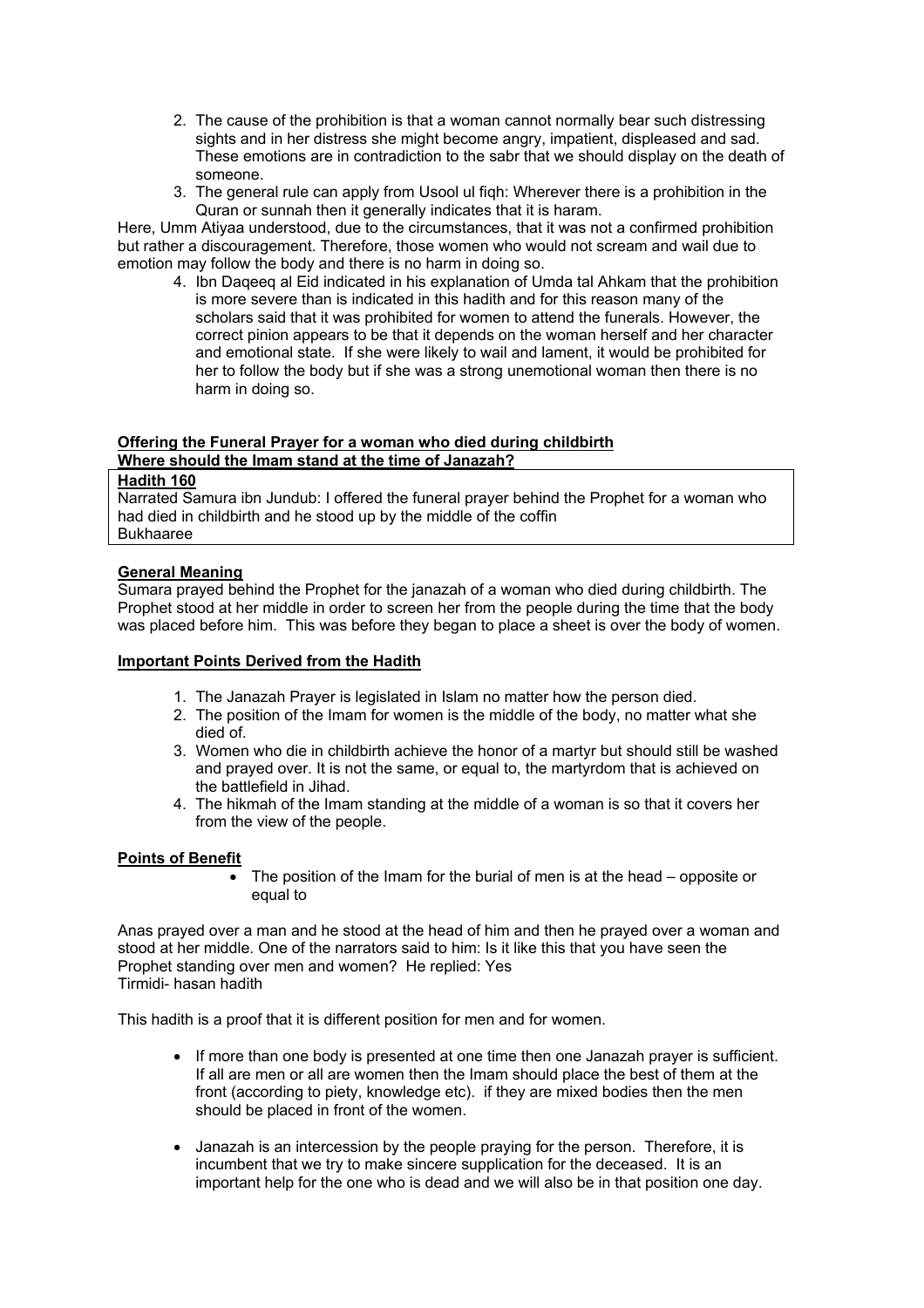2. The cause of the prohibition is that a woman cannot normally bear such distressing sights and in her distress she might become angry, impatient, displeased and sad. These emotions are in contradiction to the sabr that we should display on the death of someone.
3. The general rule can apply from Usool ul fiqh: Wherever there is a prohibition in the Quran or sunnah then it generally indicates that it is haram.

Here, Umm Atiyaa understood, due to the circumstances, that it was not a confirmed prohibition but rather a discouragement. Therefore, those women who would not scream and wail due to emotion may follow the body and there is no harm in doing so.

4. Ibn Daqeeq al Eid indicated in his explanation of Umda tal Ahkam that the prohibition is more severe than is indicated in this hadith and for this reason many of the scholars said that it was prohibited for women to attend the funerals. However, the correct pinion appears to be that it depends on the woman herself and her character and emotional state. If she were likely to wail and lament, it would be prohibited for her to follow the body but if she was a strong unemotional woman then there is no harm in doing so.

**Offering the Funeral Prayer for a woman who died during childbirth**
**Where should the Imam stand at the time of Janazah?**

**Hadith 160**
Narrated Samura ibn Jundub: I offered the funeral prayer behind the Prophet for a woman who had died in childbirth and he stood up by the middle of the coffin
Bukhaaree

**General Meaning**

Sumara prayed behind the Prophet for the janazah of a woman who died during childbirth. The Prophet stood at her middle in order to screen her from the people during the time that the body was placed before him. This was before they began to place a sheet is over the body of women.

**Important Points Derived from the Hadith**

1. The Janazah Prayer is legislated in Islam no matter how the person died.
2. The position of the Imam for women is the middle of the body, no matter what she died of.
3. Women who die in childbirth achieve the honor of a martyr but should still be washed and prayed over. It is not the same, or equal to, the martyrdom that is achieved on the battlefield in Jihad.
4. The hikmah of the Imam standing at the middle of a woman is so that it covers her from the view of the people.

**Points of Benefit**

- The position of the Imam for the burial of men is at the head – opposite or equal to

Anas prayed over a man and he stood at the head of him and then he prayed over a woman and stood at her middle. One of the narrators said to him: Is it like this that you have seen the Prophet standing over men and women? He replied: Yes
Tirmidi- hasan hadith

This hadith is a proof that it is different position for men and for women.

- If more than one body is presented at one time then one Janazah prayer is sufficient. If all are men or all are women then the Imam should place the best of them at the front (according to piety, knowledge etc). if they are mixed bodies then the men should be placed in front of the women.

- Janazah is an intercession by the people praying for the person. Therefore, it is incumbent that we try to make sincere supplication for the deceased. It is an important help for the one who is dead and we will also be in that position one day.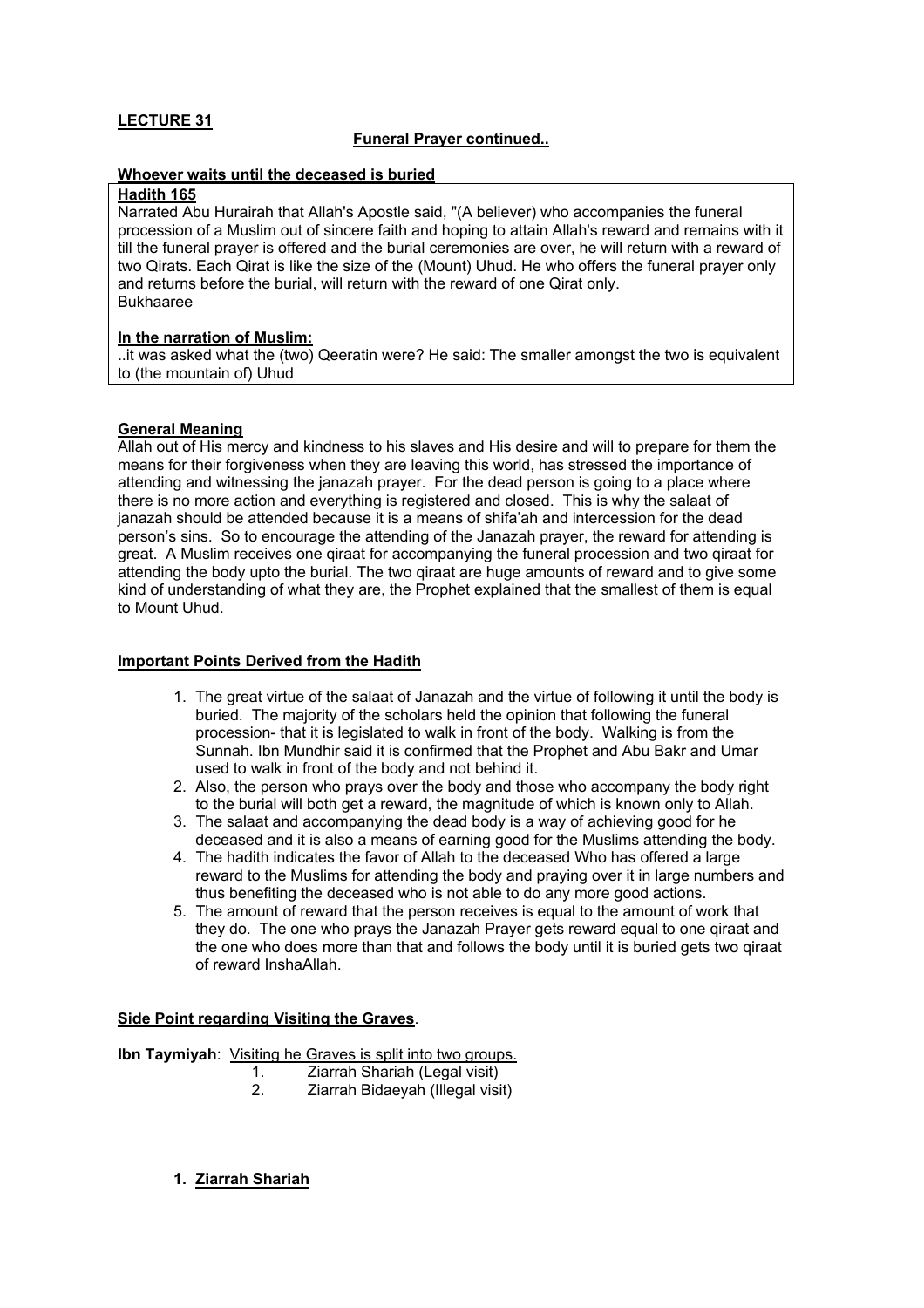**LECTURE 31**

**Funeral Prayer continued..**

**Whoever waits until the deceased is buried**

**Hadith 165**

Narrated Abu Hurairah that Allah's Apostle said, "(A believer) who accompanies the funeral procession of a Muslim out of sincere faith and hoping to attain Allah's reward and remains with it till the funeral prayer is offered and the burial ceremonies are over, he will return with a reward of two Qirats. Each Qirat is like the size of the (Mount) Uhud. He who offers the funeral prayer only and returns before the burial, will return with the reward of one Qirat only.
Bukhaaree

**In the narration of Muslim:**

..it was asked what the (two) Qeeratin were? He said: The smaller amongst the two is equivalent to (the mountain of) Uhud

**General Meaning**

Allah out of His mercy and kindness to his slaves and His desire and will to prepare for them the means for their forgiveness when they are leaving this world, has stressed the importance of attending and witnessing the janazah prayer. For the dead person is going to a place where there is no more action and everything is registered and closed. This is why the salaat of janazah should be attended because it is a means of shifa'ah and intercession for the dead person's sins. So to encourage the attending of the Janazah prayer, the reward for attending is great. A Muslim receives one qiraat for accompanying the funeral procession and two qiraat for attending the body upto the burial. The two qiraat are huge amounts of reward and to give some kind of understanding of what they are, the Prophet explained that the smallest of them is equal to Mount Uhud.

**Important Points Derived from the Hadith**

1. The great virtue of the salaat of Janazah and the virtue of following it until the body is buried. The majority of the scholars held the opinion that following the funeral procession- that it is legislated to walk in front of the body. Walking is from the Sunnah. Ibn Mundhir said it is confirmed that the Prophet and Abu Bakr and Umar used to walk in front of the body and not behind it.
2. Also, the person who prays over the body and those who accompany the body right to the burial will both get a reward, the magnitude of which is known only to Allah.
3. The salaat and accompanying the dead body is a way of achieving good for he deceased and it is also a means of earning good for the Muslims attending the body.
4. The hadith indicates the favor of Allah to the deceased Who has offered a large reward to the Muslims for attending the body and praying over it in large numbers and thus benefiting the deceased who is not able to do any more good actions.
5. The amount of reward that the person receives is equal to the amount of work that they do. The one who prays the Janazah Prayer gets reward equal to one qiraat and the one who does more than that and follows the body until it is buried gets two qiraat of reward InshaAllah.

**Side Point regarding Visiting the Graves**.

**Ibn Taymiyah**: Visiting he Graves is split into two groups.

1. Ziarrah Shariah (Legal visit)
2. Ziarrah Bidaeyah (Illegal visit)

1. **Ziarrah Shariah**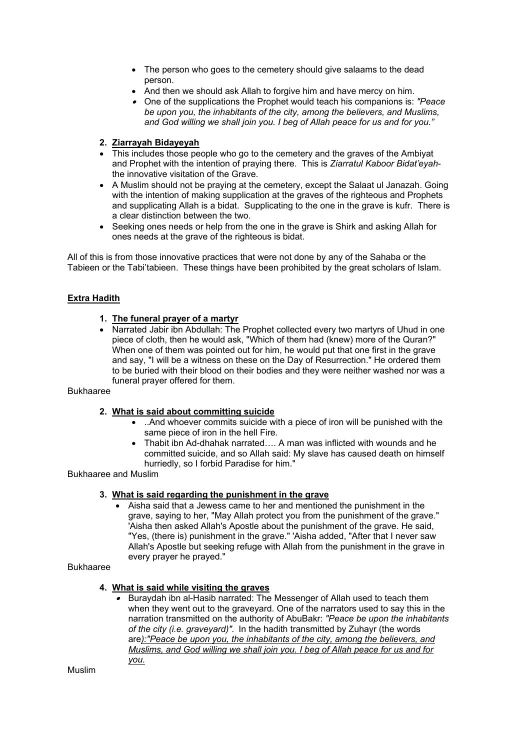- The person who goes to the cemetery should give salaams to the dead person.
- And then we should ask Allah to forgive him and have mercy on him.
- One of the supplications the Prophet would teach his companions is: *"Peace be upon you, the inhabitants of the city, among the believers, and Muslims, and God willing we shall join you. I beg of Allah peace for us and for you."*

2. **<u>Ziarrayah Bidayeyah</u>**

- This includes those people who go to the cemetery and the graves of the Ambiyat and Prophet with the intention of praying there. This is *Ziarratul Kaboor Bidat'eyah*- the innovative visitation of the Grave.
- A Muslim should not be praying at the cemetery, except the Salaat ul Janazah. Going with the intention of making supplication at the graves of the righteous and Prophets and supplicating Allah is a bidat. Supplicating to the one in the grave is kufr. There is a clear distinction between the two.
- Seeking ones needs or help from the one in the grave is Shirk and asking Allah for ones needs at the grave of the righteous is bidat.

All of this is from those innovative practices that were not done by any of the Sahaba or the Tabieen or the Tabi'tabieen. These things have been prohibited by the great scholars of Islam.

**<u>Extra Hadith</u>**

1. **<u>The funeral prayer of a martyr</u>**

- Narrated Jabir ibn Abdullah: The Prophet collected every two martyrs of Uhud in one piece of cloth, then he would ask, "Which of them had (knew) more of the Quran?" When one of them was pointed out for him, he would put that one first in the grave and say, "I will be a witness on these on the Day of Resurrection." He ordered them to be buried with their blood on their bodies and they were neither washed nor was a funeral prayer offered for them.

Bukhaaree

2. **<u>What is said about committing suicide</u>**
    - ..And whoever commits suicide with a piece of iron will be punished with the same piece of iron in the hell Fire.
    - Thabit ibn Ad-dhahak narrated…. A man was inflicted with wounds and he committed suicide, and so Allah said: My slave has caused death on himself hurriedly, so I forbid Paradise for him."

Bukhaaree and Muslim

3. **<u>What is said regarding the punishment in the grave</u>**
    - Aisha said that a Jewess came to her and mentioned the punishment in the grave, saying to her, "May Allah protect you from the punishment of the grave." 'Aisha then asked Allah's Apostle about the punishment of the grave. He said, "Yes, (there is) punishment in the grave." 'Aisha added, "After that I never saw Allah's Apostle but seeking refuge with Allah from the punishment in the grave in every prayer he prayed."

Bukhaaree

4. **<u>What is said while visiting the graves</u>**
    - Buraydah ibn al-Hasib narrated: The Messenger of Allah used to teach them when they went out to the graveyard. One of the narrators used to say this in the narration transmitted on the authority of AbuBakr: *"Peace be upon the inhabitants of the city (i.e. graveyard)".* In the hadith transmitted by Zuhayr (the words are*<u>):"Peace be upon you, the inhabitants of the city, among the believers, and Muslims, and God willing we shall join you. I beg of Allah peace for us and for you.</u>*

Muslim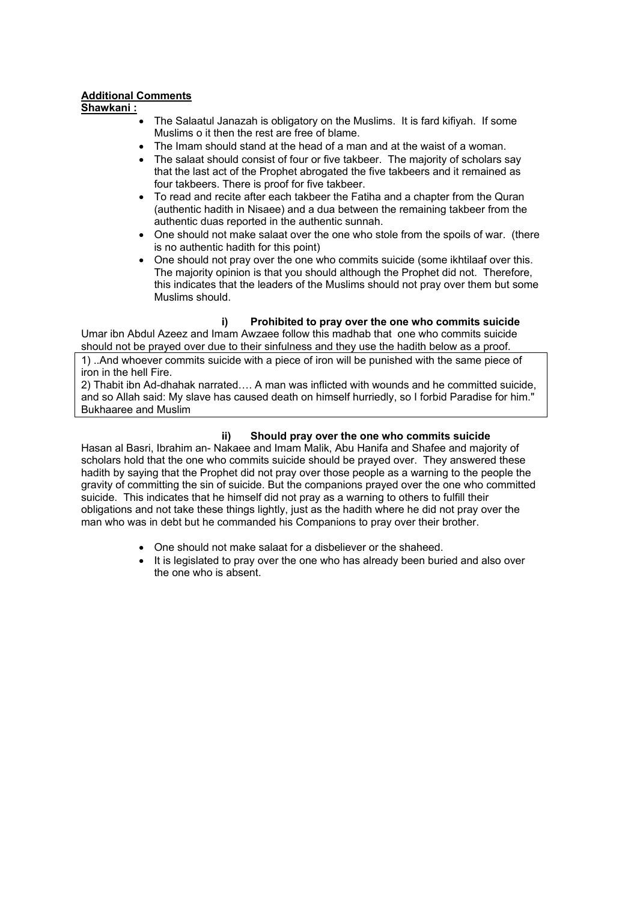**Additional Comments**

**Shawkani :**

- The Salaatul Janazah is obligatory on the Muslims. It is fard kifiyah. If some Muslims o it then the rest are free of blame.
- The Imam should stand at the head of a man and at the waist of a woman.
- The salaat should consist of four or five takbeer. The majority of scholars say that the last act of the Prophet abrogated the five takbeers and it remained as four takbeers. There is proof for five takbeer.
- To read and recite after each takbeer the Fatiha and a chapter from the Quran (authentic hadith in Nisaee) and a dua between the remaining takbeer from the authentic duas reported in the authentic sunnah.
- One should not make salaat over the one who stole from the spoils of war. (there is no authentic hadith for this point)
- One should not pray over the one who commits suicide (some ikhtilaaf over this. The majority opinion is that you should although the Prophet did not. Therefore, this indicates that the leaders of the Muslims should not pray over them but some Muslims should.

### i) Prohibited to pray over the one who commits suicide

Umar ibn Abdul Azeez and Imam Awzaee follow this madhab that one who commits suicide should not be prayed over due to their sinfulness and they use the hadith below as a proof.

> 1) ..And whoever commits suicide with a piece of iron will be punished with the same piece of iron in the hell Fire.
>
> 2) Thabit ibn Ad-dhahak narrated…. A man was inflicted with wounds and he committed suicide, and so Allah said: My slave has caused death on himself hurriedly, so I forbid Paradise for him." Bukhaaree and Muslim

### ii) Should pray over the one who commits suicide

Hasan al Basri, Ibrahim an- Nakaee and Imam Malik, Abu Hanifa and Shafee and majority of scholars hold that the one who commits suicide should be prayed over. They answered these hadith by saying that the Prophet did not pray over those people as a warning to the people the gravity of committing the sin of suicide. But the companions prayed over the one who committed suicide. This indicates that he himself did not pray as a warning to others to fulfill their obligations and not take these things lightly, just as the hadith where he did not pray over the man who was in debt but he commanded his Companions to pray over their brother.

- One should not make salaat for a disbeliever or the shaheed.
- It is legislated to pray over the one who has already been buried and also over the one who is absent.